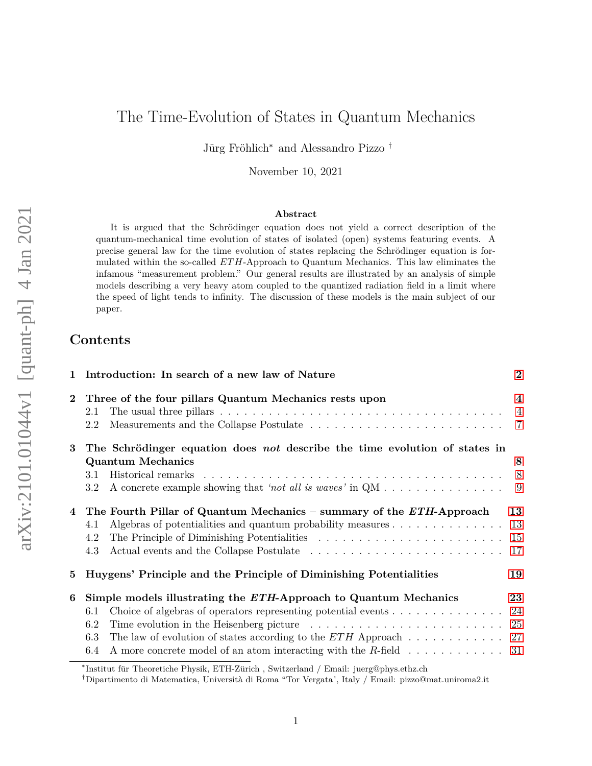# The Time-Evolution of States in Quantum Mechanics

Jürg Fröhlich* and Alessandro Pizzo †

November 10, 2021

### Abstract

It is argued that the Schrödinger equation does not yield a correct description of the quantum-mechanical time evolution of states of isolated (open) systems featuring events. A precise general law for the time evolution of states replacing the Schrödinger equation is formulated within the so-called *ETH*-Approach to Quantum Mechanics. This law eliminates the infamous "measurement problem." Our general results are illustrated by an analysis of simple models describing a very heavy atom coupled to the quantized radiation field in a limit where the speed of light tends to infinity. The discussion of these models is the main subject of our paper.

## Contents

- **1 Introduction: In search of a new law of Nature** — 2
- **2 Three of the four pillars Quantum Mechanics rests upon** — 4
  - 2.1 The usual three pillars — 4
  - 2.2 Measurements and the Collapse Postulate — 7
- **3 The Schrödinger equation does *not* describe the time evolution of states in Quantum Mechanics** — 8
  - 3.1 Historical remarks — 8
  - 3.2 A concrete example showing that *'not all is waves'* in QM — 9
- **4 The Fourth Pillar of Quantum Mechanics – summary of the *ETH*-Approach** — 13
  - 4.1 Algebras of potentialities and quantum probability measures — 13
  - 4.2 The Principle of Diminishing Potentialities — 15
  - 4.3 Actual events and the Collapse Postulate — 17
- **5 Huygens' Principle and the Principle of Diminishing Potentialities** — 19
- **6 Simple models illustrating the *ETH*-Approach to Quantum Mechanics** — 23
  - 6.1 Choice of algebras of operators representing potential events — 24
  - 6.2 Time evolution in the Heisenberg picture — 25
  - 6.3 The law of evolution of states according to the *ETH* Approach — 27
  - 6.4 A more concrete model of an atom interacting with the *R*-field — 31

*Institut für Theoretiche Physik, ETH-Zürich , Switzerland / Email: juerg@phys.ethz.ch

†Dipartimento di Matematica, Università di Roma "Tor Vergata", Italy / Email: pizzo@mat.uniroma2.it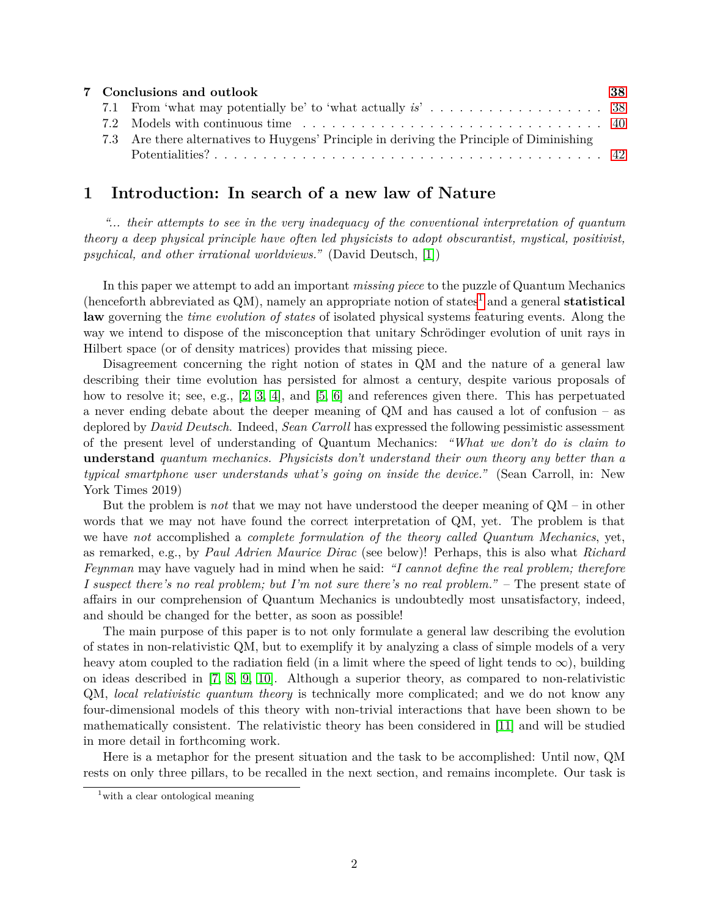| | | |
|---|---|---|
| **7** | **Conclusions and outlook** | **38** |
| 7.1 | From 'what may potentially be' to 'what actually *is*' | 38 |
| 7.2 | Models with continuous time | 40 |
| 7.3 | Are there alternatives to Huygens' Principle in deriving the Principle of Diminishing Potentialities? | 42 |

# 1 Introduction: In search of a new law of Nature

*"... their attempts to see in the very inadequacy of the conventional interpretation of quantum theory a deep physical principle have often led physicists to adopt obscurantist, mystical, positivist, psychical, and other irrational worldviews."* (David Deutsch, [1])

In this paper we attempt to add an important *missing piece* to the puzzle of Quantum Mechanics (henceforth abbreviated as QM), namely an appropriate notion of states[1] and a general **statistical law** governing the *time evolution of states* of isolated physical systems featuring events. Along the way we intend to dispose of the misconception that unitary Schrödinger evolution of unit rays in Hilbert space (or of density matrices) provides that missing piece.

Disagreement concerning the right notion of states in QM and the nature of a general law describing their time evolution has persisted for almost a century, despite various proposals of how to resolve it; see, e.g., [2, 3, 4], and [5, 6] and references given there. This has perpetuated a never ending debate about the deeper meaning of QM and has caused a lot of confusion – as deplored by *David Deutsch*. Indeed, *Sean Carroll* has expressed the following pessimistic assessment of the present level of understanding of Quantum Mechanics: *"What we don't do is claim to* **understand** *quantum mechanics. Physicists don't understand their own theory any better than a typical smartphone user understands what's going on inside the device."* (Sean Carroll, in: New York Times 2019)

But the problem is *not* that we may not have understood the deeper meaning of QM – in other words that we may not have found the correct interpretation of QM, yet. The problem is that we have *not* accomplished a *complete formulation of the theory called Quantum Mechanics*, yet, as remarked, e.g., by *Paul Adrien Maurice Dirac* (see below)! Perhaps, this is also what *Richard Feynman* may have vaguely had in mind when he said: *"I cannot define the real problem; therefore I suspect there's no real problem; but I'm not sure there's no real problem."* – The present state of affairs in our comprehension of Quantum Mechanics is undoubtedly most unsatisfactory, indeed, and should be changed for the better, as soon as possible!

The main purpose of this paper is to not only formulate a general law describing the evolution of states in non-relativistic QM, but to exemplify it by analyzing a class of simple models of a very heavy atom coupled to the radiation field (in a limit where the speed of light tends to $\infty$), building on ideas described in [7, 8, 9, 10]. Although a superior theory, as compared to non-relativistic QM, *local relativistic quantum theory* is technically more complicated; and we do not know any four-dimensional models of this theory with non-trivial interactions that have been shown to be mathematically consistent. The relativistic theory has been considered in [11] and will be studied in more detail in forthcoming work.

Here is a metaphor for the present situation and the task to be accomplished: Until now, QM rests on only three pillars, to be recalled in the next section, and remains incomplete. Our task is

[1] with a clear ontological meaning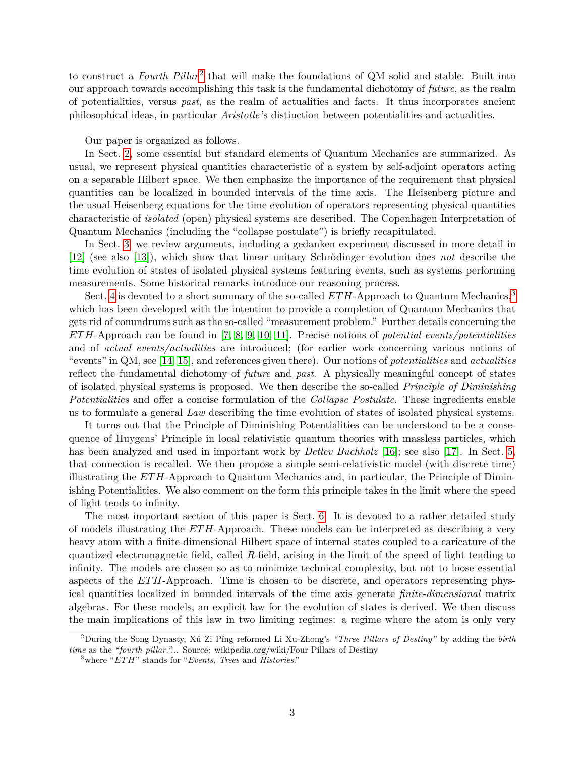to construct a *Fourth Pillar*[2] that will make the foundations of QM solid and stable. Built into our approach towards accomplishing this task is the fundamental dichotomy of *future*, as the realm of potentialities, versus *past*, as the realm of actualities and facts. It thus incorporates ancient philosophical ideas, in particular *Aristotle's* distinction between potentialities and actualities.

Our paper is organized as follows.

In Sect. 2, some essential but standard elements of Quantum Mechanics are summarized. As usual, we represent physical quantities characteristic of a system by self-adjoint operators acting on a separable Hilbert space. We then emphasize the importance of the requirement that physical quantities can be localized in bounded intervals of the time axis. The Heisenberg picture and the usual Heisenberg equations for the time evolution of operators representing physical quantities characteristic of *isolated* (open) physical systems are described. The Copenhagen Interpretation of Quantum Mechanics (including the "collapse postulate") is briefly recapitulated.

In Sect. 3, we review arguments, including a gedanken experiment discussed in more detail in [12] (see also [13]), which show that linear unitary Schrödinger evolution does *not* describe the time evolution of states of isolated physical systems featuring events, such as systems performing measurements. Some historical remarks introduce our reasoning process.

Sect. 4 is devoted to a short summary of the so-called $ETH$-Approach to Quantum Mechanics,[3] which has been developed with the intention to provide a completion of Quantum Mechanics that gets rid of conundrums such as the so-called "measurement problem." Further details concerning the $ETH$-Approach can be found in [7, 8, 9, 10, 11]. Precise notions of *potential events/potentialities* and of *actual events/actualities* are introduced; (for earlier work concerning various notions of "events" in QM, see [14, 15], and references given there). Our notions of *potentialities* and *actualities* reflect the fundamental dichotomy of *future* and *past*. A physically meaningful concept of states of isolated physical systems is proposed. We then describe the so-called *Principle of Diminishing Potentialities* and offer a concise formulation of the *Collapse Postulate*. These ingredients enable us to formulate a general *Law* describing the time evolution of states of isolated physical systems.

It turns out that the Principle of Diminishing Potentialities can be understood to be a consequence of Huygens' Principle in local relativistic quantum theories with massless particles, which has been analyzed and used in important work by *Detlev Buchholz* [16]; see also [17]. In Sect. 5, that connection is recalled. We then propose a simple semi-relativistic model (with discrete time) illustrating the $ETH$-Approach to Quantum Mechanics and, in particular, the Principle of Diminishing Potentialities. We also comment on the form this principle takes in the limit where the speed of light tends to infinity.

The most important section of this paper is Sect. 6. It is devoted to a rather detailed study of models illustrating the $ETH$-Approach. These models can be interpreted as describing a very heavy atom with a finite-dimensional Hilbert space of internal states coupled to a caricature of the quantized electromagnetic field, called $R$-field, arising in the limit of the speed of light tending to infinity. The models are chosen so as to minimize technical complexity, but not to loose essential aspects of the $ETH$-Approach. Time is chosen to be discrete, and operators representing physical quantities localized in bounded intervals of the time axis generate *finite-dimensional* matrix algebras. For these models, an explicit law for the evolution of states is derived. We then discuss the main implications of this law in two limiting regimes: a regime where the atom is only very

[2] During the Song Dynasty, Xú Zi Píng reformed Li Xu-Zhong's *"Three Pillars of Destiny"* by adding the *birth time* as the *"fourth pillar."*... Source: wikipedia.org/wiki/Four Pillars of Destiny

[3] where "$ETH$" stands for "*Events, Trees* and *Histories*."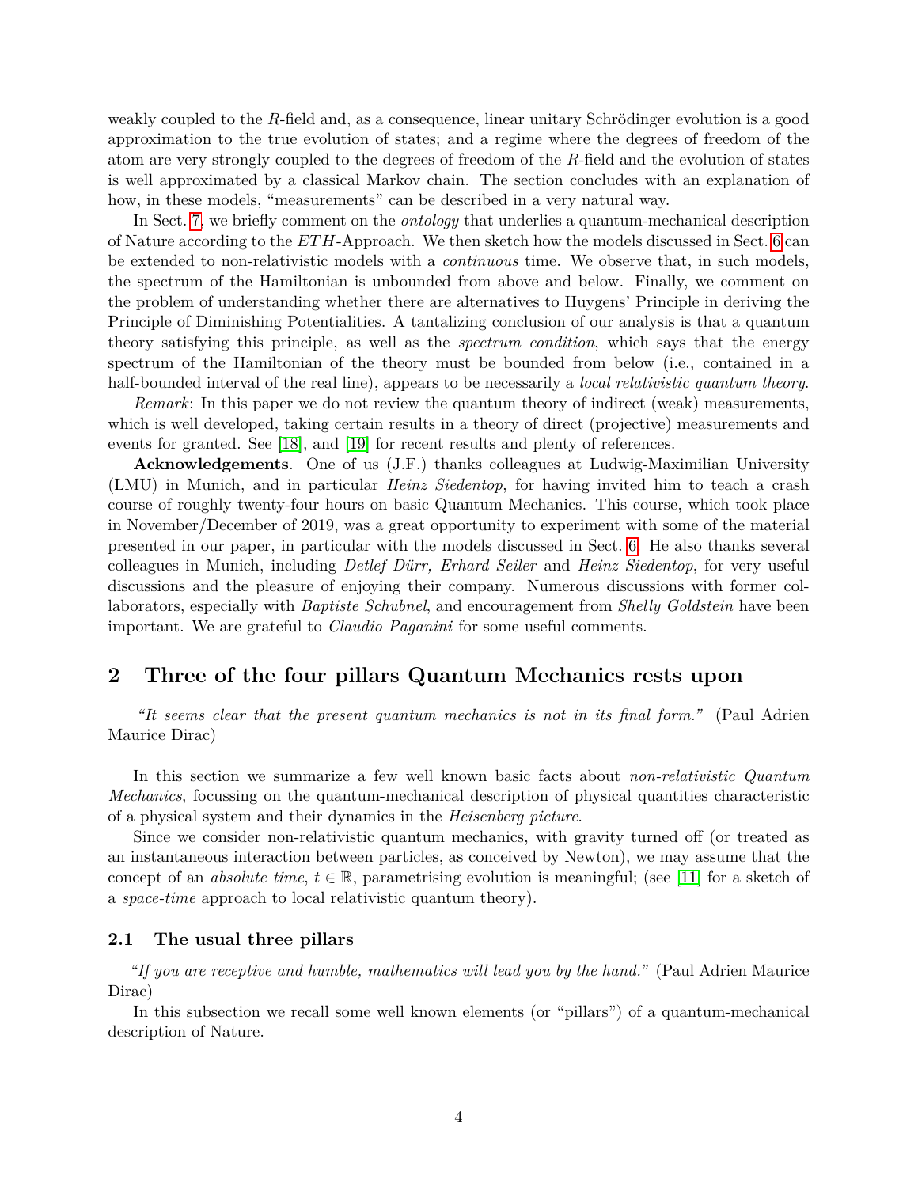weakly coupled to the $R$-field and, as a consequence, linear unitary Schrödinger evolution is a good approximation to the true evolution of states; and a regime where the degrees of freedom of the atom are very strongly coupled to the degrees of freedom of the $R$-field and the evolution of states is well approximated by a classical Markov chain. The section concludes with an explanation of how, in these models, "measurements" can be described in a very natural way.

In Sect. 7, we briefly comment on the *ontology* that underlies a quantum-mechanical description of Nature according to the $ETH$-Approach. We then sketch how the models discussed in Sect. 6 can be extended to non-relativistic models with a *continuous* time. We observe that, in such models, the spectrum of the Hamiltonian is unbounded from above and below. Finally, we comment on the problem of understanding whether there are alternatives to Huygens' Principle in deriving the Principle of Diminishing Potentialities. A tantalizing conclusion of our analysis is that a quantum theory satisfying this principle, as well as the *spectrum condition*, which says that the energy spectrum of the Hamiltonian of the theory must be bounded from below (i.e., contained in a half-bounded interval of the real line), appears to be necessarily a *local relativistic quantum theory*.

*Remark*: In this paper we do not review the quantum theory of indirect (weak) measurements, which is well developed, taking certain results in a theory of direct (projective) measurements and events for granted. See [18], and [19] for recent results and plenty of references.

**Acknowledgements**. One of us (J.F.) thanks colleagues at Ludwig-Maximilian University (LMU) in Munich, and in particular *Heinz Siedentop*, for having invited him to teach a crash course of roughly twenty-four hours on basic Quantum Mechanics. This course, which took place in November/December of 2019, was a great opportunity to experiment with some of the material presented in our paper, in particular with the models discussed in Sect. 6. He also thanks several colleagues in Munich, including *Detlef Dürr, Erhard Seiler* and *Heinz Siedentop*, for very useful discussions and the pleasure of enjoying their company. Numerous discussions with former collaborators, especially with *Baptiste Schubnel*, and encouragement from *Shelly Goldstein* have been important. We are grateful to *Claudio Paganini* for some useful comments.

## 2 Three of the four pillars Quantum Mechanics rests upon

*"It seems clear that the present quantum mechanics is not in its final form."* (Paul Adrien Maurice Dirac)

In this section we summarize a few well known basic facts about *non-relativistic Quantum Mechanics*, focussing on the quantum-mechanical description of physical quantities characteristic of a physical system and their dynamics in the *Heisenberg picture*.

Since we consider non-relativistic quantum mechanics, with gravity turned off (or treated as an instantaneous interaction between particles, as conceived by Newton), we may assume that the concept of an *absolute time*, $t \in \mathbb{R}$, parametrising evolution is meaningful; (see [11] for a sketch of a *space-time* approach to local relativistic quantum theory).

### 2.1 The usual three pillars

*"If you are receptive and humble, mathematics will lead you by the hand."* (Paul Adrien Maurice Dirac)

In this subsection we recall some well known elements (or "pillars") of a quantum-mechanical description of Nature.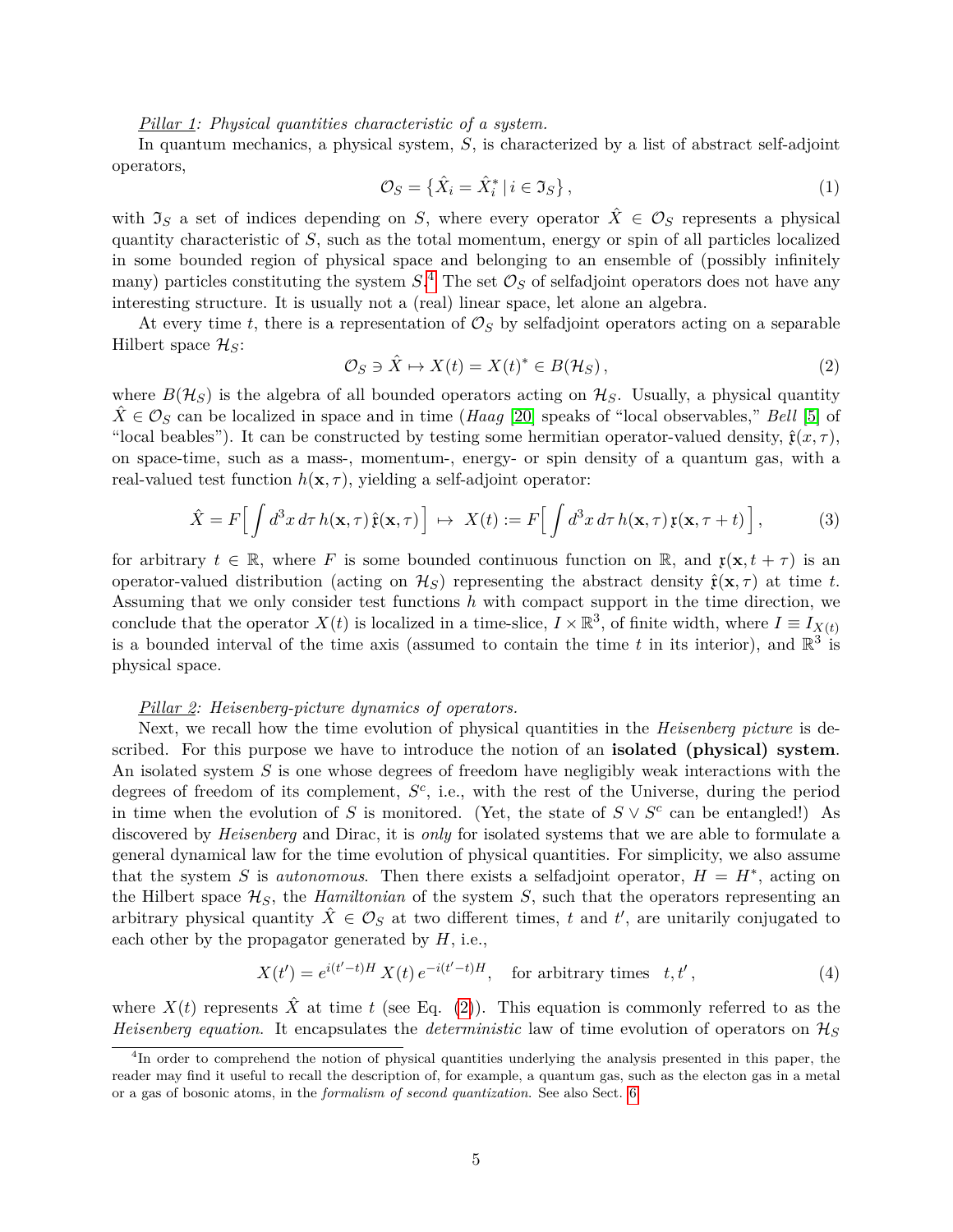*Pillar 1: Physical quantities characteristic of a system.*

In quantum mechanics, a physical system, $S$, is characterized by a list of abstract self-adjoint operators,

$$\mathcal{O}_S = \{\hat{X}_i = \hat{X}_i^* \,|\, i \in \mathfrak{I}_S\}\,, \tag{1}$$

with $\mathfrak{I}_S$ a set of indices depending on $S$, where every operator $\hat{X} \in \mathcal{O}_S$ represents a physical quantity characteristic of $S$, such as the total momentum, energy or spin of all particles localized in some bounded region of physical space and belonging to an ensemble of (possibly infinitely many) particles constituting the system $S$.[4] The set $\mathcal{O}_S$ of selfadjoint operators does not have any interesting structure. It is usually not a (real) linear space, let alone an algebra.

At every time $t$, there is a representation of $\mathcal{O}_S$ by selfadjoint operators acting on a separable Hilbert space $\mathcal{H}_S$:

$$\mathcal{O}_S \ni \hat{X} \mapsto X(t) = X(t)^* \in B(\mathcal{H}_S)\,, \tag{2}$$

where $B(\mathcal{H}_S)$ is the algebra of all bounded operators acting on $\mathcal{H}_S$. Usually, a physical quantity $\hat{X} \in \mathcal{O}_S$ can be localized in space and in time (*Haag* [20] speaks of "local observables," *Bell* [5] of "local beables"). It can be constructed by testing some hermitian operator-valued density, $\hat{\mathfrak{x}}(x,\tau)$, on space-time, such as a mass-, momentum-, energy- or spin density of a quantum gas, with a real-valued test function $h(\mathbf{x},\tau)$, yielding a self-adjoint operator:

$$\hat{X} = F\Big[\int d^3x\, d\tau\, h(\mathbf{x},\tau)\,\hat{\mathfrak{x}}(\mathbf{x},\tau)\Big] \;\mapsto\; X(t) := F\Big[\int d^3x\, d\tau\, h(\mathbf{x},\tau)\,\mathfrak{x}(\mathbf{x},\tau+t)\Big]\,, \tag{3}$$

for arbitrary $t \in \mathbb{R}$, where $F$ is some bounded continuous function on $\mathbb{R}$, and $\mathfrak{x}(\mathbf{x}, t+\tau)$ is an operator-valued distribution (acting on $\mathcal{H}_S$) representing the abstract density $\hat{\mathfrak{x}}(\mathbf{x},\tau)$ at time $t$. Assuming that we only consider test functions $h$ with compact support in the time direction, we conclude that the operator $X(t)$ is localized in a time-slice, $I \times \mathbb{R}^3$, of finite width, where $I \equiv I_{X(t)}$ is a bounded interval of the time axis (assumed to contain the time $t$ in its interior), and $\mathbb{R}^3$ is physical space.

*Pillar 2: Heisenberg-picture dynamics of operators.*

Next, we recall how the time evolution of physical quantities in the *Heisenberg picture* is described. For this purpose we have to introduce the notion of an **isolated (physical) system**. An isolated system $S$ is one whose degrees of freedom have negligibly weak interactions with the degrees of freedom of its complement, $S^c$, i.e., with the rest of the Universe, during the period in time when the evolution of $S$ is monitored. (Yet, the state of $S \vee S^c$ can be entangled!) As discovered by *Heisenberg* and Dirac, it is *only* for isolated systems that we are able to formulate a general dynamical law for the time evolution of physical quantities. For simplicity, we also assume that the system $S$ is *autonomous*. Then there exists a selfadjoint operator, $H = H^*$, acting on the Hilbert space $\mathcal{H}_S$, the *Hamiltonian* of the system $S$, such that the operators representing an arbitrary physical quantity $\hat{X} \in \mathcal{O}_S$ at two different times, $t$ and $t'$, are unitarily conjugated to each other by the propagator generated by $H$, i.e.,

$$X(t') = e^{i(t'-t)H}\, X(t)\, e^{-i(t'-t)H}, \quad \text{for arbitrary times} \quad t, t'\,, \tag{4}$$

where $X(t)$ represents $\hat{X}$ at time $t$ (see Eq. (2)). This equation is commonly referred to as the *Heisenberg equation*. It encapsulates the *deterministic* law of time evolution of operators on $\mathcal{H}_S$

[4] In order to comprehend the notion of physical quantities underlying the analysis presented in this paper, the reader may find it useful to recall the description of, for example, a quantum gas, such as the electon gas in a metal or a gas of bosonic atoms, in the *formalism of second quantization.* See also Sect. 6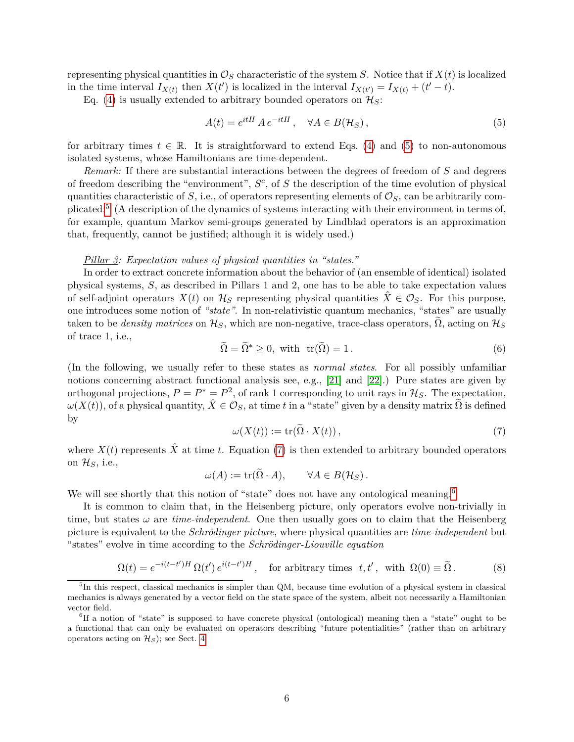representing physical quantities in $\mathcal{O}_S$ characteristic of the system $S$. Notice that if $X(t)$ is localized in the time interval $I_{X(t)}$ then $X(t')$ is localized in the interval $I_{X(t')} = I_{X(t)} + (t' - t)$.

Eq. (4) is usually extended to arbitrary bounded operators on $\mathcal{H}_S$:

$$A(t) = e^{itH}\, A\, e^{-itH}\,, \quad \forall A \in B(\mathcal{H}_S)\,, \tag{5}$$

for arbitrary times $t \in \mathbb{R}$. It is straightforward to extend Eqs. (4) and (5) to non-autonomous isolated systems, whose Hamiltonians are time-dependent.

*Remark:* If there are substantial interactions between the degrees of freedom of $S$ and degrees of freedom describing the "environment", $S^c$, of $S$ the description of the time evolution of physical quantities characteristic of $S$, i.e., of operators representing elements of $\mathcal{O}_S$, can be arbitrarily complicated.[5] (A description of the dynamics of systems interacting with their environment in terms of, for example, quantum Markov semi-groups generated by Lindblad operators is an approximation that, frequently, cannot be justified; although it is widely used.)

*Pillar 3: Expectation values of physical quantities in "states."*

In order to extract concrete information about the behavior of (an ensemble of identical) isolated physical systems, $S$, as described in Pillars 1 and 2, one has to be able to take expectation values of self-adjoint operators $X(t)$ on $\mathcal{H}_S$ representing physical quantities $\hat{X} \in \mathcal{O}_S$. For this purpose, one introduces some notion of *"state"*. In non-relativistic quantum mechanics, "states" are usually taken to be *density matrices* on $\mathcal{H}_S$, which are non-negative, trace-class operators, $\widetilde{\Omega}$, acting on $\mathcal{H}_S$ of trace 1, i.e.,

$$\widetilde{\Omega} = \widetilde{\Omega}^* \geq 0, \text{ with } \operatorname{tr}(\widetilde{\Omega}) = 1\,. \tag{6}$$

(In the following, we usually refer to these states as *normal states*. For all possibly unfamiliar notions concerning abstract functional analysis see, e.g., [21] and [22].) Pure states are given by orthogonal projections, $P = P^* = P^2$, of rank 1 corresponding to unit rays in $\mathcal{H}_S$. The expectation, $\omega(X(t))$, of a physical quantity, $\hat{X} \in \mathcal{O}_S$, at time $t$ in a "state" given by a density matrix $\widetilde{\Omega}$ is defined by

$$\omega(X(t)) := \operatorname{tr}(\widetilde{\Omega} \cdot X(t))\,, \tag{7}$$

where $X(t)$ represents $\hat{X}$ at time $t$. Equation (7) is then extended to arbitrary bounded operators on $\mathcal{H}_S$, i.e.,

$$\omega(A) := \operatorname{tr}(\widetilde{\Omega} \cdot A), \qquad \forall A \in B(\mathcal{H}_S)\,.$$

We will see shortly that this notion of "state" does not have any ontological meaning.[6]

It is common to claim that, in the Heisenberg picture, only operators evolve non-trivially in time, but states $\omega$ are *time-independent*. One then usually goes on to claim that the Heisenberg picture is equivalent to the *Schrödinger picture*, where physical quantities are *time-independent* but "states" evolve in time according to the *Schrödinger-Liouville equation*

$$\Omega(t) = e^{-i(t-t')H}\, \Omega(t')\, e^{i(t-t')H}\,, \quad \text{for arbitrary times } t, t', \text{ with } \Omega(0) \equiv \widetilde{\Omega}\,. \tag{8}$$

[5] In this respect, classical mechanics is simpler than QM, because time evolution of a physical system in classical mechanics is always generated by a vector field on the state space of the system, albeit not necessarily a Hamiltonian vector field.

[6] If a notion of "state" is supposed to have concrete physical (ontological) meaning then a "state" ought to be a functional that can only be evaluated on operators describing "future potentialities" (rather than on arbitrary operators acting on $\mathcal{H}_S$); see Sect. 4.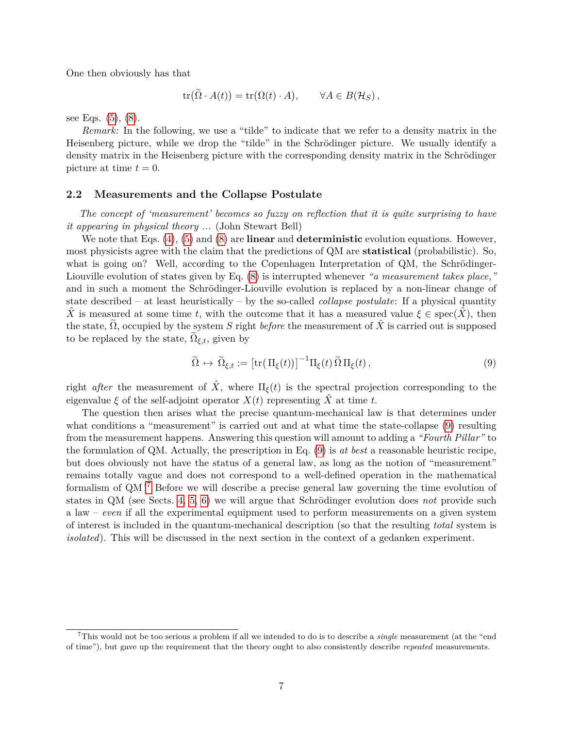One then obviously has that

$$\mathrm{tr}(\widetilde{\Omega} \cdot A(t)) = \mathrm{tr}(\Omega(t) \cdot A), \qquad \forall A \in B(\mathcal{H}_S),$$

see Eqs. (5), (8).

*Remark:* In the following, we use a "tilde" to indicate that we refer to a density matrix in the Heisenberg picture, while we drop the "tilde" in the Schrödinger picture. We usually identify a density matrix in the Heisenberg picture with the corresponding density matrix in the Schrödinger picture at time $t = 0$.

### 2.2 Measurements and the Collapse Postulate

*The concept of 'measurement' becomes so fuzzy on reflection that it is quite surprising to have it appearing in physical theory ...* (John Stewart Bell)

We note that Eqs. (4), (5) and (8) are **linear** and **deterministic** evolution equations. However, most physicists agree with the claim that the predictions of QM are **statistical** (probabilistic). So, what is going on? Well, according to the Copenhagen Interpretation of QM, the Schrödinger-Liouville evolution of states given by Eq. (8) is interrupted whenever *"a measurement takes place,"* and in such a moment the Schrödinger-Liouville evolution is replaced by a non-linear change of state described – at least heuristically – by the so-called *collapse postulate*: If a physical quantity $\hat{X}$ is measured at some time $t$, with the outcome that it has a measured value $\xi \in \mathrm{spec}(\hat{X})$, then the state, $\widetilde{\Omega}$, occupied by the system $S$ right *before* the measurement of $\hat{X}$ is carried out is supposed to be replaced by the state, $\widetilde{\Omega}_{\xi,t}$, given by

$$\widetilde{\Omega} \mapsto \widetilde{\Omega}_{\xi,t} := \left[\mathrm{tr}\big(\Pi_\xi(t)\big)\right]^{-1} \Pi_\xi(t)\, \widetilde{\Omega}\, \Pi_\xi(t), \tag{9}$$

right *after* the measurement of $\hat{X}$, where $\Pi_\xi(t)$ is the spectral projection corresponding to the eigenvalue $\xi$ of the self-adjoint operator $X(t)$ representing $\hat{X}$ at time $t$.

The question then arises what the precise quantum-mechanical law is that determines under what conditions a "measurement" is carried out and at what time the state-collapse (9) resulting from the measurement happens. Answering this question will amount to adding a *"Fourth Pillar"* to the formulation of QM. Actually, the prescription in Eq. (9) is *at best* a reasonable heuristic recipe, but does obviously not have the status of a general law, as long as the notion of "measurement" remains totally vague and does not correspond to a well-defined operation in the mathematical formalism of QM.[7] Before we will describe a precise general law governing the time evolution of states in QM (see Sects. 4, 5, 6) we will argue that Schrödinger evolution does *not* provide such a law – *even* if all the experimental equipment used to perform measurements on a given system of interest is included in the quantum-mechanical description (so that the resulting *total* system is *isolated*). This will be discussed in the next section in the context of a gedanken experiment.

[7] This would not be too serious a problem if all we intended to do is to describe a *single* measurement (at the "end of time"), but gave up the requirement that the theory ought to also consistently describe *repeated* measurements.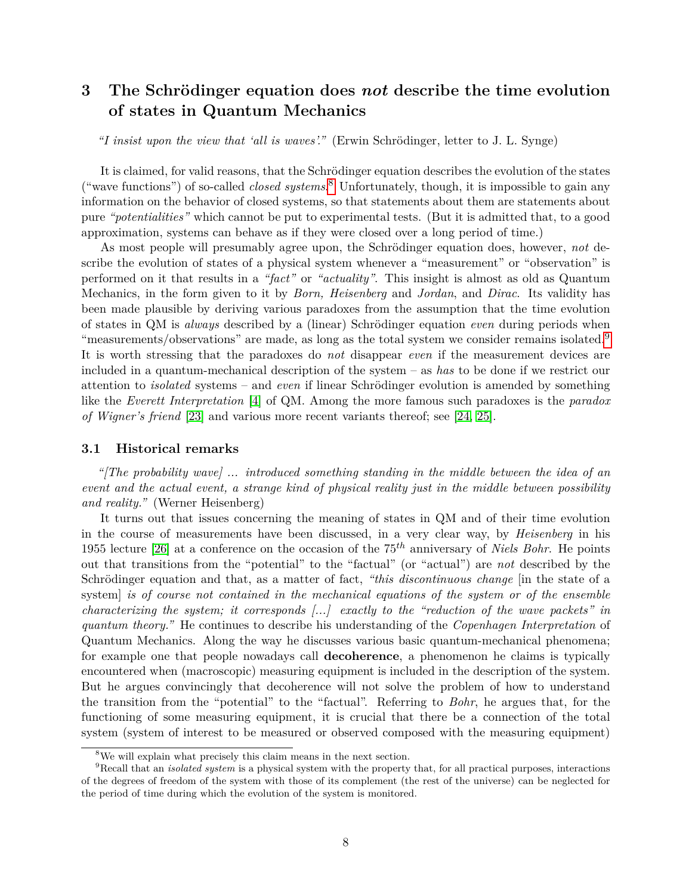## 3 The Schrödinger equation does *not* describe the time evolution of states in Quantum Mechanics

*"I insist upon the view that 'all is waves'."* (Erwin Schrödinger, letter to J. L. Synge)

It is claimed, for valid reasons, that the Schrödinger equation describes the evolution of the states ("wave functions") of so-called *closed systems*.[8] Unfortunately, though, it is impossible to gain any information on the behavior of closed systems, so that statements about them are statements about pure *"potentialities"* which cannot be put to experimental tests. (But it is admitted that, to a good approximation, systems can behave as if they were closed over a long period of time.)

As most people will presumably agree upon, the Schrödinger equation does, however, *not* describe the evolution of states of a physical system whenever a "measurement" or "observation" is performed on it that results in a *"fact"* or *"actuality"*. This insight is almost as old as Quantum Mechanics, in the form given to it by *Born, Heisenberg* and *Jordan*, and *Dirac*. Its validity has been made plausible by deriving various paradoxes from the assumption that the time evolution of states in QM is *always* described by a (linear) Schrödinger equation *even* during periods when "measurements/observations" are made, as long as the total system we consider remains isolated.[9] It is worth stressing that the paradoxes do *not* disappear *even* if the measurement devices are included in a quantum-mechanical description of the system – as *has* to be done if we restrict our attention to *isolated* systems – and *even* if linear Schrödinger evolution is amended by something like the *Everett Interpretation* [4] of QM. Among the more famous such paradoxes is the *paradox of Wigner's friend* [23] and various more recent variants thereof; see [24, 25].

### 3.1 Historical remarks

*"[The probability wave] ... introduced something standing in the middle between the idea of an event and the actual event, a strange kind of physical reality just in the middle between possibility and reality."* (Werner Heisenberg)

It turns out that issues concerning the meaning of states in QM and of their time evolution in the course of measurements have been discussed, in a very clear way, by *Heisenberg* in his 1955 lecture [26] at a conference on the occasion of the $75^{th}$ anniversary of *Niels Bohr*. He points out that transitions from the "potential" to the "factual" (or "actual") are *not* described by the Schrödinger equation and that, as a matter of fact, *"this discontinuous change* [in the state of a system] *is of course not contained in the mechanical equations of the system or of the ensemble characterizing the system; it corresponds [...] exactly to the "reduction of the wave packets" in quantum theory."* He continues to describe his understanding of the *Copenhagen Interpretation* of Quantum Mechanics. Along the way he discusses various basic quantum-mechanical phenomena; for example one that people nowadays call **decoherence**, a phenomenon he claims is typically encountered when (macroscopic) measuring equipment is included in the description of the system. But he argues convincingly that decoherence will not solve the problem of how to understand the transition from the "potential" to the "factual". Referring to *Bohr*, he argues that, for the functioning of some measuring equipment, it is crucial that there be a connection of the total system (system of interest to be measured or observed composed with the measuring equipment)

[8] We will explain what precisely this claim means in the next section.

[9] Recall that an *isolated system* is a physical system with the property that, for all practical purposes, interactions of the degrees of freedom of the system with those of its complement (the rest of the universe) can be neglected for the period of time during which the evolution of the system is monitored.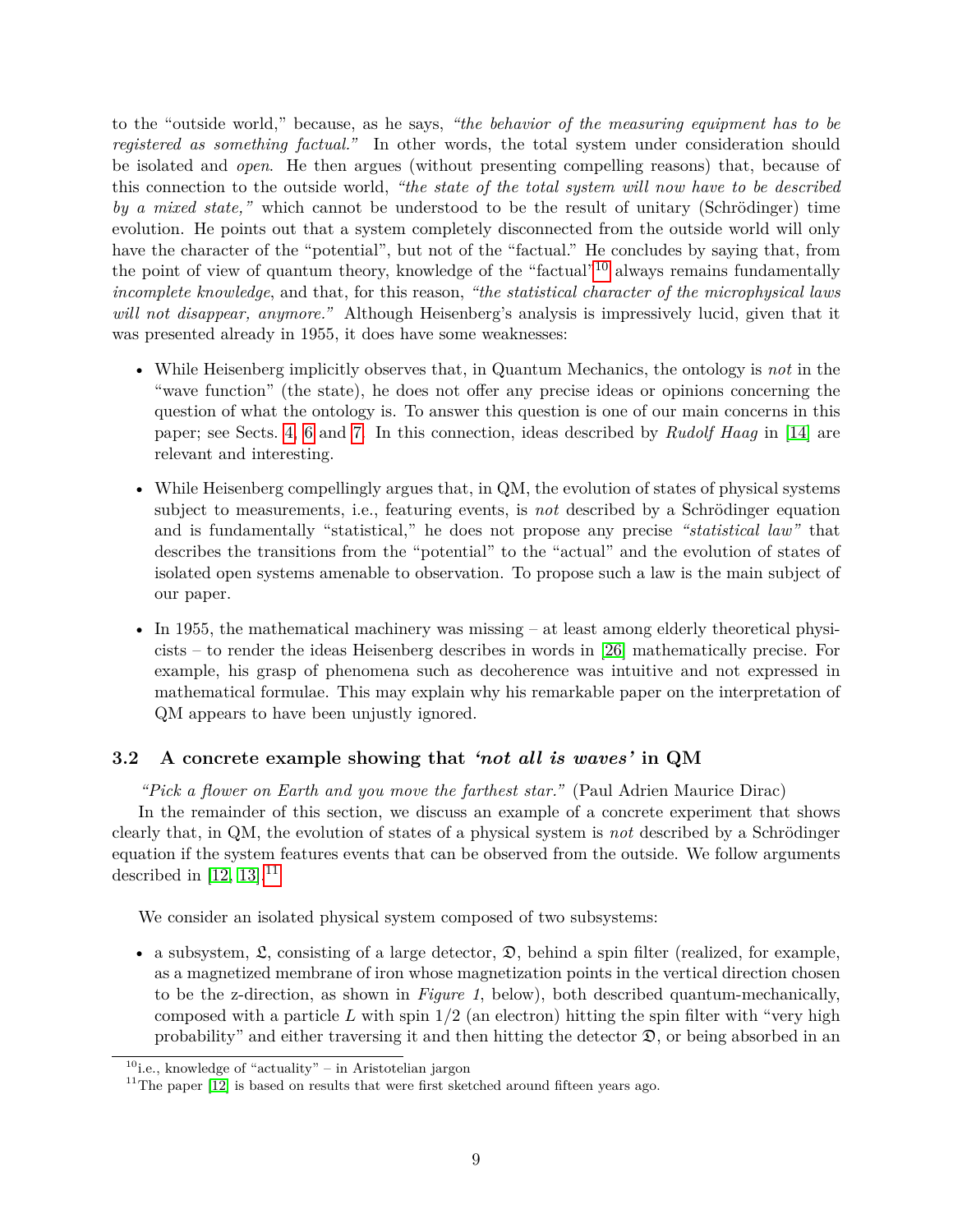to the "outside world," because, as he says, *"the behavior of the measuring equipment has to be registered as something factual."* In other words, the total system under consideration should be isolated and *open*. He then argues (without presenting compelling reasons) that, because of this connection to the outside world, *"the state of the total system will now have to be described by a mixed state,"* which cannot be understood to be the result of unitary (Schrödinger) time evolution. He points out that a system completely disconnected from the outside world will only have the character of the "potential", but not of the "factual." He concludes by saying that, from the point of view of quantum theory, knowledge of the "factual"[10] always remains fundamentally *incomplete knowledge*, and that, for this reason, *"the statistical character of the microphysical laws will not disappear, anymore."* Although Heisenberg's analysis is impressively lucid, given that it was presented already in 1955, it does have some weaknesses:

- While Heisenberg implicitly observes that, in Quantum Mechanics, the ontology is *not* in the "wave function" (the state), he does not offer any precise ideas or opinions concerning the question of what the ontology is. To answer this question is one of our main concerns in this paper; see Sects. 4, 6 and 7. In this connection, ideas described by *Rudolf Haag* in [14] are relevant and interesting.

- While Heisenberg compellingly argues that, in QM, the evolution of states of physical systems subject to measurements, i.e., featuring events, is *not* described by a Schrödinger equation and is fundamentally "statistical," he does not propose any precise *"statistical law"* that describes the transitions from the "potential" to the "actual" and the evolution of states of isolated open systems amenable to observation. To propose such a law is the main subject of our paper.

- In 1955, the mathematical machinery was missing – at least among elderly theoretical physicists – to render the ideas Heisenberg describes in words in [26] mathematically precise. For example, his grasp of phenomena such as decoherence was intuitive and not expressed in mathematical formulae. This may explain why his remarkable paper on the interpretation of QM appears to have been unjustly ignored.

### 3.2 A concrete example showing that *'not all is waves'* in QM

*"Pick a flower on Earth and you move the farthest star."* (Paul Adrien Maurice Dirac)

In the remainder of this section, we discuss an example of a concrete experiment that shows clearly that, in QM, the evolution of states of a physical system is *not* described by a Schrödinger equation if the system features events that can be observed from the outside. We follow arguments described in [12, 13].[11]

We consider an isolated physical system composed of two subsystems:

- a subsystem, $\mathfrak{L}$, consisting of a large detector, $\mathfrak{D}$, behind a spin filter (realized, for example, as a magnetized membrane of iron whose magnetization points in the vertical direction chosen to be the z-direction, as shown in *Figure 1*, below), both described quantum-mechanically, composed with a particle $L$ with spin $1/2$ (an electron) hitting the spin filter with "very high probability" and either traversing it and then hitting the detector $\mathfrak{D}$, or being absorbed in an

[10] i.e., knowledge of "actuality" – in Aristotelian jargon

[11] The paper [12] is based on results that were first sketched around fifteen years ago.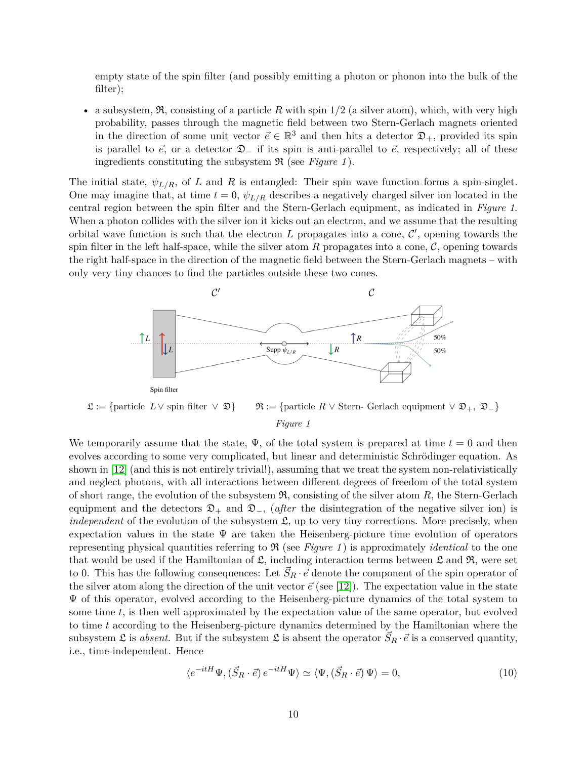empty state of the spin filter (and possibly emitting a photon or phonon into the bulk of the filter);

- a subsystem, $\mathfrak{R}$, consisting of a particle $R$ with spin 1/2 (a silver atom), which, with very high probability, passes through the magnetic field between two Stern-Gerlach magnets oriented in the direction of some unit vector $\vec{e} \in \mathbb{R}^3$ and then hits a detector $\mathfrak{D}_+$, provided its spin is parallel to $\vec{e}$, or a detector $\mathfrak{D}_-$ if its spin is anti-parallel to $\vec{e}$, respectively; all of these ingredients constituting the subsystem $\mathfrak{R}$ (see *Figure 1*).

The initial state, $\psi_{L/R}$, of $L$ and $R$ is entangled: Their spin wave function forms a spin-singlet. One may imagine that, at time $t = 0$, $\psi_{L/R}$ describes a negatively charged silver ion located in the central region between the spin filter and the Stern-Gerlach equipment, as indicated in *Figure 1*. When a photon collides with the silver ion it kicks out an electron, and we assume that the resulting orbital wave function is such that the electron $L$ propagates into a cone, $\mathcal{C}'$, opening towards the spin filter in the left half-space, while the silver atom $R$ propagates into a cone, $\mathcal{C}$, opening towards the right half-space in the direction of the magnetic field between the Stern-Gerlach magnets – with only very tiny chances to find the particles outside these two cones.

$\mathfrak{L} := \{\text{particle } L \vee \text{spin filter } \vee \mathfrak{D}\}$ $\quad$ $\mathfrak{R} := \{\text{particle } R \vee \text{Stern- Gerlach equipment } \vee \mathfrak{D}_+, \mathfrak{D}_-\}$

*Figure 1*

We temporarily assume that the state, $\Psi$, of the total system is prepared at time $t = 0$ and then evolves according to some very complicated, but linear and deterministic Schrödinger equation. As shown in [12] (and this is not entirely trivial!), assuming that we treat the system non-relativistically and neglect photons, with all interactions between different degrees of freedom of the total system of short range, the evolution of the subsystem $\mathfrak{R}$, consisting of the silver atom $R$, the Stern-Gerlach equipment and the detectors $\mathfrak{D}_+$ and $\mathfrak{D}_-$, (*after* the disintegration of the negative silver ion) is *independent* of the evolution of the subsystem $\mathfrak{L}$, up to very tiny corrections. More precisely, when expectation values in the state $\Psi$ are taken the Heisenberg-picture time evolution of operators representing physical quantities referring to $\mathfrak{R}$ (see *Figure 1*) is approximately *identical* to the one that would be used if the Hamiltonian of $\mathfrak{L}$, including interaction terms between $\mathfrak{L}$ and $\mathfrak{R}$, were set to 0. This has the following consequences: Let $\vec{S}_R \cdot \vec{e}$ denote the component of the spin operator of the silver atom along the direction of the unit vector $\vec{e}$ (see [12]). The expectation value in the state $\Psi$ of this operator, evolved according to the Heisenberg-picture dynamics of the total system to some time $t$, is then well approximated by the expectation value of the same operator, but evolved to time $t$ according to the Heisenberg-picture dynamics determined by the Hamiltonian where the subsystem $\mathfrak{L}$ is *absent*. But if the subsystem $\mathfrak{L}$ is absent the operator $\vec{S}_R \cdot \vec{e}$ is a conserved quantity, i.e., time-independent. Hence

$$\langle e^{-itH}\Psi, (\vec{S}_R \cdot \vec{e})\, e^{-itH}\Psi\rangle \simeq \langle \Psi, (\vec{S}_R \cdot \vec{e})\, \Psi\rangle = 0, \tag{10}$$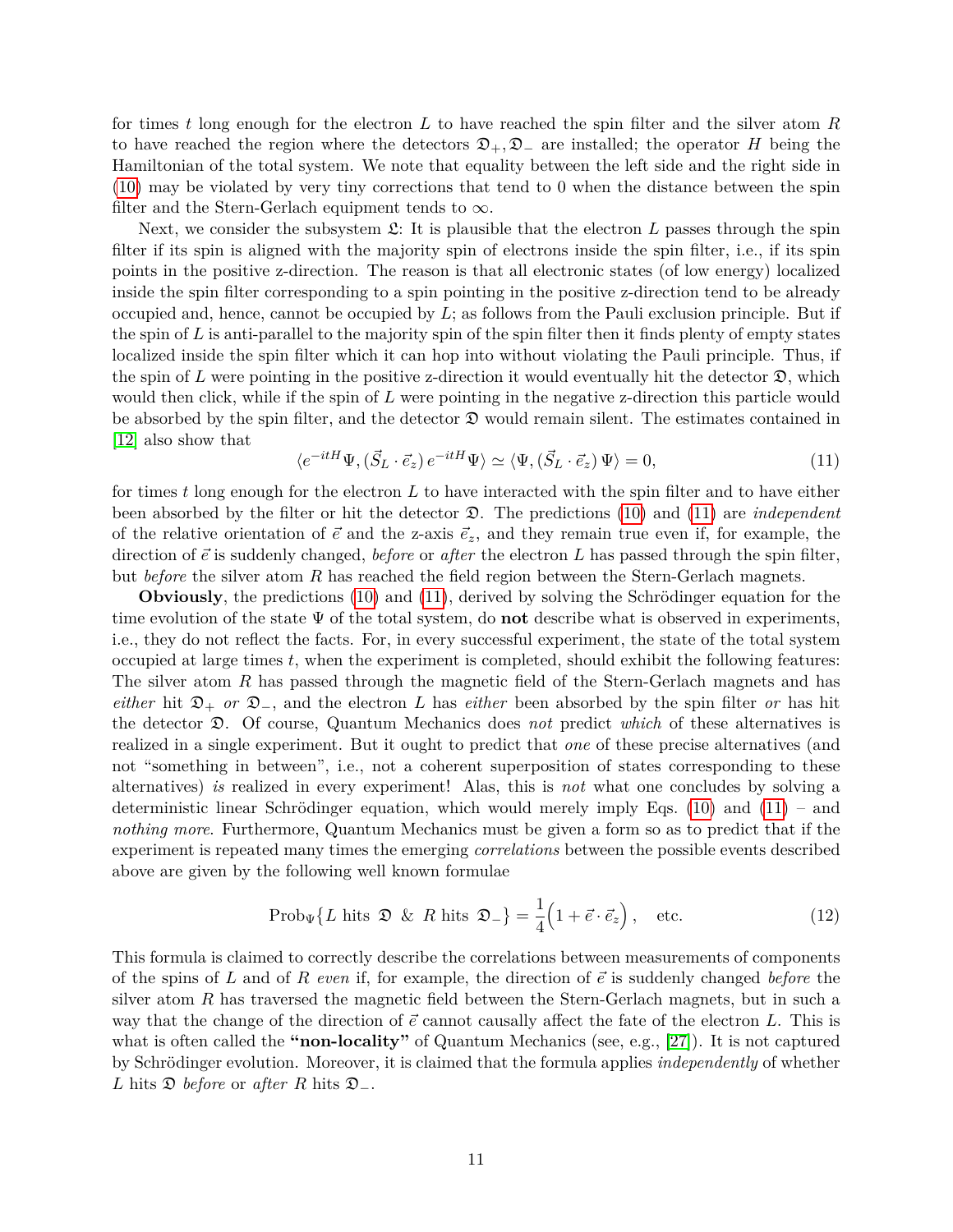for times $t$ long enough for the electron $L$ to have reached the spin filter and the silver atom $R$ to have reached the region where the detectors $\mathfrak{D}_+, \mathfrak{D}_-$ are installed; the operator $H$ being the Hamiltonian of the total system. We note that equality between the left side and the right side in (10) may be violated by very tiny corrections that tend to 0 when the distance between the spin filter and the Stern-Gerlach equipment tends to $\infty$.

Next, we consider the subsystem $\mathfrak{L}$: It is plausible that the electron $L$ passes through the spin filter if its spin is aligned with the majority spin of electrons inside the spin filter, i.e., if its spin points in the positive z-direction. The reason is that all electronic states (of low energy) localized inside the spin filter corresponding to a spin pointing in the positive z-direction tend to be already occupied and, hence, cannot be occupied by $L$; as follows from the Pauli exclusion principle. But if the spin of $L$ is anti-parallel to the majority spin of the spin filter then it finds plenty of empty states localized inside the spin filter which it can hop into without violating the Pauli principle. Thus, if the spin of $L$ were pointing in the positive z-direction it would eventually hit the detector $\mathfrak{D}$, which would then click, while if the spin of $L$ were pointing in the negative z-direction this particle would be absorbed by the spin filter, and the detector $\mathfrak{D}$ would remain silent. The estimates contained in [12] also show that

$$\langle e^{-itH}\Psi, (\vec{S}_L \cdot \vec{e}_z)\, e^{-itH}\Psi\rangle \simeq \langle \Psi, (\vec{S}_L \cdot \vec{e}_z)\,\Psi\rangle = 0, \tag{11}$$

for times $t$ long enough for the electron $L$ to have interacted with the spin filter and to have either been absorbed by the filter or hit the detector $\mathfrak{D}$. The predictions (10) and (11) are *independent* of the relative orientation of $\vec{e}$ and the z-axis $\vec{e}_z$, and they remain true even if, for example, the direction of $\vec{e}$ is suddenly changed, *before* or *after* the electron $L$ has passed through the spin filter, but *before* the silver atom $R$ has reached the field region between the Stern-Gerlach magnets.

**Obviously**, the predictions (10) and (11), derived by solving the Schrödinger equation for the time evolution of the state $\Psi$ of the total system, do **not** describe what is observed in experiments, i.e., they do not reflect the facts. For, in every successful experiment, the state of the total system occupied at large times $t$, when the experiment is completed, should exhibit the following features: The silver atom $R$ has passed through the magnetic field of the Stern-Gerlach magnets and has *either* hit $\mathfrak{D}_+$ *or* $\mathfrak{D}_-$, and the electron $L$ has *either* been absorbed by the spin filter *or* has hit the detector $\mathfrak{D}$. Of course, Quantum Mechanics does *not* predict *which* of these alternatives is realized in a single experiment. But it ought to predict that *one* of these precise alternatives (and not "something in between", i.e., not a coherent superposition of states corresponding to these alternatives) *is* realized in every experiment! Alas, this is *not* what one concludes by solving a deterministic linear Schrödinger equation, which would merely imply Eqs. (10) and (11) – and *nothing more*. Furthermore, Quantum Mechanics must be given a form so as to predict that if the experiment is repeated many times the emerging *correlations* between the possible events described above are given by the following well known formulae

$$\text{Prob}_\Psi\{L \text{ hits } \mathfrak{D} \;\&\; R \text{ hits } \mathfrak{D}_-\} = \frac{1}{4}\Big(1 + \vec{e}\cdot\vec{e}_z\Big), \quad \text{etc.} \tag{12}$$

This formula is claimed to correctly describe the correlations between measurements of components of the spins of $L$ and of $R$ *even* if, for example, the direction of $\vec{e}$ is suddenly changed *before* the silver atom $R$ has traversed the magnetic field between the Stern-Gerlach magnets, but in such a way that the change of the direction of $\vec{e}$ cannot causally affect the fate of the electron $L$. This is what is often called the **"non-locality"** of Quantum Mechanics (see, e.g., [27]). It is not captured by Schrödinger evolution. Moreover, it is claimed that the formula applies *independently* of whether $L$ hits $\mathfrak{D}$ *before* or *after* $R$ hits $\mathfrak{D}_-$.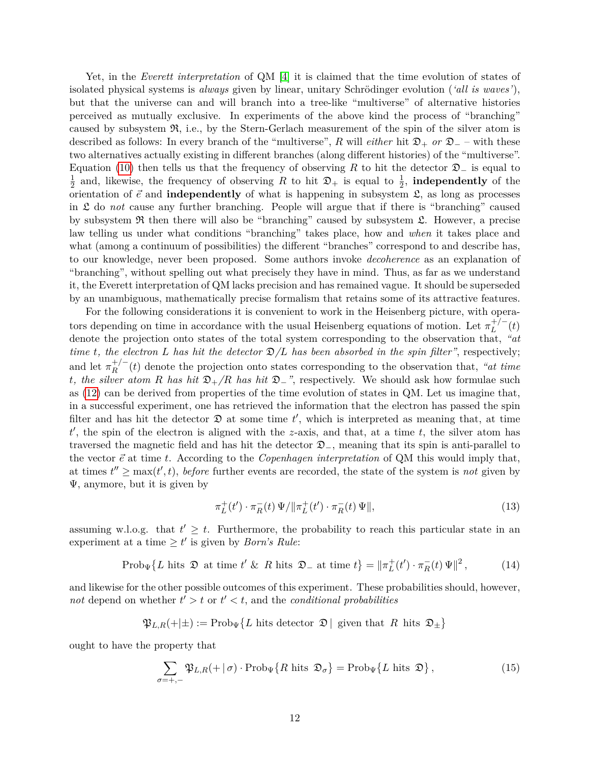Yet, in the *Everett interpretation* of QM [4] it is claimed that the time evolution of states of isolated physical systems is *always* given by linear, unitary Schrödinger evolution (*'all is waves'*), but that the universe can and will branch into a tree-like "multiverse" of alternative histories perceived as mutually exclusive. In experiments of the above kind the process of "branching" caused by subsystem $\mathfrak{R}$, i.e., by the Stern-Gerlach measurement of the spin of the silver atom is described as follows: In every branch of the "multiverse", $R$ will *either* hit $\mathfrak{D}_+$ *or* $\mathfrak{D}_-$ – with these two alternatives actually existing in different branches (along different histories) of the "multiverse". Equation (10) then tells us that the frequency of observing $R$ to hit the detector $\mathfrak{D}_-$ is equal to $\frac{1}{2}$ and, likewise, the frequency of observing $R$ to hit $\mathfrak{D}_+$ is equal to $\frac{1}{2}$, **independently** of the orientation of $\vec{e}$ and **independently** of what is happening in subsystem $\mathfrak{L}$, as long as processes in $\mathfrak{L}$ do *not* cause any further branching. People will argue that if there is "branching" caused by subsystem $\mathfrak{R}$ then there will also be "branching" caused by subsystem $\mathfrak{L}$. However, a precise law telling us under what conditions "branching" takes place, how and *when* it takes place and what (among a continuum of possibilities) the different "branches" correspond to and describe has, to our knowledge, never been proposed. Some authors invoke *decoherence* as an explanation of "branching", without spelling out what precisely they have in mind. Thus, as far as we understand it, the Everett interpretation of QM lacks precision and has remained vague. It should be superseded by an unambiguous, mathematically precise formalism that retains some of its attractive features.

For the following considerations it is convenient to work in the Heisenberg picture, with operators depending on time in accordance with the usual Heisenberg equations of motion. Let $\pi_L^{+/-}(t)$ denote the projection onto states of the total system corresponding to the observation that, *"at time $t$, the electron $L$ has hit the detector $\mathfrak{D}$/$L$ has been absorbed in the spin filter"*, respectively; and let $\pi_R^{+/-}(t)$ denote the projection onto states corresponding to the observation that, *"at time $t$, the silver atom $R$ has hit $\mathfrak{D}_+$/$R$ has hit $\mathfrak{D}_-$"*, respectively. We should ask how formulae such as (12) can be derived from properties of the time evolution of states in QM. Let us imagine that, in a successful experiment, one has retrieved the information that the electron has passed the spin filter and has hit the detector $\mathfrak{D}$ at some time $t'$, which is interpreted as meaning that, at time $t'$, the spin of the electron is aligned with the $z$-axis, and that, at a time $t$, the silver atom has traversed the magnetic field and has hit the detector $\mathfrak{D}_-$, meaning that its spin is anti-parallel to the vector $\vec{e}$ at time $t$. According to the *Copenhagen interpretation* of QM this would imply that, at times $t'' \geq \max(t', t)$, *before* further events are recorded, the state of the system is *not* given by $\Psi$, anymore, but it is given by

$$\pi_L^+(t') \cdot \pi_R^-(t)\, \Psi / \|\pi_L^+(t') \cdot \pi_R^-(t)\, \Psi\|, \tag{13}$$

assuming w.l.o.g. that $t' \geq t$. Furthermore, the probability to reach this particular state in an experiment at a time $\geq t'$ is given by *Born's Rule*:

$$\text{Prob}_\Psi\{L \text{ hits } \mathfrak{D} \text{ at time } t' \;\&\; R \text{ hits } \mathfrak{D}_- \text{ at time } t\} = \|\pi_L^+(t') \cdot \pi_R^-(t)\, \Psi\|^2, \tag{14}$$

and likewise for the other possible outcomes of this experiment. These probabilities should, however, *not* depend on whether $t' > t$ or $t' < t$, and the *conditional probabilities*

$$\mathfrak{P}_{L,R}(+|\pm) := \text{Prob}_\Psi\{L \text{ hits detector } \mathfrak{D} \,|\, \text{ given that } R \text{ hits } \mathfrak{D}_\pm\}$$

ought to have the property that

$$\sum_{\sigma=+,-} \mathfrak{P}_{L,R}(+\,|\,\sigma) \cdot \text{Prob}_\Psi\{R \text{ hits } \mathfrak{D}_\sigma\} = \text{Prob}_\Psi\{L \text{ hits } \mathfrak{D}\}, \tag{15}$$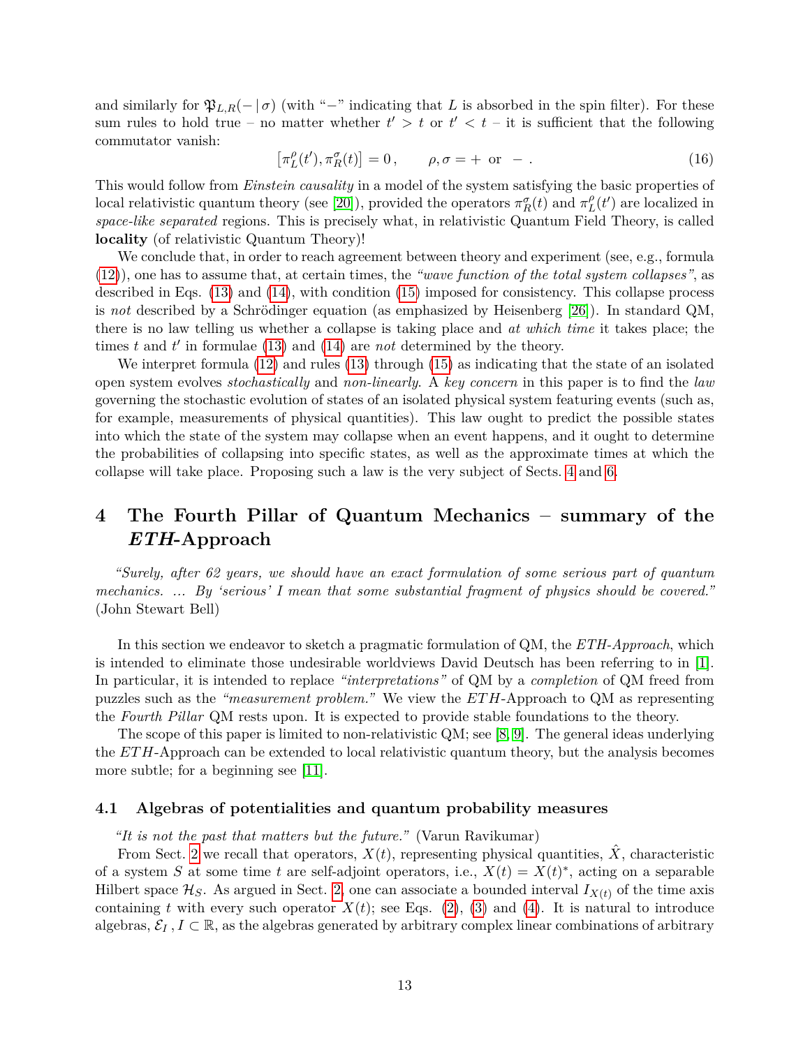and similarly for $\mathfrak{P}_{L,R}(-\,|\,\sigma)$ (with "$-$" indicating that $L$ is absorbed in the spin filter). For these sum rules to hold true – no matter whether $t' > t$ or $t' < t$ – it is sufficient that the following commutator vanish:

$$[\pi_L^{\rho}(t'), \pi_R^{\sigma}(t)] = 0\,, \qquad \rho, \sigma = + \text{ or } - \,. \tag{16}$$

This would follow from *Einstein causality* in a model of the system satisfying the basic properties of local relativistic quantum theory (see [20]), provided the operators $\pi_R^{\sigma}(t)$ and $\pi_L^{\rho}(t')$ are localized in *space-like separated* regions. This is precisely what, in relativistic Quantum Field Theory, is called **locality** (of relativistic Quantum Theory)!

We conclude that, in order to reach agreement between theory and experiment (see, e.g., formula (12)), one has to assume that, at certain times, the *"wave function of the total system collapses"*, as described in Eqs. (13) and (14), with condition (15) imposed for consistency. This collapse process is *not* described by a Schrödinger equation (as emphasized by Heisenberg [26]). In standard QM, there is no law telling us whether a collapse is taking place and *at which time* it takes place; the times $t$ and $t'$ in formulae (13) and (14) are *not* determined by the theory.

We interpret formula (12) and rules (13) through (15) as indicating that the state of an isolated open system evolves *stochastically* and *non-linearly*. A *key concern* in this paper is to find the *law* governing the stochastic evolution of states of an isolated physical system featuring events (such as, for example, measurements of physical quantities). This law ought to predict the possible states into which the state of the system may collapse when an event happens, and it ought to determine the probabilities of collapsing into specific states, as well as the approximate times at which the collapse will take place. Proposing such a law is the very subject of Sects. 4 and 6.

## 4 The Fourth Pillar of Quantum Mechanics – summary of the *ETH*-Approach

*"Surely, after 62 years, we should have an exact formulation of some serious part of quantum mechanics. ... By 'serious' I mean that some substantial fragment of physics should be covered."* (John Stewart Bell)

In this section we endeavor to sketch a pragmatic formulation of QM, the *ETH-Approach*, which is intended to eliminate those undesirable worldviews David Deutsch has been referring to in [1]. In particular, it is intended to replace *"interpretations"* of QM by a *completion* of QM freed from puzzles such as the *"measurement problem."* We view the *ETH*-Approach to QM as representing the *Fourth Pillar* QM rests upon. It is expected to provide stable foundations to the theory.

The scope of this paper is limited to non-relativistic QM; see [8, 9]. The general ideas underlying the *ETH*-Approach can be extended to local relativistic quantum theory, but the analysis becomes more subtle; for a beginning see [11].

### 4.1 Algebras of potentialities and quantum probability measures

*"It is not the past that matters but the future."* (Varun Ravikumar)

From Sect. 2 we recall that operators, $X(t)$, representing physical quantities, $\hat{X}$, characteristic of a system $S$ at some time $t$ are self-adjoint operators, i.e., $X(t) = X(t)^*$, acting on a separable Hilbert space $\mathcal{H}_S$. As argued in Sect. 2, one can associate a bounded interval $I_{X(t)}$ of the time axis containing $t$ with every such operator $X(t)$; see Eqs. (2), (3) and (4). It is natural to introduce algebras, $\mathcal{E}_I\,, I \subset \mathbb{R}$, as the algebras generated by arbitrary complex linear combinations of arbitrary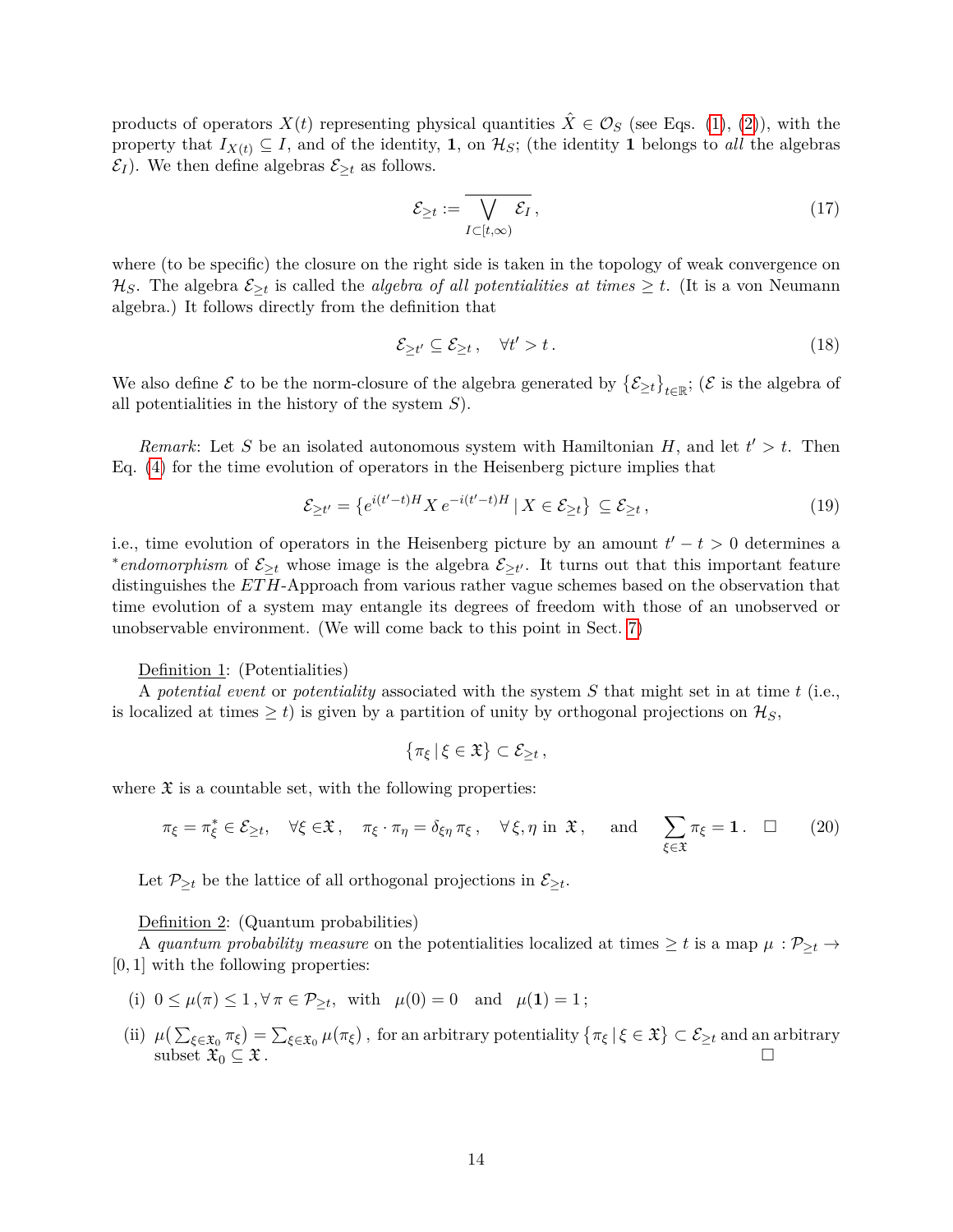products of operators $X(t)$ representing physical quantities $\hat{X} \in \mathcal{O}_S$ (see Eqs. (1), (2)), with the property that $I_{X(t)} \subseteq I$, and of the identity, $\mathbf{1}$, on $\mathcal{H}_S$; (the identity $\mathbf{1}$ belongs to *all* the algebras $\mathcal{E}_I$). We then define algebras $\mathcal{E}_{\geq t}$ as follows.

$$\mathcal{E}_{\geq t} := \overline{\bigvee_{I \subset [t,\infty)} \mathcal{E}_I}\,, \tag{17}$$

where (to be specific) the closure on the right side is taken in the topology of weak convergence on $\mathcal{H}_S$. The algebra $\mathcal{E}_{\geq t}$ is called the *algebra of all potentialities at times* $\geq t$. (It is a von Neumann algebra.) It follows directly from the definition that

$$\mathcal{E}_{\geq t'} \subseteq \mathcal{E}_{\geq t}\,, \quad \forall t' > t\,. \tag{18}$$

We also define $\mathcal{E}$ to be the norm-closure of the algebra generated by $\{\mathcal{E}_{\geq t}\}_{t \in \mathbb{R}}$; ($\mathcal{E}$ is the algebra of all potentialities in the history of the system $S$).

*Remark*: Let $S$ be an isolated autonomous system with Hamiltonian $H$, and let $t' > t$. Then Eq. (4) for the time evolution of operators in the Heisenberg picture implies that

$$\mathcal{E}_{\geq t'} = \{e^{i(t'-t)H} X\, e^{-i(t'-t)H} \,|\, X \in \mathcal{E}_{\geq t}\} \subseteq \mathcal{E}_{\geq t}\,, \tag{19}$$

i.e., time evolution of operators in the Heisenberg picture by an amount $t' - t > 0$ determines a ${}^*$*endomorphism* of $\mathcal{E}_{\geq t}$ whose image is the algebra $\mathcal{E}_{\geq t'}$. It turns out that this important feature distinguishes the *ETH*-Approach from various rather vague schemes based on the observation that time evolution of a system may entangle its degrees of freedom with those of an unobserved or unobservable environment. (We will come back to this point in Sect. 7)

Definition 1: (Potentialities)
A *potential event* or *potentiality* associated with the system $S$ that might set in at time $t$ (i.e., is localized at times $\geq t$) is given by a partition of unity by orthogonal projections on $\mathcal{H}_S$,

$$\{\pi_\xi \,|\, \xi \in \mathfrak{X}\} \subset \mathcal{E}_{\geq t}\,,$$

where $\mathfrak{X}$ is a countable set, with the following properties:

$$\pi_\xi = \pi_\xi^* \in \mathcal{E}_{\geq t}, \quad \forall \xi \in \mathfrak{X}\,, \quad \pi_\xi \cdot \pi_\eta = \delta_{\xi\eta}\, \pi_\xi\,, \quad \forall\, \xi, \eta \text{ in } \mathfrak{X}\,, \quad \text{and} \quad \sum_{\xi \in \mathfrak{X}} \pi_\xi = \mathbf{1}\,. \quad \square \tag{20}$$

Let $\mathcal{P}_{\geq t}$ be the lattice of all orthogonal projections in $\mathcal{E}_{\geq t}$.

Definition 2: (Quantum probabilities)
A *quantum probability measure* on the potentialities localized at times $\geq t$ is a map $\mu : \mathcal{P}_{\geq t} \to [0, 1]$ with the following properties:

(i) $0 \leq \mu(\pi) \leq 1\,, \forall\, \pi \in \mathcal{P}_{\geq t}$, with $\mu(0) = 0$ and $\mu(\mathbf{1}) = 1\,;$

(ii) $\mu\big(\sum_{\xi \in \mathfrak{X}_0} \pi_\xi\big) = \sum_{\xi \in \mathfrak{X}_0} \mu(\pi_\xi)$, for an arbitrary potentiality $\{\pi_\xi \,|\, \xi \in \mathfrak{X}\} \subset \mathcal{E}_{\geq t}$ and an arbitrary subset $\mathfrak{X}_0 \subseteq \mathfrak{X}$. $\square$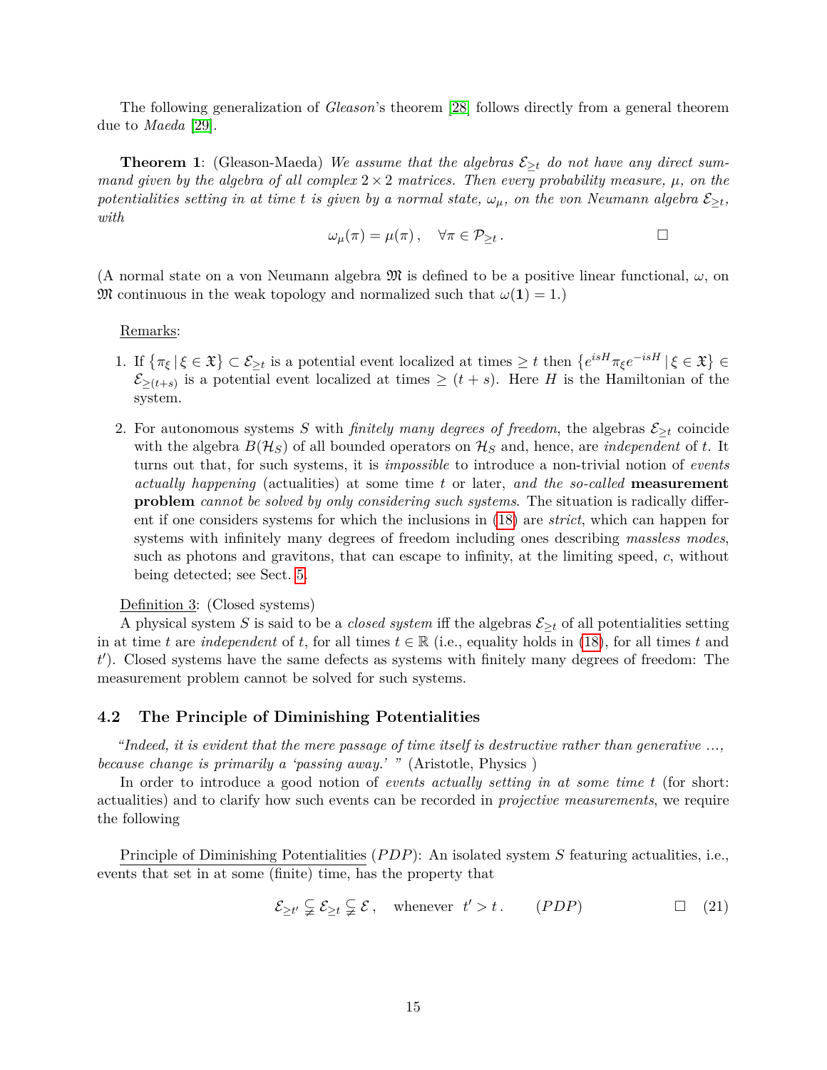The following generalization of *Gleason*'s theorem [28] follows directly from a general theorem due to *Maeda* [29].

**Theorem 1**: (Gleason-Maeda) *We assume that the algebras $\mathcal{E}_{\geq t}$ do not have any direct summand given by the algebra of all complex $2 \times 2$ matrices. Then every probability measure, $\mu$, on the potentialities setting in at time $t$ is given by a normal state, $\omega_\mu$, on the von Neumann algebra $\mathcal{E}_{\geq t}$, with*

$$\omega_\mu(\pi) = \mu(\pi)\,, \quad \forall \pi \in \mathcal{P}_{\geq t}\,. \qquad \square$$

(A normal state on a von Neumann algebra $\mathfrak{M}$ is defined to be a positive linear functional, $\omega$, on $\mathfrak{M}$ continuous in the weak topology and normalized such that $\omega(\mathbf{1}) = 1$.)

Remarks:

1. If $\{\pi_\xi \,|\, \xi \in \mathfrak{X}\} \subset \mathcal{E}_{\geq t}$ is a potential event localized at times $\geq t$ then $\{e^{isH} \pi_\xi e^{-isH} \,|\, \xi \in \mathfrak{X}\} \in \mathcal{E}_{\geq (t+s)}$ is a potential event localized at times $\geq (t+s)$. Here $H$ is the Hamiltonian of the system.

2. For autonomous systems $S$ with *finitely many degrees of freedom*, the algebras $\mathcal{E}_{\geq t}$ coincide with the algebra $B(\mathcal{H}_S)$ of all bounded operators on $\mathcal{H}_S$ and, hence, are *independent* of $t$. It turns out that, for such systems, it is *impossible* to introduce a non-trivial notion of *events actually happening* (actualities) at some time $t$ or later, *and the so-called* **measurement problem** *cannot be solved by only considering such systems*. The situation is radically different if one considers systems for which the inclusions in (18) are *strict*, which can happen for systems with infinitely many degrees of freedom including ones describing *massless modes*, such as photons and gravitons, that can escape to infinity, at the limiting speed, $c$, without being detected; see Sect. 5.

Definition 3: (Closed systems)

A physical system $S$ is said to be a *closed system* iff the algebras $\mathcal{E}_{\geq t}$ of all potentialities setting in at time $t$ are *independent* of $t$, for all times $t \in \mathbb{R}$ (i.e., equality holds in (18), for all times $t$ and $t'$). Closed systems have the same defects as systems with finitely many degrees of freedom: The measurement problem cannot be solved for such systems.

### 4.2 The Principle of Diminishing Potentialities

*"Indeed, it is evident that the mere passage of time itself is destructive rather than generative ..., because change is primarily a 'passing away.' "* (Aristotle, Physics )

In order to introduce a good notion of *events actually setting in at some time $t$* (for short: actualities) and to clarify how such events can be recorded in *projective measurements*, we require the following

Principle of Diminishing Potentialities ($PDP$): An isolated system $S$ featuring actualities, i.e., events that set in at some (finite) time, has the property that

$$\mathcal{E}_{\geq t'} \subsetneq \mathcal{E}_{\geq t} \subsetneq \mathcal{E}\,, \quad \text{whenever} \quad t' > t\,. \qquad (PDP) \qquad \square \qquad (21)$$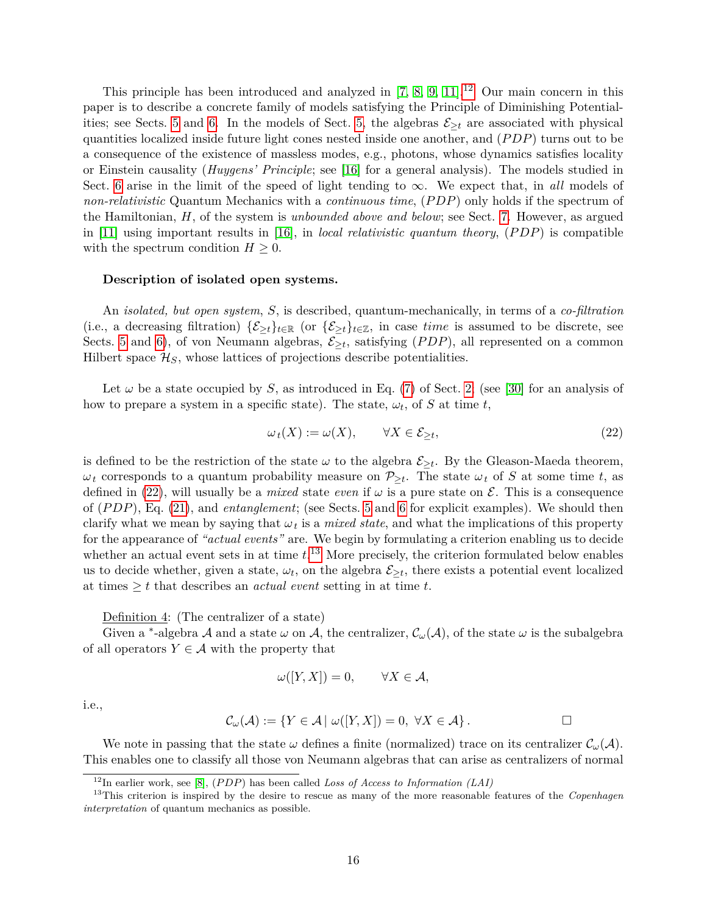This principle has been introduced and analyzed in [7, 8, 9, 11].[12] Our main concern in this paper is to describe a concrete family of models satisfying the Principle of Diminishing Potentialities; see Sects. 5 and 6. In the models of Sect. 5, the algebras $\mathcal{E}_{\geq t}$ are associated with physical quantities localized inside future light cones nested inside one another, and $(PDP)$ turns out to be a consequence of the existence of massless modes, e.g., photons, whose dynamics satisfies locality or Einstein causality (*Huygens' Principle*; see [16] for a general analysis). The models studied in Sect. 6 arise in the limit of the speed of light tending to $\infty$. We expect that, in *all* models of *non-relativistic* Quantum Mechanics with a *continuous time*, $(PDP)$ only holds if the spectrum of the Hamiltonian, $H$, of the system is *unbounded above and below*; see Sect. 7. However, as argued in [11] using important results in [16], in *local relativistic quantum theory*, $(PDP)$ is compatible with the spectrum condition $H \geq 0$.

**Description of isolated open systems.**

An *isolated, but open system*, $S$, is described, quantum-mechanically, in terms of a *co-filtration* (i.e., a decreasing filtration) $\{\mathcal{E}_{\geq t}\}_{t\in\mathbb{R}}$ (or $\{\mathcal{E}_{\geq t}\}_{t\in\mathbb{Z}}$, in case *time* is assumed to be discrete, see Sects. 5 and 6), of von Neumann algebras, $\mathcal{E}_{\geq t}$, satisfying $(PDP)$, all represented on a common Hilbert space $\mathcal{H}_S$, whose lattices of projections describe potentialities.

Let $\omega$ be a state occupied by $S$, as introduced in Eq. (7) of Sect. 2 (see [30] for an analysis of how to prepare a system in a specific state). The state, $\omega_t$, of $S$ at time $t$,

$$\omega_t(X) := \omega(X), \qquad \forall X \in \mathcal{E}_{\geq t}, \tag{22}$$

is defined to be the restriction of the state $\omega$ to the algebra $\mathcal{E}_{\geq t}$. By the Gleason-Maeda theorem, $\omega_t$ corresponds to a quantum probability measure on $\mathcal{P}_{\geq t}$. The state $\omega_t$ of $S$ at some time $t$, as defined in (22), will usually be a *mixed* state *even* if $\omega$ is a pure state on $\mathcal{E}$. This is a consequence of $(PDP)$, Eq. (21), and *entanglement*; (see Sects. 5 and 6 for explicit examples). We should then clarify what we mean by saying that $\omega_t$ is a *mixed state*, and what the implications of this property for the appearance of *"actual events"* are. We begin by formulating a criterion enabling us to decide whether an actual event sets in at time $t$.[13] More precisely, the criterion formulated below enables us to decide whether, given a state, $\omega_t$, on the algebra $\mathcal{E}_{\geq t}$, there exists a potential event localized at times $\geq t$ that describes an *actual event* setting in at time $t$.

Definition 4: (The centralizer of a state)
Given a $^*$-algebra $\mathcal{A}$ and a state $\omega$ on $\mathcal{A}$, the centralizer, $\mathcal{C}_\omega(\mathcal{A})$, of the state $\omega$ is the subalgebra of all operators $Y \in \mathcal{A}$ with the property that

$$\omega([Y, X]) = 0, \qquad \forall X \in \mathcal{A},$$

i.e.,

$$\mathcal{C}_\omega(\mathcal{A}) := \{Y \in \mathcal{A} \,|\, \omega([Y, X]) = 0, \ \forall X \in \mathcal{A}\}. \qquad \square$$

We note in passing that the state $\omega$ defines a finite (normalized) trace on its centralizer $\mathcal{C}_\omega(\mathcal{A})$. This enables one to classify all those von Neumann algebras that can arise as centralizers of normal

[12] In earlier work, see [8], $(PDP)$ has been called *Loss of Access to Information (LAI)*

[13] This criterion is inspired by the desire to rescue as many of the more reasonable features of the *Copenhagen interpretation* of quantum mechanics as possible.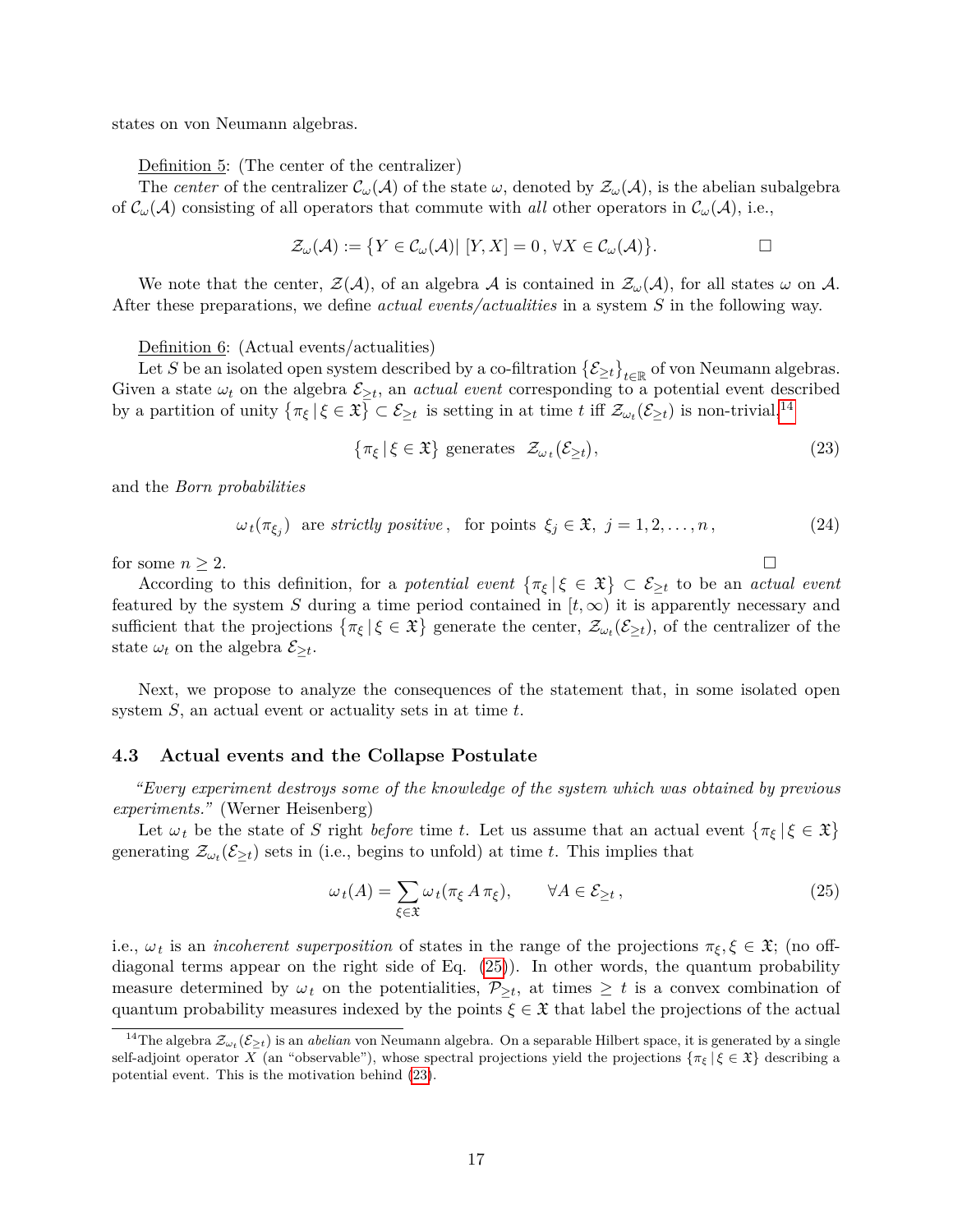states on von Neumann algebras.

Definition 5: (The center of the centralizer)

The *center* of the centralizer $\mathcal{C}_\omega(\mathcal{A})$ of the state $\omega$, denoted by $\mathcal{Z}_\omega(\mathcal{A})$, is the abelian subalgebra of $\mathcal{C}_\omega(\mathcal{A})$ consisting of all operators that commute with *all* other operators in $\mathcal{C}_\omega(\mathcal{A})$, i.e.,

$$\mathcal{Z}_\omega(\mathcal{A}) := \{Y \in \mathcal{C}_\omega(\mathcal{A}) |\, [Y, X] = 0\,,\, \forall X \in \mathcal{C}_\omega(\mathcal{A})\}. \qquad \square$$

We note that the center, $\mathcal{Z}(\mathcal{A})$, of an algebra $\mathcal{A}$ is contained in $\mathcal{Z}_\omega(\mathcal{A})$, for all states $\omega$ on $\mathcal{A}$. After these preparations, we define *actual events/actualities* in a system $S$ in the following way.

Definition 6: (Actual events/actualities)

Let $S$ be an isolated open system described by a co-filtration $\{\mathcal{E}_{\geq t}\}_{t\in\mathbb{R}}$ of von Neumann algebras. Given a state $\omega_t$ on the algebra $\mathcal{E}_{\geq t}$, an *actual event* corresponding to a potential event described by a partition of unity $\{\pi_\xi \,|\, \xi \in \mathfrak{X}\} \subset \mathcal{E}_{\geq t}$ is setting in at time $t$ iff $\mathcal{Z}_{\omega_t}(\mathcal{E}_{\geq t})$ is non-trivial,[14]

$$\{\pi_\xi \,|\, \xi \in \mathfrak{X}\} \text{ generates } \ \mathcal{Z}_{\omega_t}(\mathcal{E}_{\geq t}), \tag{23}$$

and the *Born probabilities*

$$\omega_t(\pi_{\xi_j}) \ \text{ are } \textit{strictly positive}\,, \quad \text{for points } \ \xi_j \in \mathfrak{X},\ j = 1, 2, \dots, n\,, \tag{24}$$

for some $n \geq 2$. $\square$

According to this definition, for a *potential event* $\{\pi_\xi \,|\, \xi \in \mathfrak{X}\} \subset \mathcal{E}_{\geq t}$ to be an *actual event* featured by the system $S$ during a time period contained in $[t, \infty)$ it is apparently necessary and sufficient that the projections $\{\pi_\xi \,|\, \xi \in \mathfrak{X}\}$ generate the center, $\mathcal{Z}_{\omega_t}(\mathcal{E}_{\geq t})$, of the centralizer of the state $\omega_t$ on the algebra $\mathcal{E}_{\geq t}$.

Next, we propose to analyze the consequences of the statement that, in some isolated open system $S$, an actual event or actuality sets in at time $t$.

### 4.3 Actual events and the Collapse Postulate

*"Every experiment destroys some of the knowledge of the system which was obtained by previous experiments."* (Werner Heisenberg)

Let $\omega_t$ be the state of $S$ right *before* time $t$. Let us assume that an actual event $\{\pi_\xi \,|\, \xi \in \mathfrak{X}\}$ generating $\mathcal{Z}_{\omega_t}(\mathcal{E}_{\geq t})$ sets in (i.e., begins to unfold) at time $t$. This implies that

$$\omega_t(A) = \sum_{\xi\in\mathfrak{X}} \omega_t(\pi_\xi\, A\, \pi_\xi), \qquad \forall A \in \mathcal{E}_{\geq t}\,, \tag{25}$$

i.e., $\omega_t$ is an *incoherent superposition* of states in the range of the projections $\pi_\xi, \xi \in \mathfrak{X}$; (no off-diagonal terms appear on the right side of Eq. (25)). In other words, the quantum probability measure determined by $\omega_t$ on the potentialities, $\mathcal{P}_{\geq t}$, at times $\geq t$ is a convex combination of quantum probability measures indexed by the points $\xi \in \mathfrak{X}$ that label the projections of the actual

[14] The algebra $\mathcal{Z}_{\omega_t}(\mathcal{E}_{\geq t})$ is an *abelian* von Neumann algebra. On a separable Hilbert space, it is generated by a single self-adjoint operator $X$ (an "observable"), whose spectral projections yield the projections $\{\pi_\xi \,|\, \xi \in \mathfrak{X}\}$ describing a potential event. This is the motivation behind (23).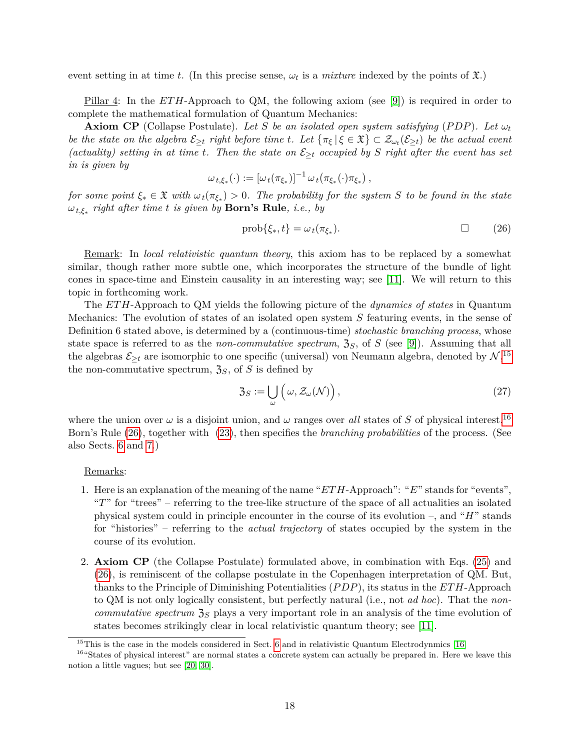event setting in at time $t$. (In this precise sense, $\omega_t$ is a *mixture* indexed by the points of $\mathfrak{X}$.)

Pillar 4: In the *ETH*-Approach to QM, the following axiom (see [9]) is required in order to complete the mathematical formulation of Quantum Mechanics:

**Axiom CP** (Collapse Postulate). *Let $S$ be an isolated open system satisfying $(PDP)$. Let $\omega_t$ be the state on the algebra $\mathcal{E}_{\geq t}$ right before time $t$. Let $\{\pi_\xi \,|\, \xi \in \mathfrak{X}\} \subset \mathcal{Z}_{\omega_t}(\mathcal{E}_{\geq t})$ be the actual event (actuality) setting in at time $t$. Then the state on $\mathcal{E}_{\geq t}$ occupied by $S$ right after the event has set in is given by*

$$\omega_{t,\xi_*}(\cdot) := [\omega_t(\pi_{\xi_*})]^{-1}\, \omega_t(\pi_{\xi_*}(\cdot)\pi_{\xi_*})\,,$$

*for some point $\xi_* \in \mathfrak{X}$ with $\omega_t(\pi_{\xi_*}) > 0$. The probability for the system $S$ to be found in the state $\omega_{t,\xi_*}$ right after time $t$ is given by* **Born's Rule***, i.e., by*

$$\text{prob}\{\xi_*, t\} = \omega_t(\pi_{\xi_*}). \qquad \square \tag{26}$$

Remark: In *local relativistic quantum theory*, this axiom has to be replaced by a somewhat similar, though rather more subtle one, which incorporates the structure of the bundle of light cones in space-time and Einstein causality in an interesting way; see [11]. We will return to this topic in forthcoming work.

The *ETH*-Approach to QM yields the following picture of the *dynamics of states* in Quantum Mechanics: The evolution of states of an isolated open system $S$ featuring events, in the sense of Definition 6 stated above, is determined by a (continuous-time) *stochastic branching process*, whose state space is referred to as the *non-commutative spectrum*, $\mathfrak{Z}_S$, of $S$ (see [9]). Assuming that all the algebras $\mathcal{E}_{\geq t}$ are isomorphic to one specific (universal) von Neumann algebra, denoted by $\mathcal{N}$,[15] the non-commutative spectrum, $\mathfrak{Z}_S$, of $S$ is defined by

$$\mathfrak{Z}_S := \bigcup_{\omega} \Big( \omega, \mathcal{Z}_\omega(\mathcal{N}) \Big)\,, \tag{27}$$

where the union over $\omega$ is a disjoint union, and $\omega$ ranges over *all* states of $S$ of physical interest.[16] Born's Rule (26), together with (23), then specifies the *branching probabilities* of the process. (See also Sects. 6 and 7.)

Remarks:

1. Here is an explanation of the meaning of the name "*ETH*-Approach": "*E*" stands for "events", "*T*" for "trees" – referring to the tree-like structure of the space of all actualities an isolated physical system could in principle encounter in the course of its evolution –, and "*H*" stands for "histories" – referring to the *actual trajectory* of states occupied by the system in the course of its evolution.

2. **Axiom CP** (the Collapse Postulate) formulated above, in combination with Eqs. (25) and (26), is reminiscent of the collapse postulate in the Copenhagen interpretation of QM. But, thanks to the Principle of Diminishing Potentialities $(PDP)$, its status in the *ETH*-Approach to QM is not only logically consistent, but perfectly natural (i.e., not *ad hoc*). That the *non-commutative spectrum* $\mathfrak{Z}_S$ plays a very important role in an analysis of the time evolution of states becomes strikingly clear in local relativistic quantum theory; see [11].

[15] This is the case in the models considered in Sect. 6 and in relativistic Quantum Electrodynmics [16]

[16] "States of physical interest" are normal states a concrete system can actually be prepared in. Here we leave this notion a little vagues; but see [20, 30].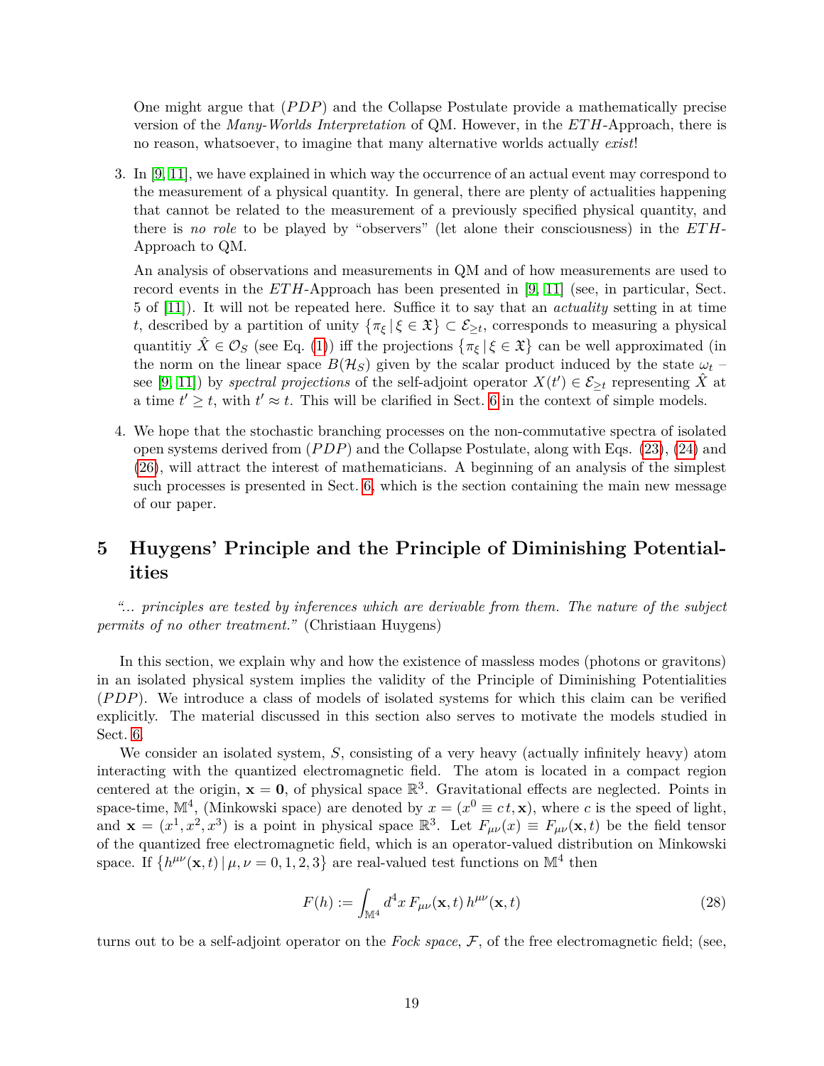One might argue that $(PDP)$ and the Collapse Postulate provide a mathematically precise version of the *Many-Worlds Interpretation* of QM. However, in the $ETH$-Approach, there is no reason, whatsoever, to imagine that many alternative worlds actually *exist*!

3. In [9, 11], we have explained in which way the occurrence of an actual event may correspond to the measurement of a physical quantity. In general, there are plenty of actualities happening that cannot be related to the measurement of a previously specified physical quantity, and there is *no role* to be played by "observers" (let alone their consciousness) in the $ETH$-Approach to QM.

   An analysis of observations and measurements in QM and of how measurements are used to record events in the $ETH$-Approach has been presented in [9, 11] (see, in particular, Sect. 5 of [11]). It will not be repeated here. Suffice it to say that an *actuality* setting in at time $t$, described by a partition of unity $\{\pi_\xi \,|\, \xi \in \mathfrak{X}\} \subset \mathcal{E}_{\geq t}$, corresponds to measuring a physical quantitiy $\hat{X} \in \mathcal{O}_S$ (see Eq. (1)) iff the projections $\{\pi_\xi \,|\, \xi \in \mathfrak{X}\}$ can be well approximated (in the norm on the linear space $B(\mathcal{H}_S)$ given by the scalar product induced by the state $\omega_t$ – see [9, 11]) by *spectral projections* of the self-adjoint operator $X(t') \in \mathcal{E}_{\geq t}$ representing $\hat{X}$ at a time $t' \geq t$, with $t' \approx t$. This will be clarified in Sect. 6 in the context of simple models.

4. We hope that the stochastic branching processes on the non-commutative spectra of isolated open systems derived from $(PDP)$ and the Collapse Postulate, along with Eqs. (23), (24) and (26), will attract the interest of mathematicians. A beginning of an analysis of the simplest such processes is presented in Sect. 6, which is the section containing the main new message of our paper.

# 5 Huygens' Principle and the Principle of Diminishing Potentialities

*"... principles are tested by inferences which are derivable from them. The nature of the subject permits of no other treatment."* (Christiaan Huygens)

In this section, we explain why and how the existence of massless modes (photons or gravitons) in an isolated physical system implies the validity of the Principle of Diminishing Potentialities $(PDP)$. We introduce a class of models of isolated systems for which this claim can be verified explicitly. The material discussed in this section also serves to motivate the models studied in Sect. 6.

We consider an isolated system, $S$, consisting of a very heavy (actually infinitely heavy) atom interacting with the quantized electromagnetic field. The atom is located in a compact region centered at the origin, $\mathbf{x} = \mathbf{0}$, of physical space $\mathbb{R}^3$. Gravitational effects are neglected. Points in space-time, $\mathbb{M}^4$, (Minkowski space) are denoted by $x = (x^0 \equiv c\,t, \mathbf{x})$, where $c$ is the speed of light, and $\mathbf{x} = (x^1, x^2, x^3)$ is a point in physical space $\mathbb{R}^3$. Let $F_{\mu\nu}(x) \equiv F_{\mu\nu}(\mathbf{x}, t)$ be the field tensor of the quantized free electromagnetic field, which is an operator-valued distribution on Minkowski space. If $\{h^{\mu\nu}(\mathbf{x}, t) \,|\, \mu, \nu = 0, 1, 2, 3\}$ are real-valued test functions on $\mathbb{M}^4$ then

$$F(h) := \int_{\mathbb{M}^4} d^4x\, F_{\mu\nu}(\mathbf{x}, t)\, h^{\mu\nu}(\mathbf{x}, t) \tag{28}$$

turns out to be a self-adjoint operator on the *Fock space*, $\mathcal{F}$, of the free electromagnetic field; (see,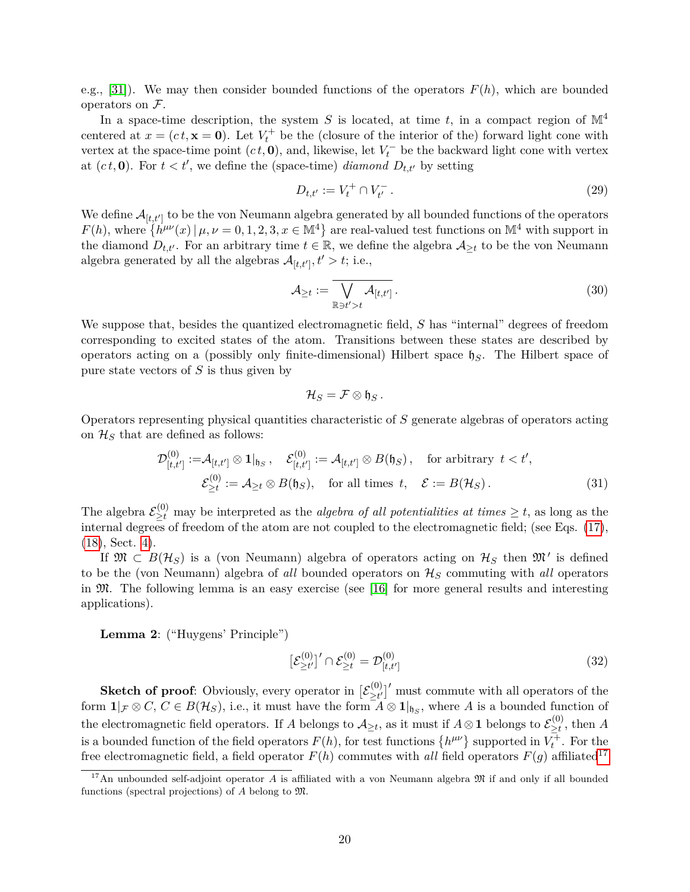e.g., [31]). We may then consider bounded functions of the operators $F(h)$, which are bounded operators on $\mathcal{F}$.

In a space-time description, the system $S$ is located, at time $t$, in a compact region of $\mathbb{M}^4$ centered at $x = (ct, \mathbf{x} = \mathbf{0})$. Let $V_t^+$ be the (closure of the interior of the) forward light cone with vertex at the space-time point $(ct, \mathbf{0})$, and, likewise, let $V_t^-$ be the backward light cone with vertex at $(ct, \mathbf{0})$. For $t < t'$, we define the (space-time) *diamond* $D_{t,t'}$ by setting

$$D_{t,t'} := V_t^+ \cap V_{t'}^- \,. \tag{29}$$

We define $\mathcal{A}_{[t,t']}$ to be the von Neumann algebra generated by all bounded functions of the operators $F(h)$, where $\{h^{\mu\nu}(x) \,|\, \mu, \nu = 0, 1, 2, 3, x \in \mathbb{M}^4\}$ are real-valued test functions on $\mathbb{M}^4$ with support in the diamond $D_{t,t'}$. For an arbitrary time $t \in \mathbb{R}$, we define the algebra $\mathcal{A}_{\geq t}$ to be the von Neumann algebra generated by all the algebras $\mathcal{A}_{[t,t']}, t' > t$; i.e.,

$$\mathcal{A}_{\geq t} := \overline{\bigvee_{\mathbb{R} \ni t' > t} \mathcal{A}_{[t,t']}} \,. \tag{30}$$

We suppose that, besides the quantized electromagnetic field, $S$ has "internal" degrees of freedom corresponding to excited states of the atom. Transitions between these states are described by operators acting on a (possibly only finite-dimensional) Hilbert space $\mathfrak{h}_S$. The Hilbert space of pure state vectors of $S$ is thus given by

$$\mathcal{H}_S = \mathcal{F} \otimes \mathfrak{h}_S \,.$$

Operators representing physical quantities characteristic of $S$ generate algebras of operators acting on $\mathcal{H}_S$ that are defined as follows:

$$\begin{aligned} \mathcal{D}^{(0)}_{[t,t']} :=& \mathcal{A}_{[t,t']} \otimes \mathbf{1}|_{\mathfrak{h}_S} \,, \quad \mathcal{E}^{(0)}_{[t,t']} := \mathcal{A}_{[t,t']} \otimes B(\mathfrak{h}_S) \,, \quad \text{for arbitrary } \; t < t', \\ &\mathcal{E}^{(0)}_{\geq t} := \mathcal{A}_{\geq t} \otimes B(\mathfrak{h}_S), \quad \text{for all times } \; t, \quad \mathcal{E} := B(\mathcal{H}_S) \,. \end{aligned} \tag{31}$$

The algebra $\mathcal{E}^{(0)}_{\geq t}$ may be interpreted as the *algebra of all potentialities at times* $\geq t$, as long as the internal degrees of freedom of the atom are not coupled to the electromagnetic field; (see Eqs. (17), (18), Sect. 4).

If $\mathfrak{M} \subset B(\mathcal{H}_S)$ is a (von Neumann) algebra of operators acting on $\mathcal{H}_S$ then $\mathfrak{M}'$ is defined to be the (von Neumann) algebra of *all* bounded operators on $\mathcal{H}_S$ commuting with *all* operators in $\mathfrak{M}$. The following lemma is an easy exercise (see [16] for more general results and interesting applications).

**Lemma 2**: ("Huygens' Principle")

$$\big[\mathcal{E}^{(0)}_{\geq t'}\big]' \cap \mathcal{E}^{(0)}_{\geq t} = \mathcal{D}^{(0)}_{[t,t']} \tag{32}$$

**Sketch of proof**: Obviously, every operator in $\big[\mathcal{E}^{(0)}_{\geq t'}\big]'$ must commute with all operators of the form $\mathbf{1}|_{\mathcal{F}} \otimes C$, $C \in B(\mathcal{H}_S)$, i.e., it must have the form $A \otimes \mathbf{1}|_{\mathfrak{h}_S}$, where $A$ is a bounded function of the electromagnetic field operators. If $A$ belongs to $\mathcal{A}_{\geq t}$, as it must if $A \otimes \mathbf{1}$ belongs to $\mathcal{E}^{(0)}_{\geq t}$, then $A$ is a bounded function of the field operators $F(h)$, for test functions $\{h^{\mu\nu}\}$ supported in $V_t^+$. For the free electromagnetic field, a field operator $F(h)$ commutes with *all* field operators $F(g)$ affiliated[17]

[17] An unbounded self-adjoint operator $A$ is affiliated with a von Neumann algebra $\mathfrak{M}$ if and only if all bounded functions (spectral projections) of $A$ belong to $\mathfrak{M}$.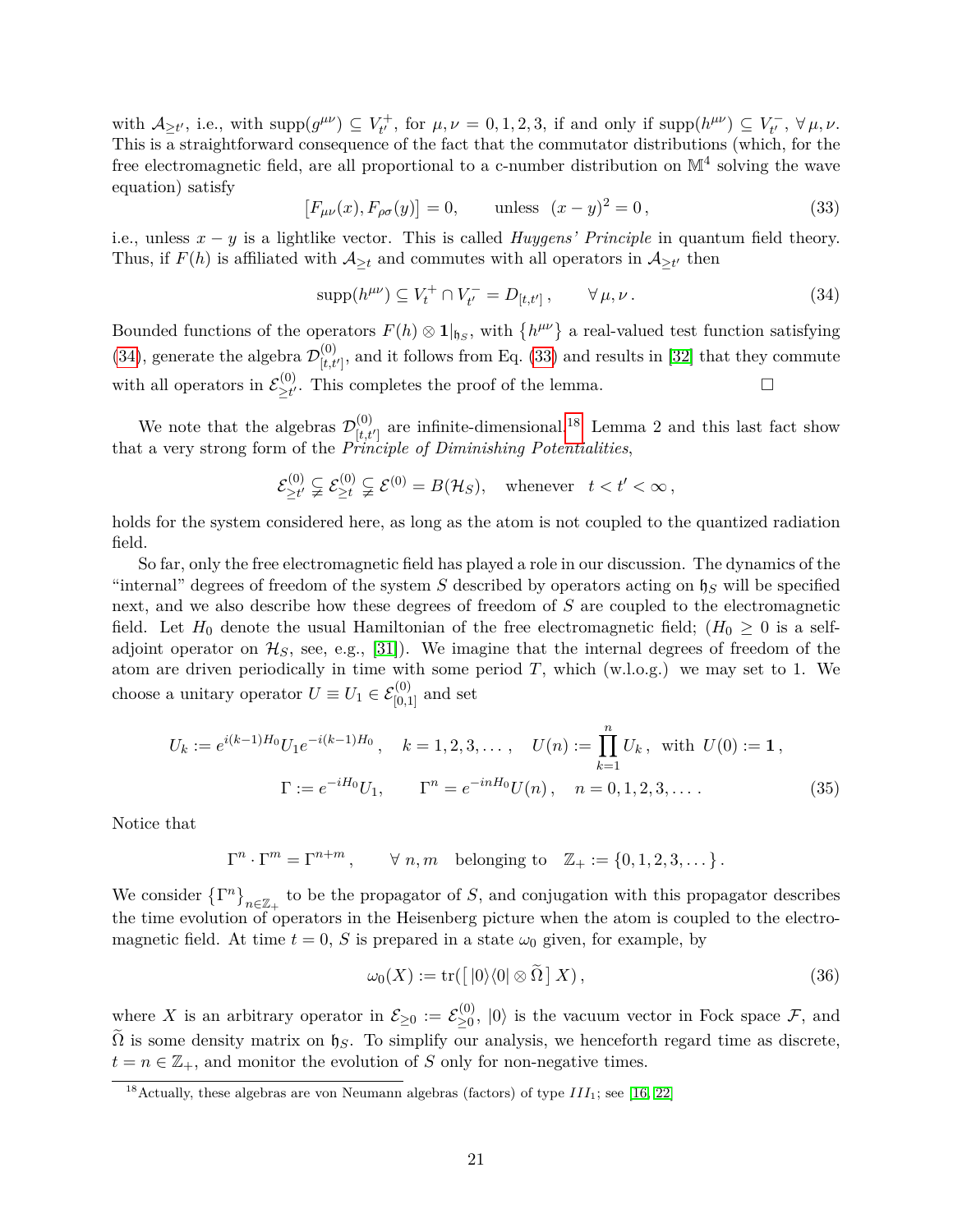with $\mathcal{A}_{\geq t'}$, i.e., with $\text{supp}(g^{\mu\nu}) \subseteq V_{t'}^{+}$, for $\mu, \nu = 0, 1, 2, 3$, if and only if $\text{supp}(h^{\mu\nu}) \subseteq V_{t'}^{-}$, $\forall \mu, \nu$. This is a straightforward consequence of the fact that the commutator distributions (which, for the free electromagnetic field, are all proportional to a c-number distribution on $\mathbb{M}^4$ solving the wave equation) satisfy

$$[F_{\mu\nu}(x), F_{\rho\sigma}(y)] = 0, \qquad \text{unless} \;\; (x-y)^2 = 0\,, \tag{33}$$

i.e., unless $x - y$ is a lightlike vector. This is called *Huygens' Principle* in quantum field theory. Thus, if $F(h)$ is affiliated with $\mathcal{A}_{\geq t}$ and commutes with all operators in $\mathcal{A}_{\geq t'}$ then

$$\text{supp}(h^{\mu\nu}) \subseteq V_t^{+} \cap V_{t'}^{-} = D_{[t,t']}\,, \qquad \forall\, \mu, \nu\,. \tag{34}$$

Bounded functions of the operators $F(h) \otimes \mathbf{1}|_{\mathfrak{h}_S}$, with $\{h^{\mu\nu}\}$ a real-valued test function satisfying (34), generate the algebra $\mathcal{D}^{(0)}_{[t,t']}$, and it follows from Eq. (33) and results in [32] that they commute with all operators in $\mathcal{E}^{(0)}_{\geq t'}$. This completes the proof of the lemma. □

We note that the algebras $\mathcal{D}^{(0)}_{[t,t']}$ are infinite-dimensional.[18] Lemma 2 and this last fact show that a very strong form of the *Principle of Diminishing Potentialities*,

$$\mathcal{E}^{(0)}_{\geq t'} \subsetneqq \mathcal{E}^{(0)}_{\geq t} \subsetneqq \mathcal{E}^{(0)} = B(\mathcal{H}_S), \quad \text{whenever} \quad t < t' < \infty\,,$$

holds for the system considered here, as long as the atom is not coupled to the quantized radiation field.

So far, only the free electromagnetic field has played a role in our discussion. The dynamics of the "internal" degrees of freedom of the system $S$ described by operators acting on $\mathfrak{h}_S$ will be specified next, and we also describe how these degrees of freedom of $S$ are coupled to the electromagnetic field. Let $H_0$ denote the usual Hamiltonian of the free electromagnetic field; ($H_0 \geq 0$ is a self-adjoint operator on $\mathcal{H}_S$, see, e.g., [31]). We imagine that the internal degrees of freedom of the atom are driven periodically in time with some period $T$, which (w.l.o.g.) we may set to 1. We choose a unitary operator $U \equiv U_1 \in \mathcal{E}^{(0)}_{[0,1]}$ and set

$$\begin{aligned} U_k &:= e^{i(k-1)H_0} U_1 e^{-i(k-1)H_0}\,, \quad k = 1, 2, 3, \ldots\,, \quad U(n) := \prod_{k=1}^{n} U_k\,, \;\text{ with }\; U(0) := \mathbf{1}\,,\\ \Gamma &:= e^{-iH_0} U_1, \qquad \Gamma^n = e^{-inH_0} U(n)\,, \quad n = 0, 1, 2, 3, \ldots\,. \end{aligned} \tag{35}$$

Notice that

$$\Gamma^n \cdot \Gamma^m = \Gamma^{n+m}\,, \qquad \forall\; n, m \quad \text{belonging to} \quad \mathbb{Z}_+ := \{0, 1, 2, 3, \ldots\}\,.$$

We consider $\{\Gamma^n\}_{n \in \mathbb{Z}_+}$ to be the propagator of $S$, and conjugation with this propagator describes the time evolution of operators in the Heisenberg picture when the atom is coupled to the electromagnetic field. At time $t = 0$, $S$ is prepared in a state $\omega_0$ given, for example, by

$$\omega_0(X) := \text{tr}([\,|0\rangle\langle 0| \otimes \widetilde{\Omega}\,]\; X)\,, \tag{36}$$

where $X$ is an arbitrary operator in $\mathcal{E}_{\geq 0} := \mathcal{E}^{(0)}_{\geq 0}$, $|0\rangle$ is the vacuum vector in Fock space $\mathcal{F}$, and $\widetilde{\Omega}$ is some density matrix on $\mathfrak{h}_S$. To simplify our analysis, we henceforth regard time as discrete, $t = n \in \mathbb{Z}_+$, and monitor the evolution of $S$ only for non-negative times.

---

[18] Actually, these algebras are von Neumann algebras (factors) of type $III_1$; see [16, 22]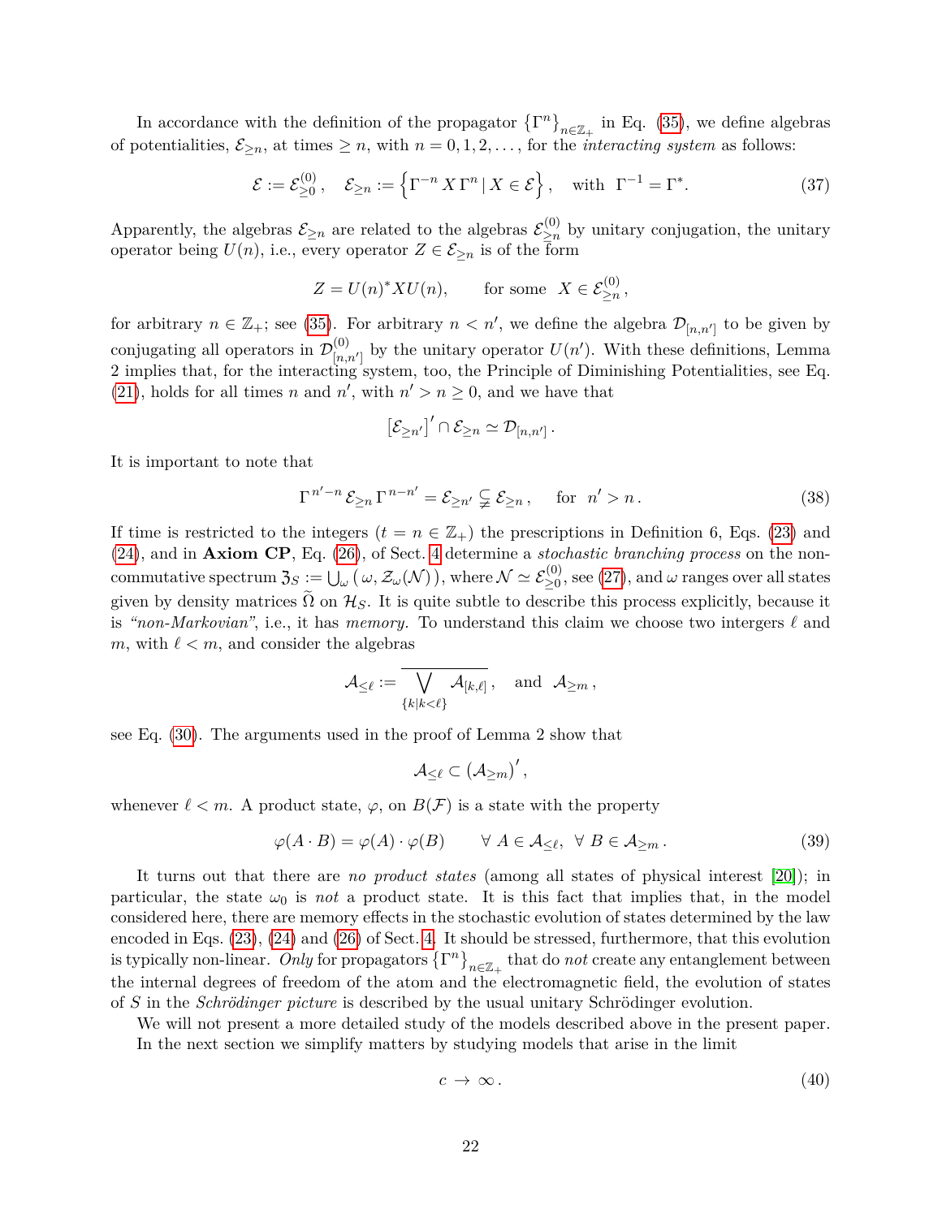In accordance with the definition of the propagator $\{\Gamma^n\}_{n\in\mathbb{Z}_+}$ in Eq. (35), we define algebras of potentialities, $\mathcal{E}_{\geq n}$, at times $\geq n$, with $n = 0, 1, 2, \dots$, for the *interacting system* as follows:

$$\mathcal{E} := \mathcal{E}^{(0)}_{\geq 0}\,, \quad \mathcal{E}_{\geq n} := \left\{ \Gamma^{-n}\, X\, \Gamma^{n} \,|\, X \in \mathcal{E} \right\}, \quad \text{with} \;\; \Gamma^{-1} = \Gamma^{*}. \tag{37}$$

Apparently, the algebras $\mathcal{E}_{\geq n}$ are related to the algebras $\mathcal{E}^{(0)}_{\geq n}$ by unitary conjugation, the unitary operator being $U(n)$, i.e., every operator $Z \in \mathcal{E}_{\geq n}$ is of the form

$$Z = U(n)^* X U(n), \qquad \text{for some} \;\; X \in \mathcal{E}^{(0)}_{\geq n}\,,$$

for arbitrary $n \in \mathbb{Z}_+$; see (35). For arbitrary $n < n'$, we define the algebra $\mathcal{D}_{[n,n']}$ to be given by conjugating all operators in $\mathcal{D}^{(0)}_{[n,n']}$ by the unitary operator $U(n')$. With these definitions, Lemma 2 implies that, for the interacting system, too, the Principle of Diminishing Potentialities, see Eq. (21), holds for all times $n$ and $n'$, with $n' > n \geq 0$, and we have that

$$\left[\mathcal{E}_{\geq n'}\right]' \cap \mathcal{E}_{\geq n} \simeq \mathcal{D}_{[n,n']}\,.$$

It is important to note that

$$\Gamma^{\,n'-n}\, \mathcal{E}_{\geq n}\, \Gamma^{\,n-n'} = \mathcal{E}_{\geq n'} \subsetneq \mathcal{E}_{\geq n}\,, \quad \text{for} \;\; n' > n\,. \tag{38}$$

If time is restricted to the integers ($t = n \in \mathbb{Z}_+$) the prescriptions in Definition 6, Eqs. (23) and (24), and in **Axiom CP**, Eq. (26), of Sect. 4 determine a *stochastic branching process* on the non-commutative spectrum $\mathfrak{Z}_S := \bigcup_\omega \left(\omega, \mathcal{Z}_\omega(\mathcal{N})\right)$, where $\mathcal{N} \simeq \mathcal{E}^{(0)}_{\geq 0}$, see (27), and $\omega$ ranges over all states given by density matrices $\widetilde{\Omega}$ on $\mathcal{H}_S$. It is quite subtle to describe this process explicitly, because it is *"non-Markovian"*, i.e., it has *memory.* To understand this claim we choose two intergers $\ell$ and $m$, with $\ell < m$, and consider the algebras

$$\mathcal{A}_{\leq \ell} := \overline{\bigvee_{\{k | k < \ell\}} \mathcal{A}_{[k,\ell]}}\,, \quad \text{and} \;\; \mathcal{A}_{\geq m}\,,$$

see Eq. (30). The arguments used in the proof of Lemma 2 show that

$$\mathcal{A}_{\leq \ell} \subset \left(\mathcal{A}_{\geq m}\right)',$$

whenever $\ell < m$. A product state, $\varphi$, on $B(\mathcal{F})$ is a state with the property

$$\varphi(A \cdot B) = \varphi(A) \cdot \varphi(B) \qquad \forall\, A \in \mathcal{A}_{\leq \ell}, \;\; \forall\, B \in \mathcal{A}_{\geq m}\,. \tag{39}$$

It turns out that there are *no product states* (among all states of physical interest [20]); in particular, the state $\omega_0$ is *not* a product state. It is this fact that implies that, in the model considered here, there are memory effects in the stochastic evolution of states determined by the law encoded in Eqs. (23), (24) and (26) of Sect. 4. It should be stressed, furthermore, that this evolution is typically non-linear. *Only* for propagators $\{\Gamma^n\}_{n\in\mathbb{Z}_+}$ that do *not* create any entanglement between the internal degrees of freedom of the atom and the electromagnetic field, the evolution of states of $S$ in the *Schrödinger picture* is described by the usual unitary Schrödinger evolution.

We will not present a more detailed study of the models described above in the present paper. In the next section we simplify matters by studying models that arise in the limit

$$c \,\to\, \infty\,. \tag{40}$$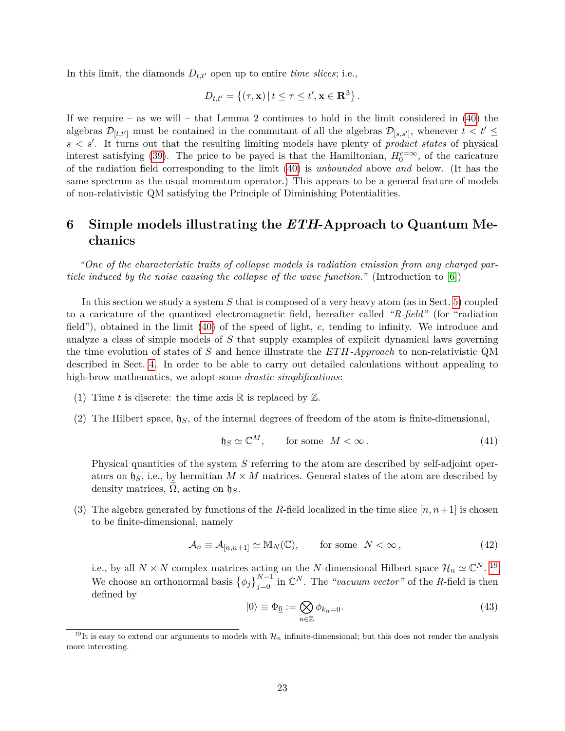In this limit, the diamonds $D_{t,t'}$ open up to entire *time slices*; i.e.,

$$D_{t,t'} = \{(\tau, \mathbf{x}) \,|\, t \leq \tau \leq t', \mathbf{x} \in \mathbf{R}^3\}.$$

If we require – as we will – that Lemma 2 continues to hold in the limit considered in (40) the algebras $\mathcal{D}_{[t,t']}$ must be contained in the commutant of all the algebras $\mathcal{D}_{[s,s']}$, whenever $t < t' \leq s < s'$. It turns out that the resulting limiting models have plenty of *product states* of physical interest satisfying (39). The price to be payed is that the Hamiltonian, $H_0^{c=\infty}$, of the caricature of the radiation field corresponding to the limit (40) is *unbounded* above *and* below. (It has the same spectrum as the usual momentum operator.) This appears to be a general feature of models of non-relativistic QM satisfying the Principle of Diminishing Potentialities.

# 6 Simple models illustrating the *ETH*-Approach to Quantum Mechanics

*"One of the characteristic traits of collapse models is radiation emission from any charged particle induced by the noise causing the collapse of the wave function."* (Introduction to [6])

In this section we study a system $S$ that is composed of a very heavy atom (as in Sect. 5) coupled to a caricature of the quantized electromagnetic field, hereafter called *"R-field"* (for "radiation field"), obtained in the limit (40) of the speed of light, $c$, tending to infinity. We introduce and analyze a class of simple models of $S$ that supply examples of explicit dynamical laws governing the time evolution of states of $S$ and hence illustrate the *ETH-Approach* to non-relativistic QM described in Sect. 4. In order to be able to carry out detailed calculations without appealing to high-brow mathematics, we adopt some *drastic simplifications*:

(1) Time $t$ is discrete: the time axis $\mathbb{R}$ is replaced by $\mathbb{Z}$.

(2) The Hilbert space, $\mathfrak{h}_S$, of the internal degrees of freedom of the atom is finite-dimensional,

$$\mathfrak{h}_S \simeq \mathbb{C}^M, \qquad \text{for some} \;\; M < \infty. \tag{41}$$

Physical quantities of the system $S$ referring to the atom are described by self-adjoint operators on $\mathfrak{h}_S$, i.e., by hermitian $M \times M$ matrices. General states of the atom are described by density matrices, $\widetilde{\Omega}$, acting on $\mathfrak{h}_S$.

(3) The algebra generated by functions of the $R$-field localized in the time slice $[n, n+1]$ is chosen to be finite-dimensional, namely

$$\mathcal{A}_n \equiv \mathcal{A}_{[n,n+1]} \simeq \mathbb{M}_N(\mathbb{C}), \qquad \text{for some} \;\; N < \infty, \tag{42}$$

i.e., by all $N \times N$ complex matrices acting on the $N$-dimensional Hilbert space $\mathcal{H}_n \simeq \mathbb{C}^N$.[19] We choose an orthonormal basis $\{\phi_j\}_{j=0}^{N-1}$ in $\mathbb{C}^N$. The *"vacuum vector"* of the $R$-field is then defined by

$$|0\rangle \equiv \Phi_{\underline{0}} := \bigotimes_{n\in\mathbb{Z}} \phi_{k_n=0}. \tag{43}$$

[19] It is easy to extend our arguments to models with $\mathcal{H}_n$ infinite-dimensional; but this does not render the analysis more interesting.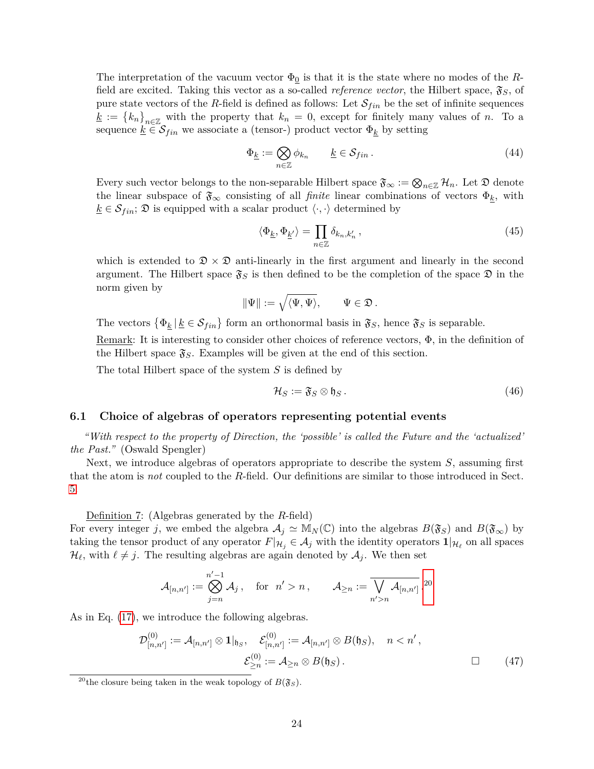The interpretation of the vacuum vector $\Phi_{\underline{0}}$ is that it is the state where no modes of the $R$-field are excited. Taking this vector as a so-called *reference vector*, the Hilbert space, $\mathfrak{F}_S$, of pure state vectors of the $R$-field is defined as follows: Let $\mathcal{S}_{fin}$ be the set of infinite sequences $\underline{k} := \{k_n\}_{n\in\mathbb{Z}}$ with the property that $k_n = 0$, except for finitely many values of $n$. To a sequence $\underline{k} \in \mathcal{S}_{fin}$ we associate a (tensor-) product vector $\Phi_{\underline{k}}$ by setting

$$\Phi_{\underline{k}} := \bigotimes_{n\in\mathbb{Z}} \phi_{k_n} \qquad \underline{k} \in \mathcal{S}_{fin}\,. \tag{44}$$

Every such vector belongs to the non-separable Hilbert space $\mathfrak{F}_\infty := \bigotimes_{n\in\mathbb{Z}} \mathcal{H}_n$. Let $\mathfrak{D}$ denote the linear subspace of $\mathfrak{F}_\infty$ consisting of all *finite* linear combinations of vectors $\Phi_{\underline{k}}$, with $\underline{k} \in \mathcal{S}_{fin}$; $\mathfrak{D}$ is equipped with a scalar product $\langle\cdot,\cdot\rangle$ determined by

$$\langle \Phi_{\underline{k}}, \Phi_{\underline{k}'}\rangle = \prod_{n\in\mathbb{Z}} \delta_{k_n,k'_n}\,, \tag{45}$$

which is extended to $\mathfrak{D}\times\mathfrak{D}$ anti-linearly in the first argument and linearly in the second argument. The Hilbert space $\mathfrak{F}_S$ is then defined to be the completion of the space $\mathfrak{D}$ in the norm given by

$$\|\Psi\| := \sqrt{\langle\Psi,\Psi\rangle}, \qquad \Psi \in \mathfrak{D}\,.$$

The vectors $\{\Phi_{\underline{k}}\,|\,\underline{k}\in\mathcal{S}_{fin}\}$ form an orthonormal basis in $\mathfrak{F}_S$, hence $\mathfrak{F}_S$ is separable.

Remark: It is interesting to consider other choices of reference vectors, $\Phi$, in the definition of the Hilbert space $\mathfrak{F}_S$. Examples will be given at the end of this section.

The total Hilbert space of the system $S$ is defined by

$$\mathcal{H}_S := \mathfrak{F}_S \otimes \mathfrak{h}_S\,. \tag{46}$$

### 6.1 Choice of algebras of operators representing potential events

*"With respect to the property of Direction, the 'possible' is called the Future and the 'actualized' the Past."* (Oswald Spengler)

Next, we introduce algebras of operators appropriate to describe the system $S$, assuming first that the atom is *not* coupled to the $R$-field. Our definitions are similar to those introduced in Sect. 5.

Definition 7: (Algebras generated by the $R$-field)
For every integer $j$, we embed the algebra $\mathcal{A}_j \simeq \mathbb{M}_N(\mathbb{C})$ into the algebras $B(\mathfrak{F}_S)$ and $B(\mathfrak{F}_\infty)$ by taking the tensor product of any operator $F|_{\mathcal{H}_j} \in \mathcal{A}_j$ with the identity operators $\mathbf{1}|_{\mathcal{H}_\ell}$ on all spaces $\mathcal{H}_\ell$, with $\ell \neq j$. The resulting algebras are again denoted by $\mathcal{A}_j$. We then set

$$\mathcal{A}_{[n,n')} := \bigotimes_{j=n}^{n'-1} \mathcal{A}_j\,, \quad \text{for} \;\; n' > n\,, \qquad \mathcal{A}_{\geq n} := \overline{\bigvee_{n'>n} \mathcal{A}_{[n,n')}}\,.\text{[20]}$$

As in Eq. (17), we introduce the following algebras.

$$\mathcal{D}^{(0)}_{[n,n')} := \mathcal{A}_{[n,n')} \otimes \mathbf{1}|_{\mathfrak{h}_S}, \quad \mathcal{E}^{(0)}_{[n,n')} := \mathcal{A}_{[n,n')} \otimes B(\mathfrak{h}_S), \quad n < n'\,,$$
$$\mathcal{E}^{(0)}_{\geq n} := \mathcal{A}_{\geq n} \otimes B(\mathfrak{h}_S)\,. \qquad \square \tag{47}$$

[20] the closure being taken in the weak topology of $B(\mathfrak{F}_S)$.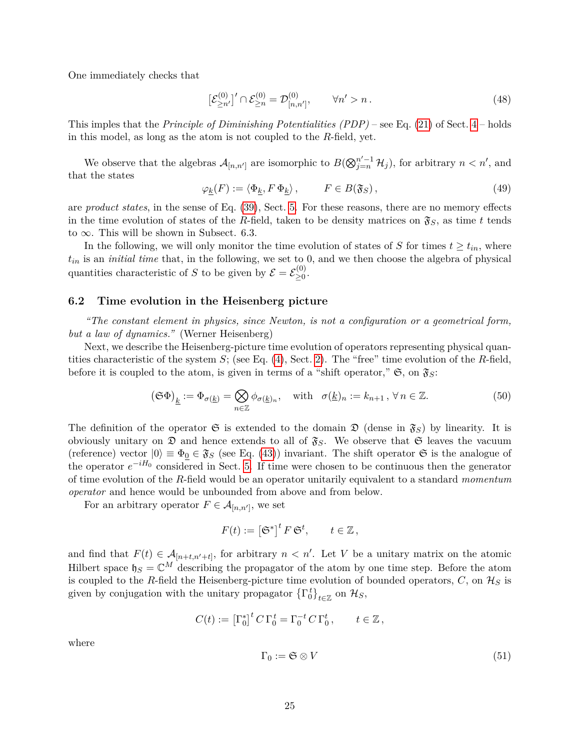One immediately checks that

$$[\mathcal{E}^{(0)}_{\geq n'}]' \cap \mathcal{E}^{(0)}_{\geq n} = \mathcal{D}^{(0)}_{[n,n']}, \qquad \forall n' > n\,. \tag{48}$$

This imples that the *Principle of Diminishing Potentialities (PDP)* – see Eq. (21) of Sect. 4 – holds in this model, as long as the atom is not coupled to the $R$-field, yet.

We observe that the algebras $\mathcal{A}_{[n,n']}$ are isomorphic to $B(\bigotimes_{j=n}^{n'-1}\mathcal{H}_j)$, for arbitrary $n < n'$, and that the states

$$\varphi_{\underline{k}}(F) := \langle \Phi_{\underline{k}}, F\, \Phi_{\underline{k}} \rangle\,, \qquad F \in B(\mathfrak{F}_S)\,, \tag{49}$$

are *product states*, in the sense of Eq. (39), Sect. 5. For these reasons, there are no memory effects in the time evolution of states of the $R$-field, taken to be density matrices on $\mathfrak{F}_S$, as time $t$ tends to $\infty$. This will be shown in Subsect. 6.3.

In the following, we will only monitor the time evolution of states of $S$ for times $t \geq t_{in}$, where $t_{in}$ is an *initial time* that, in the following, we set to 0, and we then choose the algebra of physical quantities characteristic of $S$ to be given by $\mathcal{E} = \mathcal{E}^{(0)}_{\geq 0}$.

### 6.2 Time evolution in the Heisenberg picture

*"The constant element in physics, since Newton, is not a configuration or a geometrical form, but a law of dynamics."* (Werner Heisenberg)

Next, we describe the Heisenberg-picture time evolution of operators representing physical quantities characteristic of the system $S$; (see Eq. (4), Sect. 2). The "free" time evolution of the $R$-field, before it is coupled to the atom, is given in terms of a "shift operator," $\mathfrak{S}$, on $\mathfrak{F}_S$:

$$\big(\mathfrak{S}\Phi\big)_{\underline{k}} := \Phi_{\sigma(\underline{k})} = \bigotimes_{n\in\mathbb{Z}} \phi_{\sigma(\underline{k})_n}, \quad \text{with} \quad \sigma(\underline{k})_n := k_{n+1}\,, \forall\, n \in \mathbb{Z}. \tag{50}$$

The definition of the operator $\mathfrak{S}$ is extended to the domain $\mathfrak{D}$ (dense in $\mathfrak{F}_S$) by linearity. It is obviously unitary on $\mathfrak{D}$ and hence extends to all of $\mathfrak{F}_S$. We observe that $\mathfrak{S}$ leaves the vacuum (reference) vector $|0\rangle \equiv \Phi_{\underline{0}} \in \mathfrak{F}_S$ (see Eq. (43)) invariant. The shift operator $\mathfrak{S}$ is the analogue of the operator $e^{-iH_0}$ considered in Sect. 5. If time were chosen to be continuous then the generator of time evolution of the $R$-field would be an operator unitarily equivalent to a standard *momentum operator* and hence would be unbounded from above and from below.

For an arbitrary operator $F \in \mathcal{A}_{[n,n']}$, we set

$$F(t) := \big[\mathfrak{S}^*\big]^t\, F\, \mathfrak{S}^t, \qquad t \in \mathbb{Z}\,,$$

and find that $F(t) \in \mathcal{A}_{[n+t,n'+t]}$, for arbitrary $n < n'$. Let $V$ be a unitary matrix on the atomic Hilbert space $\mathfrak{h}_S = \mathbb{C}^M$ describing the propagator of the atom by one time step. Before the atom is coupled to the $R$-field the Heisenberg-picture time evolution of bounded operators, $C$, on $\mathcal{H}_S$ is given by conjugation with the unitary propagator $\{\Gamma_0^t\}_{t\in\mathbb{Z}}$ on $\mathcal{H}_S$,

$$C(t) := \big[\Gamma_0^*\big]^t\, C\, \Gamma_0^t = \Gamma_0^{-t}\, C\, \Gamma_0^t\,, \qquad t \in \mathbb{Z}\,,$$

where

$$\Gamma_0 := \mathfrak{S} \otimes V \tag{51}$$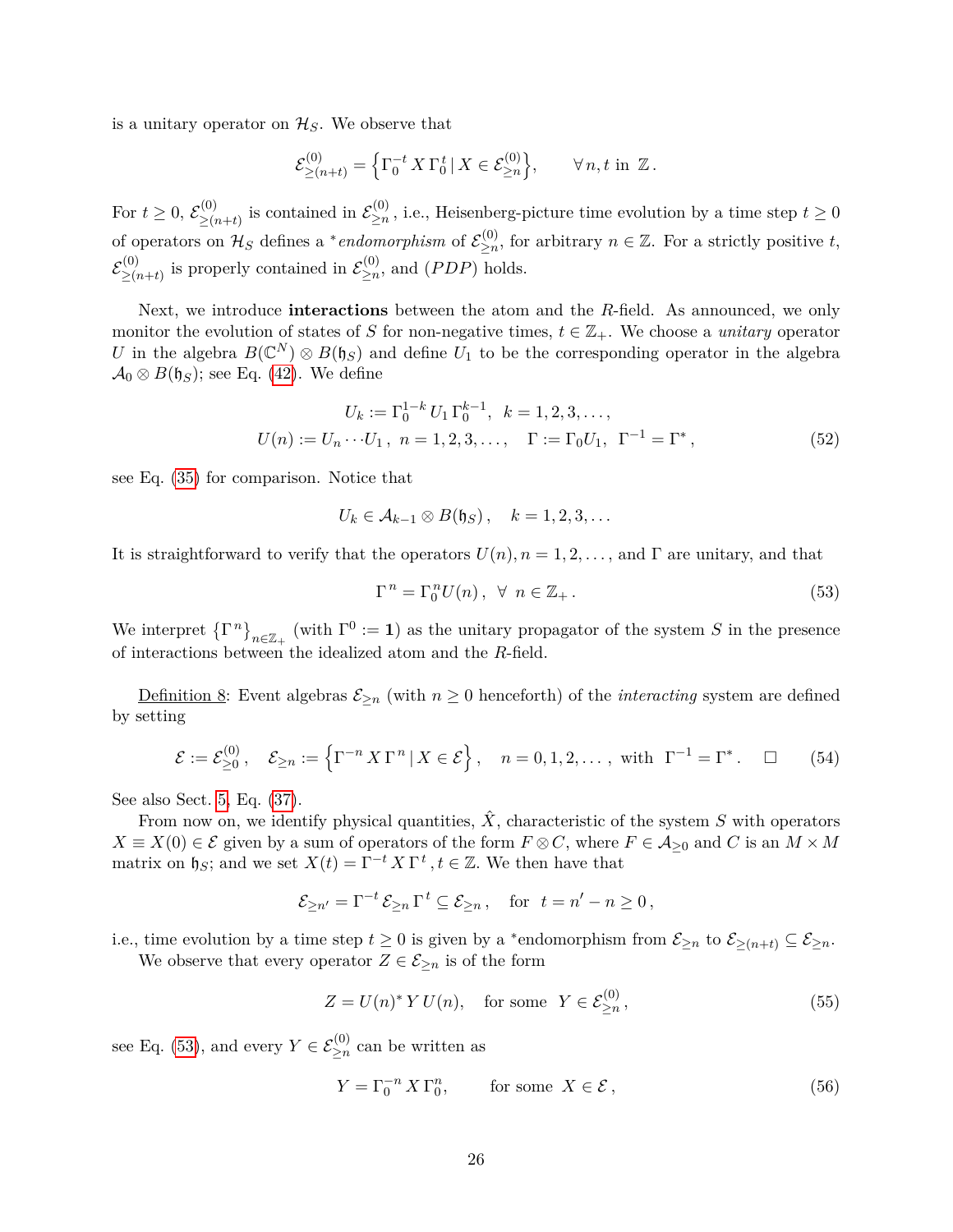is a unitary operator on $\mathcal{H}_S$. We observe that

$$\mathcal{E}^{(0)}_{\geq(n+t)} = \Big\{\Gamma_0^{-t}\, X\, \Gamma_0^{t} \,|\, X \in \mathcal{E}^{(0)}_{\geq n}\Big\}, \qquad \forall\, n, t \text{ in } \mathbb{Z}\,.$$

For $t \geq 0$, $\mathcal{E}^{(0)}_{\geq(n+t)}$ is contained in $\mathcal{E}^{(0)}_{\geq n}$, i.e., Heisenberg-picture time evolution by a time step $t \geq 0$ of operators on $\mathcal{H}_S$ defines a *$^*$endomorphism* of $\mathcal{E}^{(0)}_{\geq n}$, for arbitrary $n \in \mathbb{Z}$. For a strictly positive $t$, $\mathcal{E}^{(0)}_{\geq(n+t)}$ is properly contained in $\mathcal{E}^{(0)}_{\geq n}$, and $(PDP)$ holds.

Next, we introduce **interactions** between the atom and the $R$-field. As announced, we only monitor the evolution of states of $S$ for non-negative times, $t \in \mathbb{Z}_+$. We choose a *unitary* operator $U$ in the algebra $B(\mathbb{C}^N) \otimes B(\mathfrak{h}_S)$ and define $U_1$ to be the corresponding operator in the algebra $\mathcal{A}_0 \otimes B(\mathfrak{h}_S)$; see Eq. (42). We define

$$\begin{aligned} U_k &:= \Gamma_0^{1-k}\, U_1\, \Gamma_0^{k-1}, \;\; k = 1, 2, 3, \dots, \\ U(n) &:= U_n \cdots U_1\,, \;\; n = 1, 2, 3, \dots, \quad \Gamma := \Gamma_0 U_1, \;\; \Gamma^{-1} = \Gamma^*\,, \end{aligned} \tag{52}$$

see Eq. (35) for comparison. Notice that

$$U_k \in \mathcal{A}_{k-1} \otimes B(\mathfrak{h}_S)\,, \quad k = 1, 2, 3, \dots$$

It is straightforward to verify that the operators $U(n), n = 1, 2, \dots,$ and $\Gamma$ are unitary, and that

$$\Gamma^{\,n} = \Gamma_0^n U(n)\,, \;\; \forall \;\; n \in \mathbb{Z}_+\,. \tag{53}$$

We interpret $\{\Gamma^{\,n}\}_{n \in \mathbb{Z}_+}$ (with $\Gamma^0 := \mathbf{1}$) as the unitary propagator of the system $S$ in the presence of interactions between the idealized atom and the $R$-field.

Definition 8: Event algebras $\mathcal{E}_{\geq n}$ (with $n \geq 0$ henceforth) of the *interacting* system are defined by setting

$$\mathcal{E} := \mathcal{E}^{(0)}_{\geq 0}\,, \quad \mathcal{E}_{\geq n} := \Big\{\Gamma^{-n}\, X\, \Gamma^{\,n} \,|\, X \in \mathcal{E}\Big\}\,, \quad n = 0, 1, 2, \dots\,, \text{ with } \; \Gamma^{-1} = \Gamma^*\,. \quad \square \tag{54}$$

See also Sect. 5, Eq. (37).

From now on, we identify physical quantities, $\hat{X}$, characteristic of the system $S$ with operators $X \equiv X(0) \in \mathcal{E}$ given by a sum of operators of the form $F \otimes C$, where $F \in \mathcal{A}_{\geq 0}$ and $C$ is an $M \times M$ matrix on $\mathfrak{h}_S$; and we set $X(t) = \Gamma^{-t}\, X\, \Gamma^{\,t}, t \in \mathbb{Z}$. We then have that

$$\mathcal{E}_{\geq n'} = \Gamma^{-t}\, \mathcal{E}_{\geq n}\, \Gamma^{\,t} \subseteq \mathcal{E}_{\geq n}\,, \quad \text{for} \;\; t = n' - n \geq 0\,,$$

i.e., time evolution by a time step $t \geq 0$ is given by a $^*$endomorphism from $\mathcal{E}_{\geq n}$ to $\mathcal{E}_{\geq(n+t)} \subseteq \mathcal{E}_{\geq n}$.

We observe that every operator $Z \in \mathcal{E}_{\geq n}$ is of the form

$$Z = U(n)^*\, Y\, U(n), \quad \text{for some} \;\; Y \in \mathcal{E}^{(0)}_{\geq n}\,, \tag{55}$$

see Eq. (53), and every $Y \in \mathcal{E}^{(0)}_{\geq n}$ can be written as

$$Y = \Gamma_0^{-n}\, X\, \Gamma_0^{n}, \qquad \text{for some} \;\; X \in \mathcal{E}\,, \tag{56}$$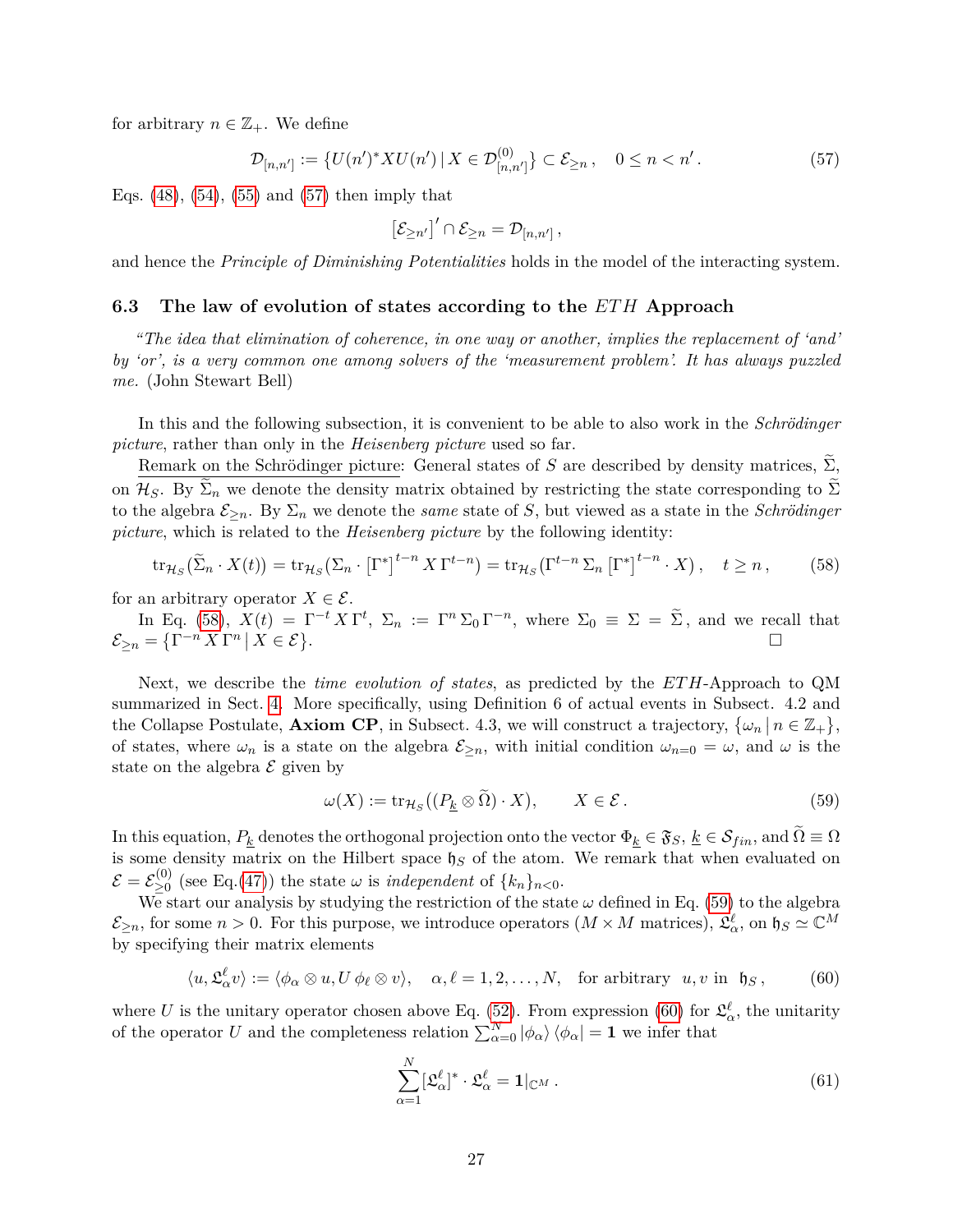for arbitrary $n \in \mathbb{Z}_+$. We define

$$\mathcal{D}_{[n,n']} := \{U(n')^* X U(n') \,|\, X \in \mathcal{D}^{(0)}_{[n,n']}\} \subset \mathcal{E}_{\geq n}\,, \quad 0 \leq n < n'\,. \tag{57}$$

Eqs. (48), (54), (55) and (57) then imply that

$$\left[\mathcal{E}_{\geq n'}\right]' \cap \mathcal{E}_{\geq n} = \mathcal{D}_{[n,n']}\,,$$

and hence the *Principle of Diminishing Potentialities* holds in the model of the interacting system.

### 6.3 The law of evolution of states according to the $ETH$ Approach

*"The idea that elimination of coherence, in one way or another, implies the replacement of 'and' by 'or', is a very common one among solvers of the 'measurement problem'. It has always puzzled me.* (John Stewart Bell)

In this and the following subsection, it is convenient to be able to also work in the *Schrödinger picture*, rather than only in the *Heisenberg picture* used so far.

Remark on the Schrödinger picture: General states of $S$ are described by density matrices, $\widetilde{\Sigma}$, on $\mathcal{H}_S$. By $\widetilde{\Sigma}_n$ we denote the density matrix obtained by restricting the state corresponding to $\widetilde{\Sigma}$ to the algebra $\mathcal{E}_{\geq n}$. By $\Sigma_n$ we denote the *same* state of $S$, but viewed as a state in the *Schrödinger picture*, which is related to the *Heisenberg picture* by the following identity:

$$\mathrm{tr}_{\mathcal{H}_S}(\widetilde{\Sigma}_n \cdot X(t)) = \mathrm{tr}_{\mathcal{H}_S}(\Sigma_n \cdot \left[\Gamma^*\right]^{t-n} X\,\Gamma^{t-n}) = \mathrm{tr}_{\mathcal{H}_S}(\Gamma^{t-n}\,\Sigma_n \left[\Gamma^*\right]^{t-n} \cdot X)\,, \quad t \geq n\,, \tag{58}$$

for an arbitrary operator $X \in \mathcal{E}$.

In Eq. (58), $X(t) = \Gamma^{-t}\,X\,\Gamma^t$, $\Sigma_n := \Gamma^n\,\Sigma_0\,\Gamma^{-n}$, where $\Sigma_0 \equiv \Sigma = \widetilde{\Sigma}$, and we recall that $\mathcal{E}_{\geq n} = \{\Gamma^{-n}\,X\,\Gamma^n \,|\, X \in \mathcal{E}\}$. □

Next, we describe the *time evolution of states*, as predicted by the $ETH$-Approach to QM summarized in Sect. 4. More specifically, using Definition 6 of actual events in Subsect. 4.2 and the Collapse Postulate, **Axiom CP**, in Subsect. 4.3, we will construct a trajectory, $\{\omega_n \,|\, n \in \mathbb{Z}_+\}$, of states, where $\omega_n$ is a state on the algebra $\mathcal{E}_{\geq n}$, with initial condition $\omega_{n=0} = \omega$, and $\omega$ is the state on the algebra $\mathcal{E}$ given by

$$\omega(X) := \mathrm{tr}_{\mathcal{H}_S}((P_{\underline{k}} \otimes \widetilde{\Omega}) \cdot X), \qquad X \in \mathcal{E}\,. \tag{59}$$

In this equation, $P_{\underline{k}}$ denotes the orthogonal projection onto the vector $\Phi_{\underline{k}} \in \mathfrak{F}_S$, $\underline{k} \in \mathcal{S}_{fin}$, and $\widetilde{\Omega} \equiv \Omega$ is some density matrix on the Hilbert space $\mathfrak{h}_S$ of the atom. We remark that when evaluated on $\mathcal{E} = \mathcal{E}^{(0)}_{\geq 0}$ (see Eq.(47)) the state $\omega$ is *independent* of $\{k_n\}_{n<0}$.

We start our analysis by studying the restriction of the state $\omega$ defined in Eq. (59) to the algebra $\mathcal{E}_{\geq n}$, for some $n > 0$. For this purpose, we introduce operators ($M \times M$ matrices), $\mathfrak{L}^{\ell}_{\alpha}$, on $\mathfrak{h}_S \simeq \mathbb{C}^M$ by specifying their matrix elements

$$\langle u, \mathfrak{L}^{\ell}_{\alpha} v\rangle := \langle \phi_\alpha \otimes u, U\,\phi_\ell \otimes v\rangle, \quad \alpha, \ell = 1, 2, \ldots, N, \quad \text{for arbitrary} \;\; u, v \text{ in } \;\mathfrak{h}_S\,, \tag{60}$$

where $U$ is the unitary operator chosen above Eq. (52). From expression (60) for $\mathfrak{L}^{\ell}_{\alpha}$, the unitarity of the operator $U$ and the completeness relation $\sum_{\alpha=0}^{N} |\phi_\alpha\rangle\,\langle\phi_\alpha| = \mathbf{1}$ we infer that

$$\sum_{\alpha=1}^{N} [\mathfrak{L}^{\ell}_{\alpha}]^* \cdot \mathfrak{L}^{\ell}_{\alpha} = \mathbf{1}|_{\mathbb{C}^M}\,. \tag{61}$$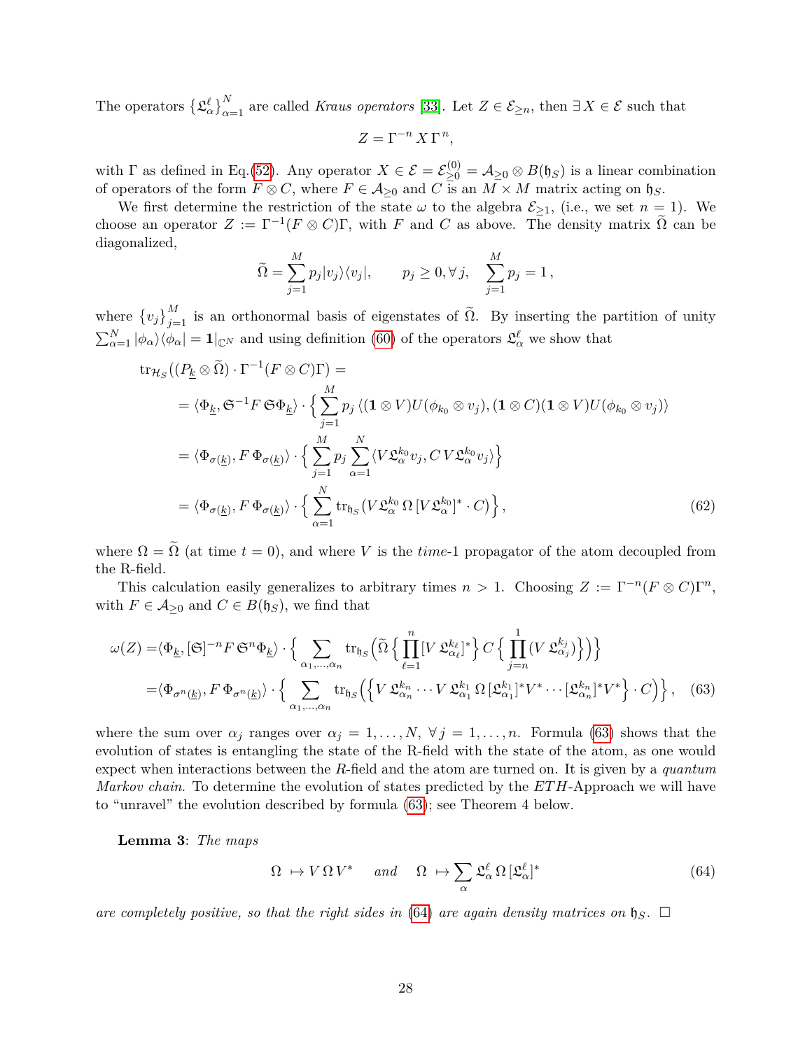The operators $\{\mathfrak{L}_\alpha^\ell\}_{\alpha=1}^N$ are called *Kraus operators* [33]. Let $Z \in \mathcal{E}_{\geq n}$, then $\exists\, X \in \mathcal{E}$ such that

$$Z = \Gamma^{-n}\, X\, \Gamma^n,$$

with $\Gamma$ as defined in Eq.(52). Any operator $X \in \mathcal{E} = \mathcal{E}_{\geq 0}^{(0)} = \mathcal{A}_{\geq 0} \otimes B(\mathfrak{h}_S)$ is a linear combination of operators of the form $F \otimes C$, where $F \in \mathcal{A}_{\geq 0}$ and $C$ is an $M \times M$ matrix acting on $\mathfrak{h}_S$.

We first determine the restriction of the state $\omega$ to the algebra $\mathcal{E}_{\geq 1}$, (i.e., we set $n = 1$). We choose an operator $Z := \Gamma^{-1}(F \otimes C)\Gamma$, with $F$ and $C$ as above. The density matrix $\widetilde{\Omega}$ can be diagonalized,

$$\widetilde{\Omega} = \sum_{j=1}^M p_j |v_j\rangle\langle v_j|, \qquad p_j \geq 0, \forall\, j, \quad \sum_{j=1}^M p_j = 1\,,$$

where $\{v_j\}_{j=1}^M$ is an orthonormal basis of eigenstates of $\widetilde{\Omega}$. By inserting the partition of unity $\sum_{\alpha=1}^N |\phi_\alpha\rangle\langle\phi_\alpha| = \mathbf{1}|_{\mathbb{C}^N}$ and using definition (60) of the operators $\mathfrak{L}_\alpha^\ell$ we show that

$$\begin{aligned}
&\mathrm{tr}_{\mathcal{H}_S}\big((P_{\underline{k}} \otimes \widetilde{\Omega}) \cdot \Gamma^{-1}(F \otimes C)\Gamma\big) = \\
&= \langle \Phi_{\underline{k}}, \mathfrak{S}^{-1} F\, \mathfrak{S}\Phi_{\underline{k}}\rangle \cdot \Big\{ \sum_{j=1}^M p_j\, \langle (\mathbf{1}\otimes V)U(\phi_{k_0}\otimes v_j), (\mathbf{1}\otimes C)(\mathbf{1}\otimes V)U(\phi_{k_0}\otimes v_j)\rangle \\
&= \langle \Phi_{\sigma(\underline{k})}, F\, \Phi_{\sigma(\underline{k})}\rangle \cdot \Big\{ \sum_{j=1}^M p_j \sum_{\alpha=1}^N \langle V\mathfrak{L}_\alpha^{k_0} v_j, C\, V\mathfrak{L}_\alpha^{k_0} v_j\rangle \Big\} \\
&= \langle \Phi_{\sigma(\underline{k})}, F\, \Phi_{\sigma(\underline{k})}\rangle \cdot \Big\{ \sum_{\alpha=1}^N \mathrm{tr}_{\mathfrak{h}_S}\big(V\mathfrak{L}_\alpha^{k_0}\, \Omega\, [V\mathfrak{L}_\alpha^{k_0}]^* \cdot C\big) \Big\},
\end{aligned} \tag{62}$$

where $\Omega = \widetilde{\Omega}$ (at time $t = 0$), and where $V$ is the *time*-1 propagator of the atom decoupled from the R-field.

This calculation easily generalizes to arbitrary times $n > 1$. Choosing $Z := \Gamma^{-n}(F \otimes C)\Gamma^n$, with $F \in \mathcal{A}_{\geq 0}$ and $C \in B(\mathfrak{h}_S)$, we find that

$$\begin{aligned}
\omega(Z) =& \langle \Phi_{\underline{k}}, [\mathfrak{S}]^{-n} F\, \mathfrak{S}^n \Phi_{\underline{k}}\rangle \cdot \Big\{ \sum_{\alpha_1,\dots,\alpha_n} \mathrm{tr}_{\mathfrak{h}_S}\Big(\widetilde{\Omega}\, \Big\{ \prod_{\ell=1}^n [V\,\mathfrak{L}_{\alpha_\ell}^{k_\ell}]^* \Big\}\, C\, \Big\{ \prod_{j=n}^1 (V\,\mathfrak{L}_{\alpha_j}^{k_j}) \Big\}\Big)\Big\} \\
=& \langle \Phi_{\sigma^n(\underline{k})}, F\, \Phi_{\sigma^n(\underline{k})}\rangle \cdot \Big\{ \sum_{\alpha_1,\dots,\alpha_n} \mathrm{tr}_{\mathfrak{h}_S}\Big(\Big\{ V\,\mathfrak{L}_{\alpha_n}^{k_n} \cdots V\,\mathfrak{L}_{\alpha_1}^{k_1}\, \Omega\, [\mathfrak{L}_{\alpha_1}^{k_1}]^* V^* \cdots [\mathfrak{L}_{\alpha_n}^{k_n}]^* V^* \Big\} \cdot C\Big)\Big\},
\end{aligned} \tag{63}$$

where the sum over $\alpha_j$ ranges over $\alpha_j = 1, \dots, N$, $\forall\, j = 1, \dots, n$. Formula (63) shows that the evolution of states is entangling the state of the R-field with the state of the atom, as one would expect when interactions between the $R$-field and the atom are turned on. It is given by a *quantum Markov chain.* To determine the evolution of states predicted by the *ETH*-Approach we will have to "unravel" the evolution described by formula (63); see Theorem 4 below.

**Lemma 3**: *The maps*

$$\Omega \;\mapsto V\,\Omega\, V^* \quad \textit{and} \quad \Omega \;\mapsto \sum_\alpha \mathfrak{L}_\alpha^\ell\, \Omega\, [\mathfrak{L}_\alpha^\ell]^* \tag{64}$$

*are completely positive, so that the right sides in (64) are again density matrices on $\mathfrak{h}_S$.* $\square$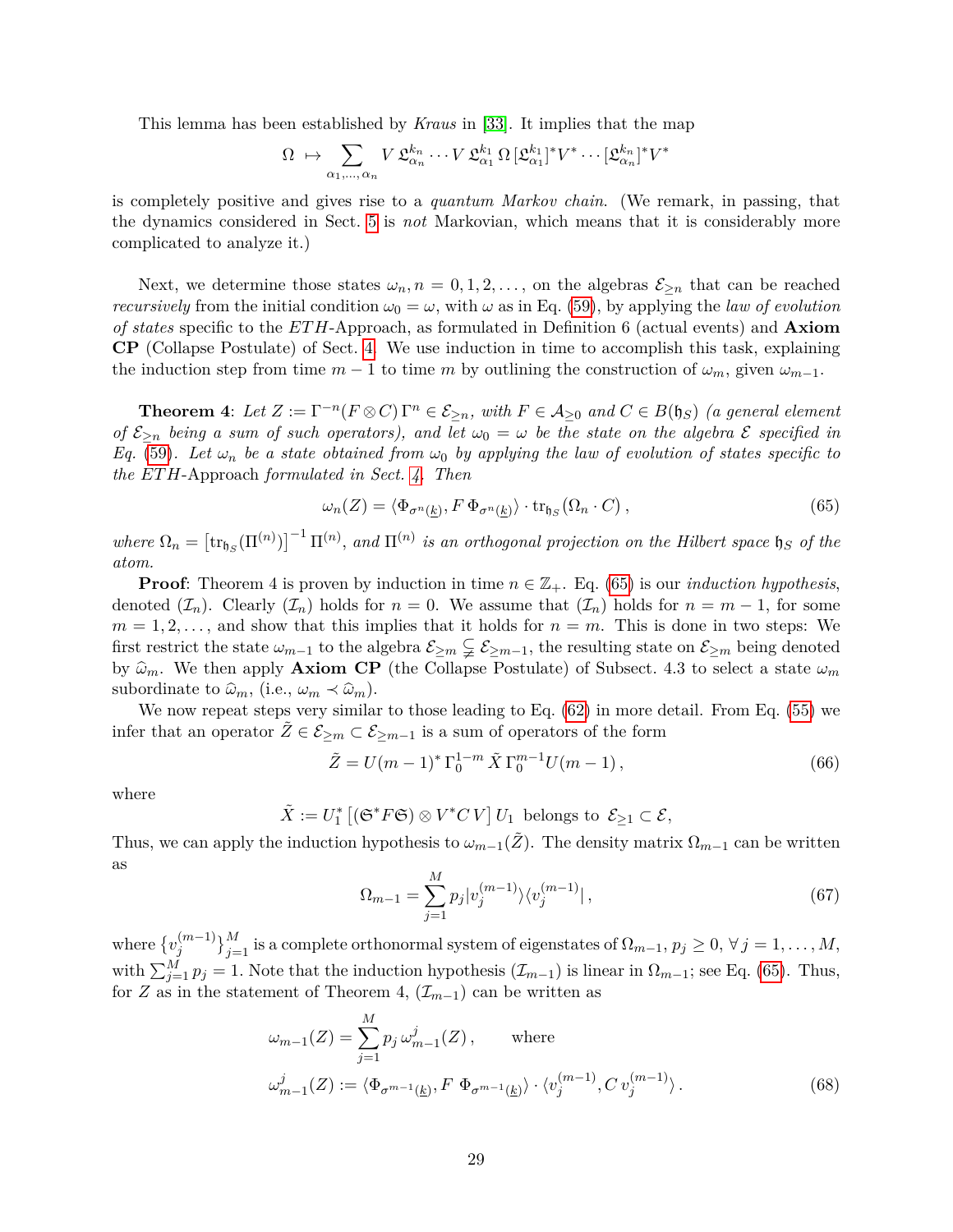This lemma has been established by *Kraus* in [33]. It implies that the map

$$\Omega \;\mapsto \sum_{\alpha_1,\ldots,\alpha_n} V\,\mathfrak{L}^{k_n}_{\alpha_n}\cdots V\,\mathfrak{L}^{k_1}_{\alpha_1}\,\Omega\,[\mathfrak{L}^{k_1}_{\alpha_1}]^* V^* \cdots [\mathfrak{L}^{k_n}_{\alpha_n}]^* V^*$$

is completely positive and gives rise to a *quantum Markov chain*. (We remark, in passing, that the dynamics considered in Sect. 5 is *not* Markovian, which means that it is considerably more complicated to analyze it.)

Next, we determine those states $\omega_n, n = 0, 1, 2, \ldots$, on the algebras $\mathcal{E}_{\geq n}$ that can be reached *recursively* from the initial condition $\omega_0 = \omega$, with $\omega$ as in Eq. (59), by applying the *law of evolution of states* specific to the *ETH*-Approach, as formulated in Definition 6 (actual events) and **Axiom CP** (Collapse Postulate) of Sect. 4. We use induction in time to accomplish this task, explaining the induction step from time $m-1$ to time $m$ by outlining the construction of $\omega_m$, given $\omega_{m-1}$.

**Theorem 4**: *Let $Z := \Gamma^{-n}(F \otimes C)\,\Gamma^n \in \mathcal{E}_{\geq n}$, with $F \in \mathcal{A}_{\geq 0}$ and $C \in B(\mathfrak{h}_S)$ (a general element of $\mathcal{E}_{\geq n}$ being a sum of such operators), and let $\omega_0 = \omega$ be the state on the algebra $\mathcal{E}$ specified in Eq. (59). Let $\omega_n$ be a state obtained from $\omega_0$ by applying the law of evolution of states specific to the ETH-Approach formulated in Sect. 4. Then*

$$\omega_n(Z) = \langle \Phi_{\sigma^n(\underline{k})}, F\,\Phi_{\sigma^n(\underline{k})}\rangle \cdot \mathrm{tr}_{\mathfrak{h}_S}(\Omega_n \cdot C)\,, \tag{65}$$

*where $\Omega_n = \left[\mathrm{tr}_{\mathfrak{h}_S}(\Pi^{(n)})\right]^{-1}\Pi^{(n)}$, and $\Pi^{(n)}$ is an orthogonal projection on the Hilbert space $\mathfrak{h}_S$ of the atom.*

**Proof**: Theorem 4 is proven by induction in time $n \in \mathbb{Z}_+$. Eq. (65) is our *induction hypothesis*, denoted $(\mathcal{I}_n)$. Clearly $(\mathcal{I}_n)$ holds for $n = 0$. We assume that $(\mathcal{I}_n)$ holds for $n = m-1$, for some $m = 1, 2, \ldots$, and show that this implies that it holds for $n = m$. This is done in two steps: We first restrict the state $\omega_{m-1}$ to the algebra $\mathcal{E}_{\geq m} \subsetneqq \mathcal{E}_{\geq m-1}$, the resulting state on $\mathcal{E}_{\geq m}$ being denoted by $\widehat{\omega}_m$. We then apply **Axiom CP** (the Collapse Postulate) of Subsect. 4.3 to select a state $\omega_m$ subordinate to $\widehat{\omega}_m$, (i.e., $\omega_m \prec \widehat{\omega}_m$).

We now repeat steps very similar to those leading to Eq. (62) in more detail. From Eq. (55) we infer that an operator $\tilde{Z} \in \mathcal{E}_{\geq m} \subset \mathcal{E}_{\geq m-1}$ is a sum of operators of the form

$$\tilde{Z} = U(m-1)^*\,\Gamma_0^{1-m}\,\tilde{X}\,\Gamma_0^{m-1} U(m-1)\,, \tag{66}$$

where

$$\tilde{X} := U_1^*\left[(\mathfrak{S}^* F \mathfrak{S}) \otimes V^* C\, V\right] U_1 \text{ belongs to } \mathcal{E}_{\geq 1} \subset \mathcal{E},$$

Thus, we can apply the induction hypothesis to $\omega_{m-1}(\tilde{Z})$. The density matrix $\Omega_{m-1}$ can be written as

$$\Omega_{m-1} = \sum_{j=1}^{M} p_j |v_j^{(m-1)}\rangle\langle v_j^{(m-1)}|\,, \tag{67}$$

where $\{v_j^{(m-1)}\}_{j=1}^M$ is a complete orthonormal system of eigenstates of $\Omega_{m-1}$, $p_j \geq 0$, $\forall\, j = 1, \ldots, M$, with $\sum_{j=1}^M p_j = 1$. Note that the induction hypothesis $(\mathcal{I}_{m-1})$ is linear in $\Omega_{m-1}$; see Eq. (65). Thus, for $Z$ as in the statement of Theorem 4, $(\mathcal{I}_{m-1})$ can be written as

$$\omega_{m-1}(Z) = \sum_{j=1}^{M} p_j\, \omega^j_{m-1}(Z)\,, \qquad \text{where}$$

$$\omega^j_{m-1}(Z) := \langle \Phi_{\sigma^{m-1}(\underline{k})}, F\;\Phi_{\sigma^{m-1}(\underline{k})}\rangle \cdot \langle v_j^{(m-1)}, C\, v_j^{(m-1)}\rangle\,. \tag{68}$$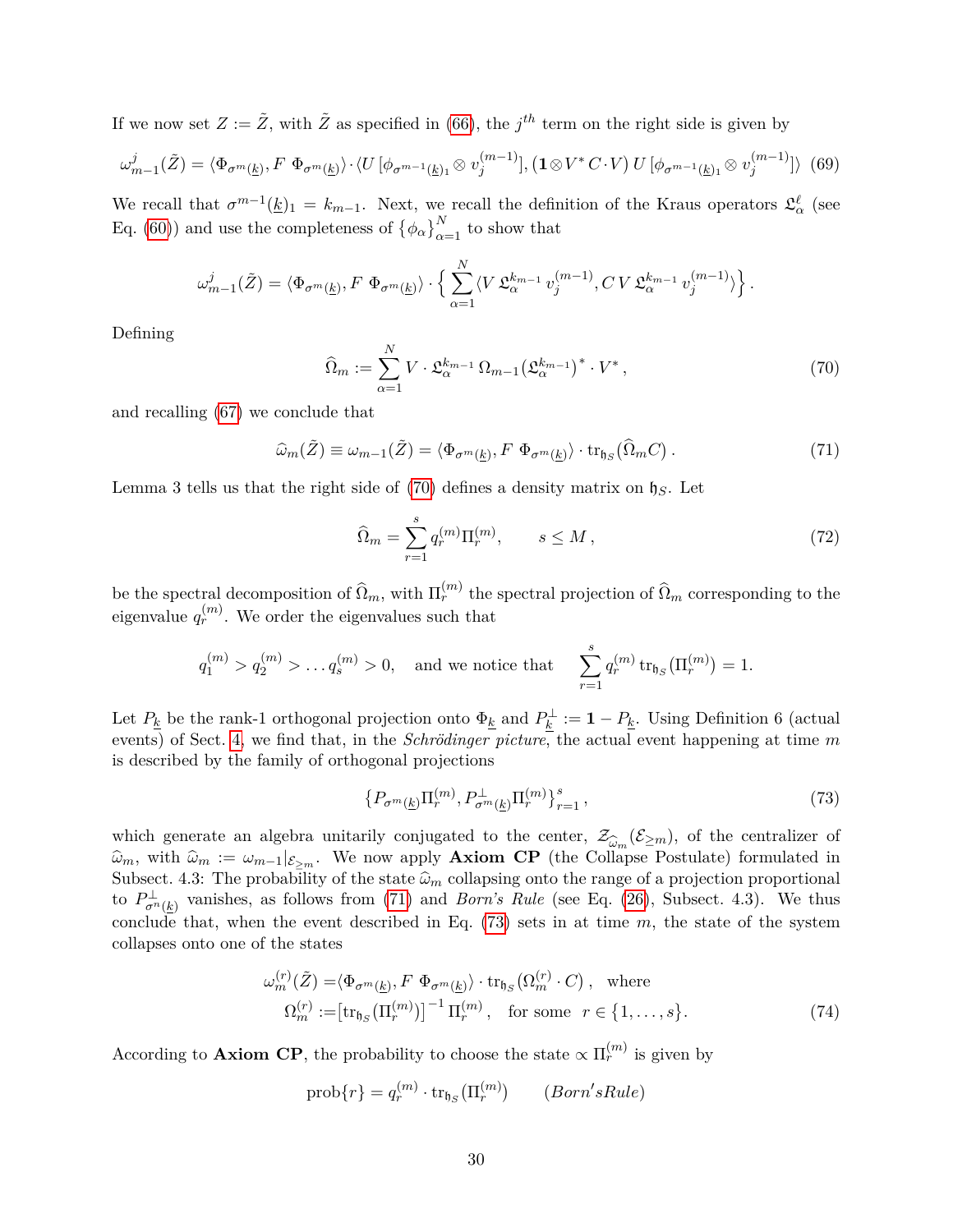If we now set $Z := \tilde{Z}$, with $\tilde{Z}$ as specified in (66), the $j^{th}$ term on the right side is given by

$$\omega^j_{m-1}(\tilde{Z}) = \langle \Phi_{\sigma^m(\underline{k})}, F\ \Phi_{\sigma^m(\underline{k})}\rangle \cdot \langle U\,[\phi_{\sigma^{m-1}(\underline{k})_1} \otimes v^{(m-1)}_j], (\mathbf{1} \otimes V^* \, C \cdot V)\, U\,[\phi_{\sigma^{m-1}(\underline{k})_1} \otimes v^{(m-1)}_j]\rangle \tag{69}$$

We recall that $\sigma^{m-1}(\underline{k})_1 = k_{m-1}$. Next, we recall the definition of the Kraus operators $\mathfrak{L}^{\ell}_{\alpha}$ (see Eq. (60)) and use the completeness of $\{\phi_\alpha\}_{\alpha=1}^N$ to show that

$$\omega^j_{m-1}(\tilde{Z}) = \langle \Phi_{\sigma^m(\underline{k})}, F\ \Phi_{\sigma^m(\underline{k})}\rangle \cdot \Big\{ \sum_{\alpha=1}^{N} \langle V\, \mathfrak{L}^{k_{m-1}}_{\alpha}\, v^{(m-1)}_j, C\, V\, \mathfrak{L}^{k_{m-1}}_{\alpha}\, v^{(m-1)}_j\rangle \Big\}.$$

Defining

$$\widehat{\Omega}_m := \sum_{\alpha=1}^{N} V \cdot \mathfrak{L}^{k_{m-1}}_{\alpha}\, \Omega_{m-1} \big(\mathfrak{L}^{k_{m-1}}_{\alpha}\big)^* \cdot V^*\,, \tag{70}$$

and recalling (67) we conclude that

$$\widehat{\omega}_m(\tilde{Z}) \equiv \omega_{m-1}(\tilde{Z}) = \langle \Phi_{\sigma^m(\underline{k})}, F\ \Phi_{\sigma^m(\underline{k})}\rangle \cdot \mathrm{tr}_{\mathfrak{h}_S}(\widehat{\Omega}_m C)\,. \tag{71}$$

Lemma 3 tells us that the right side of (70) defines a density matrix on $\mathfrak{h}_S$. Let

$$\widehat{\Omega}_m = \sum_{r=1}^{s} q^{(m)}_r \Pi^{(m)}_r, \qquad s \leq M\,, \tag{72}$$

be the spectral decomposition of $\widehat{\Omega}_m$, with $\Pi^{(m)}_r$ the spectral projection of $\widehat{\Omega}_m$ corresponding to the eigenvalue $q^{(m)}_r$. We order the eigenvalues such that

$$q^{(m)}_1 > q^{(m)}_2 > \dots q^{(m)}_s > 0, \quad \text{and we notice that} \quad \sum_{r=1}^{s} q^{(m)}_r\, \mathrm{tr}_{\mathfrak{h}_S}(\Pi^{(m)}_r) = 1.$$

Let $P_{\underline{k}}$ be the rank-1 orthogonal projection onto $\Phi_{\underline{k}}$ and $P^{\perp}_{\underline{k}} := \mathbf{1} - P_{\underline{k}}$. Using Definition 6 (actual events) of Sect. 4, we find that, in the *Schrödinger picture*, the actual event happening at time $m$ is described by the family of orthogonal projections

$$\{P_{\sigma^m(\underline{k})}\Pi^{(m)}_r, P^{\perp}_{\sigma^m(\underline{k})}\Pi^{(m)}_r\}_{r=1}^{s}\,, \tag{73}$$

which generate an algebra unitarily conjugated to the center, $\mathcal{Z}_{\widehat{\omega}_m}(\mathcal{E}_{\geq m})$, of the centralizer of $\widehat{\omega}_m$, with $\widehat{\omega}_m := \omega_{m-1}|_{\mathcal{E}_{\geq m}}$. We now apply **Axiom CP** (the Collapse Postulate) formulated in Subsect. 4.3: The probability of the state $\widehat{\omega}_m$ collapsing onto the range of a projection proportional to $P^{\perp}_{\sigma^n(\underline{k})}$ vanishes, as follows from (71) and *Born's Rule* (see Eq. (26), Subsect. 4.3). We thus conclude that, when the event described in Eq. (73) sets in at time $m$, the state of the system collapses onto one of the states

$$\begin{aligned} \omega^{(r)}_m(\tilde{Z}) =& \langle \Phi_{\sigma^m(\underline{k})}, F\ \Phi_{\sigma^m(\underline{k})}\rangle \cdot \mathrm{tr}_{\mathfrak{h}_S}(\Omega^{(r)}_m \cdot C)\,, \quad \text{where} \\ \Omega^{(r)}_m :=& \big[\mathrm{tr}_{\mathfrak{h}_S}(\Pi^{(m)}_r)\big]^{-1}\, \Pi^{(m)}_r\,, \quad \text{for some} \ \ r \in \{1, \dots, s\}. \end{aligned} \tag{74}$$

According to **Axiom CP**, the probability to choose the state $\propto \Pi^{(m)}_r$ is given by

$$\mathrm{prob}\{r\} = q^{(m)}_r \cdot \mathrm{tr}_{\mathfrak{h}_S}(\Pi^{(m)}_r) \qquad (Born's Rule)$$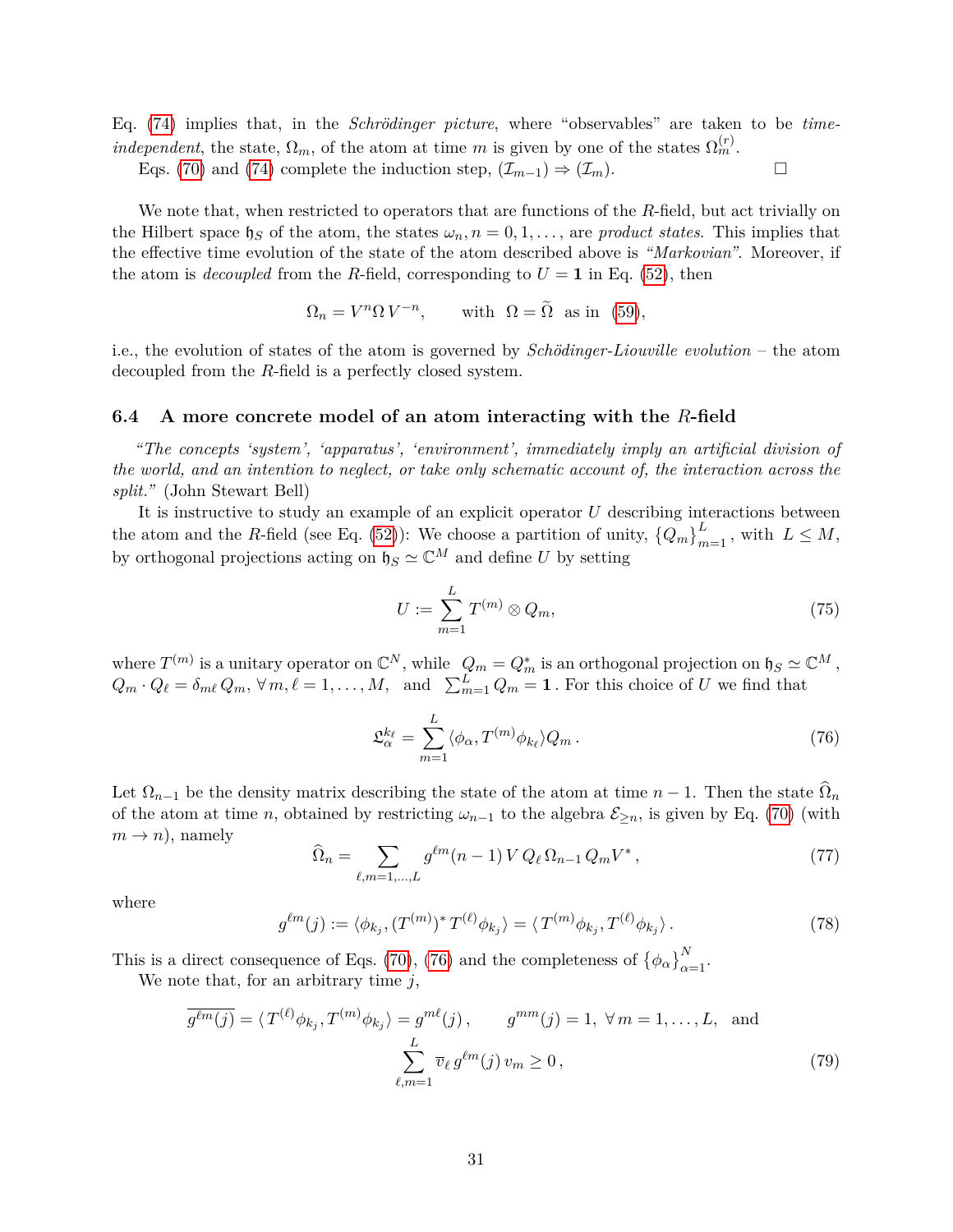Eq. (74) implies that, in the *Schrödinger picture*, where "observables" are taken to be *time-independent*, the state, $\Omega_m$, of the atom at time $m$ is given by one of the states $\Omega_m^{(r)}$.

Eqs. (70) and (74) complete the induction step, $(\mathcal{I}_{m-1}) \Rightarrow (\mathcal{I}_m)$. □

We note that, when restricted to operators that are functions of the $R$-field, but act trivially on the Hilbert space $\mathfrak{h}_S$ of the atom, the states $\omega_n, n = 0, 1, \ldots$, are *product states*. This implies that the effective time evolution of the state of the atom described above is *"Markovian"*. Moreover, if the atom is *decoupled* from the $R$-field, corresponding to $U = \mathbf{1}$ in Eq. (52), then

$$\Omega_n = V^n \Omega\, V^{-n}, \qquad \text{with } \; \Omega = \widetilde{\Omega} \;\text{ as in }\; (59),$$

i.e., the evolution of states of the atom is governed by *Schödinger-Liouville evolution* – the atom decoupled from the $R$-field is a perfectly closed system.

### 6.4 A more concrete model of an atom interacting with the $R$-field

*"The concepts 'system', 'apparatus', 'environment', immediately imply an artificial division of the world, and an intention to neglect, or take only schematic account of, the interaction across the split."* (John Stewart Bell)

It is instructive to study an example of an explicit operator $U$ describing interactions between the atom and the $R$-field (see Eq. (52)): We choose a partition of unity, $\{Q_m\}_{m=1}^{L}$, with $L \leq M$, by orthogonal projections acting on $\mathfrak{h}_S \simeq \mathbb{C}^M$ and define $U$ by setting

$$U := \sum_{m=1}^{L} T^{(m)} \otimes Q_m, \tag{75}$$

where $T^{(m)}$ is a unitary operator on $\mathbb{C}^N$, while $Q_m = Q_m^*$ is an orthogonal projection on $\mathfrak{h}_S \simeq \mathbb{C}^M$, $Q_m \cdot Q_\ell = \delta_{m\ell}\, Q_m, \; \forall\, m, \ell = 1, \ldots, M$, and $\sum_{m=1}^{L} Q_m = \mathbf{1}$. For this choice of $U$ we find that

$$\mathfrak{L}_\alpha^{k_\ell} = \sum_{m=1}^{L} \langle \phi_\alpha, T^{(m)} \phi_{k_\ell} \rangle Q_m \,. \tag{76}$$

Let $\Omega_{n-1}$ be the density matrix describing the state of the atom at time $n-1$. Then the state $\widehat{\Omega}_n$ of the atom at time $n$, obtained by restricting $\omega_{n-1}$ to the algebra $\mathcal{E}_{\geq n}$, is given by Eq. (70) (with $m \to n$), namely

$$\widehat{\Omega}_n = \sum_{\ell, m = 1, \ldots, L} g^{\ell m}(n-1)\, V\, Q_\ell\, \Omega_{n-1}\, Q_m V^* \,, \tag{77}$$

where

$$g^{\ell m}(j) := \langle \phi_{k_j}, (T^{(m)})^* T^{(\ell)} \phi_{k_j} \rangle = \langle T^{(m)} \phi_{k_j}, T^{(\ell)} \phi_{k_j} \rangle \,. \tag{78}$$

This is a direct consequence of Eqs. (70), (76) and the completeness of $\{\phi_\alpha\}_{\alpha=1}^{N}$.

We note that, for an arbitrary time $j$,

$$\overline{g^{\ell m}(j)} = \langle T^{(\ell)} \phi_{k_j}, T^{(m)} \phi_{k_j} \rangle = g^{m\ell}(j)\,, \qquad g^{mm}(j) = 1, \; \forall\, m = 1, \ldots, L, \;\text{ and}$$
$$\sum_{\ell, m=1}^{L} \overline{v}_\ell\, g^{\ell m}(j)\, v_m \geq 0 \,, \tag{79}$$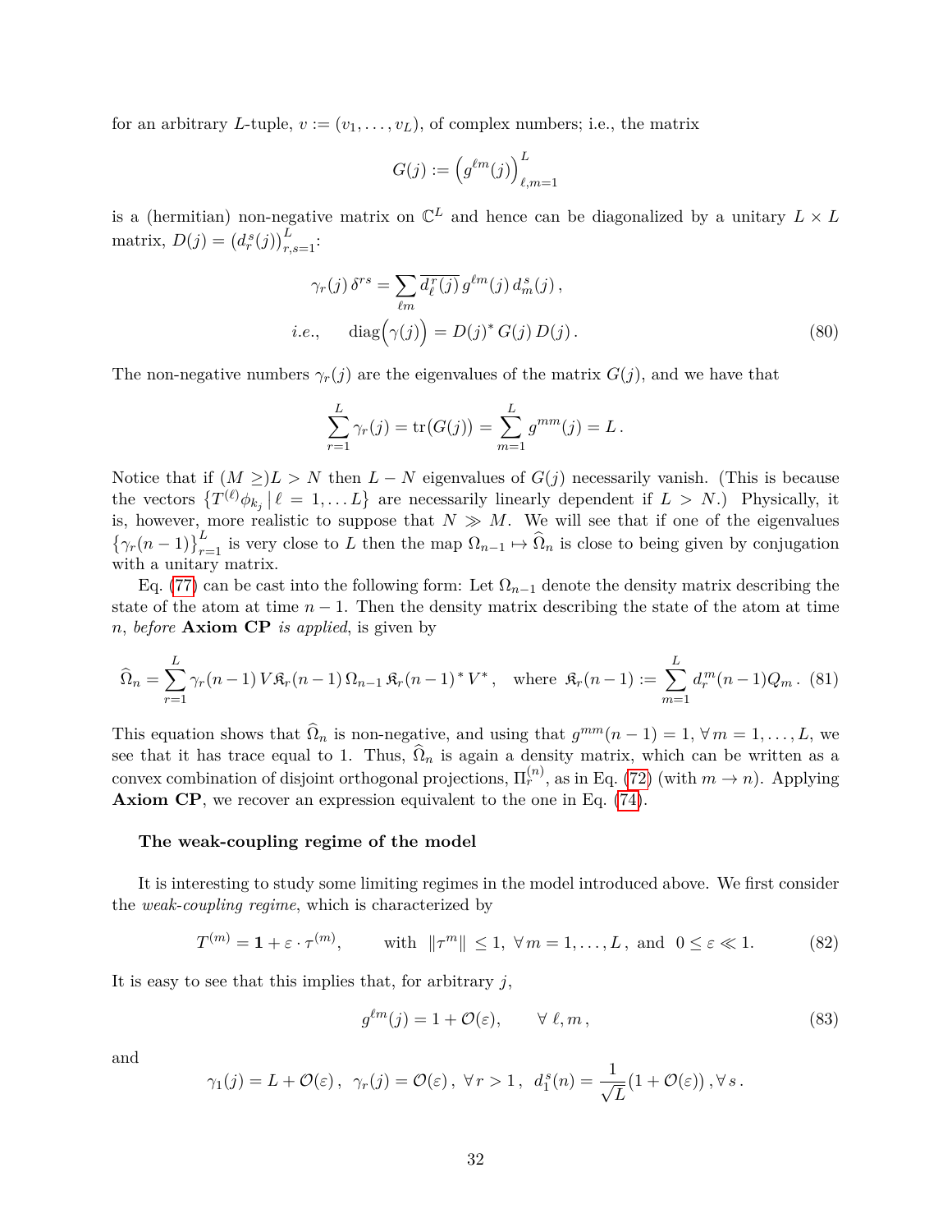for an arbitrary $L$-tuple, $v := (v_1, \ldots, v_L)$, of complex numbers; i.e., the matrix

$$G(j) := \Big(g^{\ell m}(j)\Big)_{\ell,m=1}^{L}$$

is a (hermitian) non-negative matrix on $\mathbb{C}^L$ and hence can be diagonalized by a unitary $L \times L$ matrix, $D(j) = \big(d_r^s(j)\big)_{r,s=1}^{L}$:

$$\gamma_r(j)\,\delta^{rs} = \sum_{\ell m} \overline{d_\ell^r(j)}\, g^{\ell m}(j)\, d_m^s(j)\,,$$
$$i.e., \qquad \mathrm{diag}\Big(\gamma(j)\Big) = D(j)^*\, G(j)\, D(j)\,. \tag{80}$$

The non-negative numbers $\gamma_r(j)$ are the eigenvalues of the matrix $G(j)$, and we have that

$$\sum_{r=1}^{L} \gamma_r(j) = \mathrm{tr}\big(G(j)\big) = \sum_{m=1}^{L} g^{mm}(j) = L\,.$$

Notice that if $(M \geq) L > N$ then $L - N$ eigenvalues of $G(j)$ necessarily vanish. (This is because the vectors $\{T^{(\ell)}\phi_{k_j} \,|\, \ell = 1, \ldots L\}$ are necessarily linearly dependent if $L > N$.) Physically, it is, however, more realistic to suppose that $N \gg M$. We will see that if one of the eigenvalues $\{\gamma_r(n-1)\}_{r=1}^{L}$ is very close to $L$ then the map $\Omega_{n-1} \mapsto \widehat{\Omega}_n$ is close to being given by conjugation with a unitary matrix.

Eq. (77) can be cast into the following form: Let $\Omega_{n-1}$ denote the density matrix describing the state of the atom at time $n-1$. Then the density matrix describing the state of the atom at time $n$, *before* **Axiom CP** *is applied*, is given by

$$\widehat{\Omega}_n = \sum_{r=1}^{L} \gamma_r(n-1)\, V \mathfrak{K}_r(n-1)\, \Omega_{n-1}\, \mathfrak{K}_r(n-1)^*\, V^*\,, \quad \text{where } \mathfrak{K}_r(n-1) := \sum_{m=1}^{L} d_r^m(n-1) Q_m\,. \tag{81}$$

This equation shows that $\widehat{\Omega}_n$ is non-negative, and using that $g^{mm}(n-1) = 1$, $\forall\, m = 1, \ldots, L$, we see that it has trace equal to 1. Thus, $\widehat{\Omega}_n$ is again a density matrix, which can be written as a convex combination of disjoint orthogonal projections, $\Pi_r^{(n)}$, as in Eq. (72) (with $m \to n$). Applying **Axiom CP**, we recover an expression equivalent to the one in Eq. (74).

#### The weak-coupling regime of the model

It is interesting to study some limiting regimes in the model introduced above. We first consider the *weak-coupling regime*, which is characterized by

$$T^{(m)} = \mathbf{1} + \varepsilon \cdot \tau^{(m)}, \qquad \text{with } \ \|\tau^m\| \leq 1,\ \forall\, m = 1, \ldots, L\,, \text{ and } \ 0 \leq \varepsilon \ll 1. \tag{82}$$

It is easy to see that this implies that, for arbitrary $j$,

$$g^{\ell m}(j) = 1 + \mathcal{O}(\varepsilon), \qquad \forall\, \ell, m\,, \tag{83}$$

and

$$\gamma_1(j) = L + \mathcal{O}(\varepsilon)\,,\ \ \gamma_r(j) = \mathcal{O}(\varepsilon)\,,\ \forall\, r > 1\,,\ \ d_1^s(n) = \frac{1}{\sqrt{L}}(1 + \mathcal{O}(\varepsilon))\,, \forall\, s\,.$$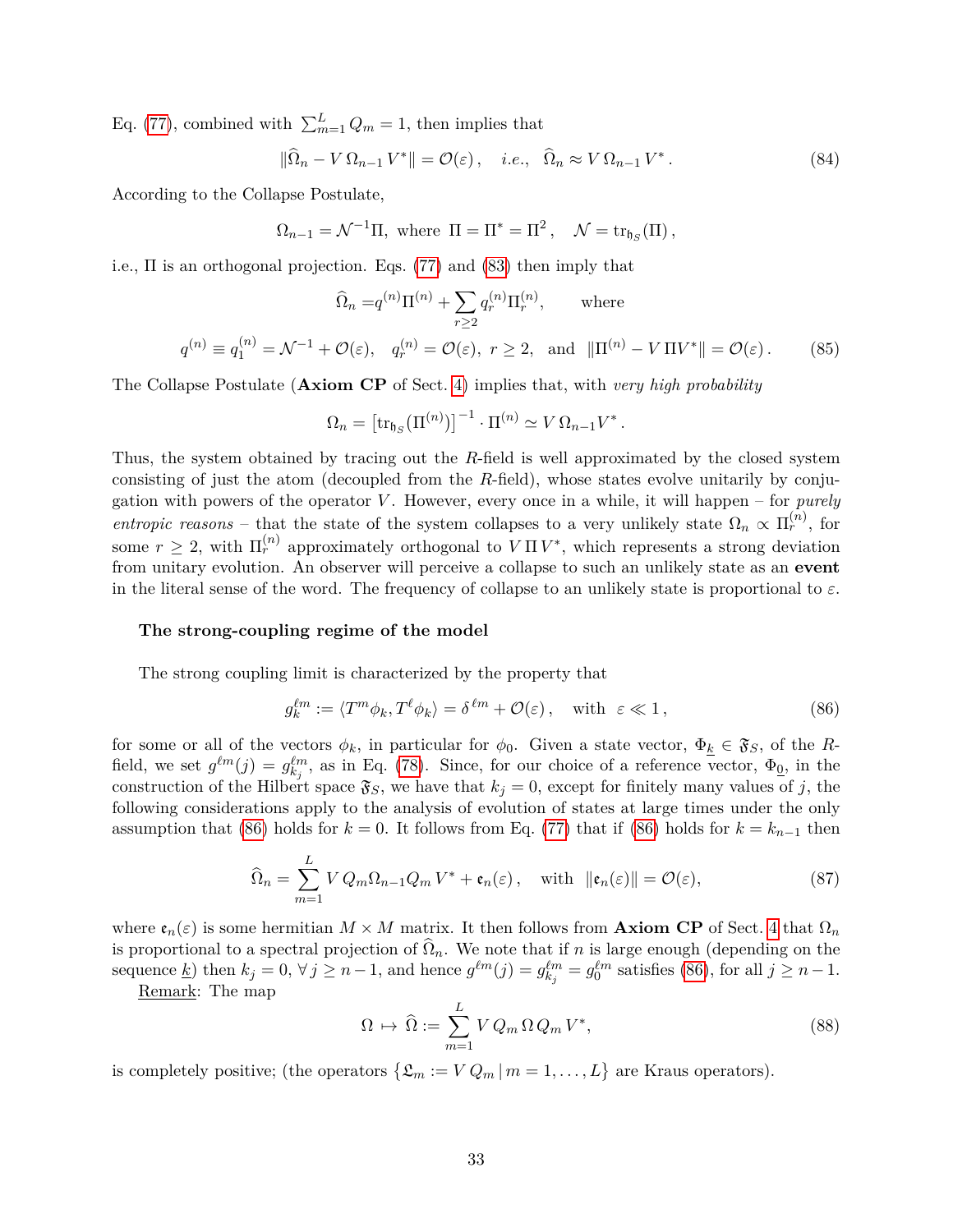Eq. (77), combined with $\sum_{m=1}^{L} Q_m = 1$, then implies that

$$\|\widehat{\Omega}_n - V\,\Omega_{n-1}\,V^*\| = \mathcal{O}(\varepsilon)\,, \quad i.e., \;\; \widehat{\Omega}_n \approx V\,\Omega_{n-1}\,V^*\,. \tag{84}$$

According to the Collapse Postulate,

$$\Omega_{n-1} = \mathcal{N}^{-1}\Pi, \text{ where } \Pi = \Pi^* = \Pi^2\,, \quad \mathcal{N} = \mathrm{tr}_{\mathfrak{h}_S}(\Pi)\,,$$

i.e., $\Pi$ is an orthogonal projection. Eqs. (77) and (83) then imply that

$$\widehat{\Omega}_n = q^{(n)}\Pi^{(n)} + \sum_{r\geq 2} q_r^{(n)}\Pi_r^{(n)}, \qquad \text{where}$$
$$q^{(n)} \equiv q_1^{(n)} = \mathcal{N}^{-1} + \mathcal{O}(\varepsilon), \quad q_r^{(n)} = \mathcal{O}(\varepsilon),\; r\geq 2, \;\text{ and }\; \|\Pi^{(n)} - V\,\Pi V^*\| = \mathcal{O}(\varepsilon)\,. \tag{85}$$

The Collapse Postulate (**Axiom CP** of Sect. 4) implies that, with *very high probability*

$$\Omega_n = \left[\mathrm{tr}_{\mathfrak{h}_S}(\Pi^{(n)})\right]^{-1} \cdot \Pi^{(n)} \simeq V\,\Omega_{n-1}V^*\,.$$

Thus, the system obtained by tracing out the $R$-field is well approximated by the closed system consisting of just the atom (decoupled from the $R$-field), whose states evolve unitarily by conjugation with powers of the operator $V$. However, every once in a while, it will happen – for *purely entropic reasons* – that the state of the system collapses to a very unlikely state $\Omega_n \propto \Pi_r^{(n)}$, for some $r \geq 2$, with $\Pi_r^{(n)}$ approximately orthogonal to $V\,\Pi\,V^*$, which represents a strong deviation from unitary evolution. An observer will perceive a collapse to such an unlikely state as an **event** in the literal sense of the word. The frequency of collapse to an unlikely state is proportional to $\varepsilon$.

**The strong-coupling regime of the model**

The strong coupling limit is characterized by the property that

$$g_k^{\ell m} := \langle T^m\phi_k, T^\ell\phi_k\rangle = \delta^{\,\ell m} + \mathcal{O}(\varepsilon)\,, \quad \text{with} \;\; \varepsilon \ll 1\,, \tag{86}$$

for some or all of the vectors $\phi_k$, in particular for $\phi_0$. Given a state vector, $\Phi_{\underline{k}} \in \mathfrak{F}_S$, of the $R$-field, we set $g^{\ell m}(j) = g_{k_j}^{\ell m}$, as in Eq. (78). Since, for our choice of a reference vector, $\Phi_{\underline{0}}$, in the construction of the Hilbert space $\mathfrak{F}_S$, we have that $k_j = 0$, except for finitely many values of $j$, the following considerations apply to the analysis of evolution of states at large times under the only assumption that (86) holds for $k = 0$. It follows from Eq. (77) that if (86) holds for $k = k_{n-1}$ then

$$\widehat{\Omega}_n = \sum_{m=1}^{L} V\,Q_m\Omega_{n-1}Q_m\,V^* + \mathfrak{e}_n(\varepsilon)\,, \quad \text{with} \;\; \|\mathfrak{e}_n(\varepsilon)\| = \mathcal{O}(\varepsilon), \tag{87}$$

where $\mathfrak{e}_n(\varepsilon)$ is some hermitian $M \times M$ matrix. It then follows from **Axiom CP** of Sect. 4 that $\Omega_n$ is proportional to a spectral projection of $\widehat{\Omega}_n$. We note that if $n$ is large enough (depending on the sequence $\underline{k}$) then $k_j = 0$, $\forall\, j \geq n-1$, and hence $g^{\ell m}(j) = g_{k_j}^{\ell m} = g_0^{\ell m}$ satisfies (86), for all $j \geq n-1$.

Remark: The map

$$\Omega \;\mapsto\; \widehat{\Omega} := \sum_{m=1}^{L} V\,Q_m\,\Omega\,Q_m\,V^*, \tag{88}$$

is completely positive; (the operators $\{\mathfrak{L}_m := V\,Q_m \,|\, m = 1, \dots, L\}$ are Kraus operators).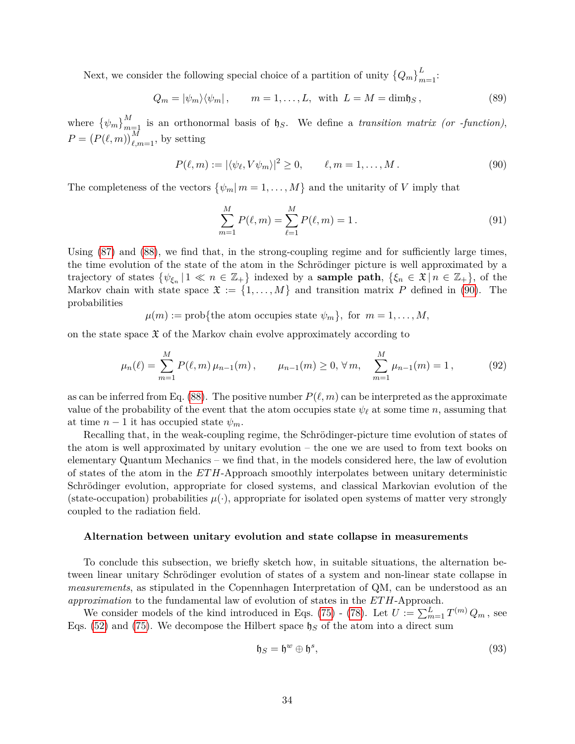Next, we consider the following special choice of a partition of unity $\{Q_m\}_{m=1}^{L}$:

$$Q_m = |\psi_m\rangle\langle\psi_m|\,, \qquad m = 1, \ldots, L, \text{ with } L = M = \dim\mathfrak{h}_S\,, \tag{89}$$

where $\{\psi_m\}_{m=1}^{M}$ is an orthonormal basis of $\mathfrak{h}_S$. We define a *transition matrix (or -function)*, $P = \big(P(\ell, m)\big)_{\ell,m=1}^{M}$, by setting

$$P(\ell, m) := |\langle\psi_\ell, V\psi_m\rangle|^2 \geq 0, \qquad \ell, m = 1, \ldots, M\,. \tag{90}$$

The completeness of the vectors $\{\psi_m | \, m = 1, \ldots, M\}$ and the unitarity of $V$ imply that

$$\sum_{m=1}^{M} P(\ell, m) = \sum_{\ell=1}^{M} P(\ell, m) = 1\,. \tag{91}$$

Using (87) and (88), we find that, in the strong-coupling regime and for sufficiently large times, the time evolution of the state of the atom in the Schrödinger picture is well approximated by a trajectory of states $\{\psi_{\xi_n} | \, 1 \ll n \in \mathbb{Z}_+\}$ indexed by a **sample path**, $\{\xi_n \in \mathfrak{X} \, | \, n \in \mathbb{Z}_+\}$, of the Markov chain with state space $\mathfrak{X} := \{1, \ldots, M\}$ and transition matrix $P$ defined in (90). The probabilities

$$\mu(m) := \text{prob}\{\text{the atom occupies state } \psi_m\}, \text{ for } m = 1, \ldots, M,$$

on the state space $\mathfrak{X}$ of the Markov chain evolve approximately according to

$$\mu_n(\ell) = \sum_{m=1}^{M} P(\ell, m)\, \mu_{n-1}(m)\,, \qquad \mu_{n-1}(m) \geq 0, \, \forall\, m, \quad \sum_{m=1}^{M} \mu_{n-1}(m) = 1\,, \tag{92}$$

as can be inferred from Eq. (88). The positive number $P(\ell, m)$ can be interpreted as the approximate value of the probability of the event that the atom occupies state $\psi_\ell$ at some time $n$, assuming that at time $n-1$ it has occupied state $\psi_m$.

Recalling that, in the weak-coupling regime, the Schrödinger-picture time evolution of states of the atom is well approximated by unitary evolution – the one we are used to from text books on elementary Quantum Mechanics – we find that, in the models considered here, the law of evolution of states of the atom in the *ETH*-Approach smoothly interpolates between unitary deterministic Schrödinger evolution, appropriate for closed systems, and classical Markovian evolution of the (state-occupation) probabilities $\mu(\cdot)$, appropriate for isolated open systems of matter very strongly coupled to the radiation field.

#### Alternation between unitary evolution and state collapse in measurements

To conclude this subsection, we briefly sketch how, in suitable situations, the alternation between linear unitary Schrödinger evolution of states of a system and non-linear state collapse in *measurements*, as stipulated in the Copenhagen Interpretation of QM, can be understood as an *approximation* to the fundamental law of evolution of states in the *ETH*-Approach.

We consider models of the kind introduced in Eqs. (75) - (78). Let $U := \sum_{m=1}^{L} T^{(m)} Q_m$, see Eqs. (52) and (75). We decompose the Hilbert space $\mathfrak{h}_S$ of the atom into a direct sum

$$\mathfrak{h}_S = \mathfrak{h}^w \oplus \mathfrak{h}^s, \tag{93}$$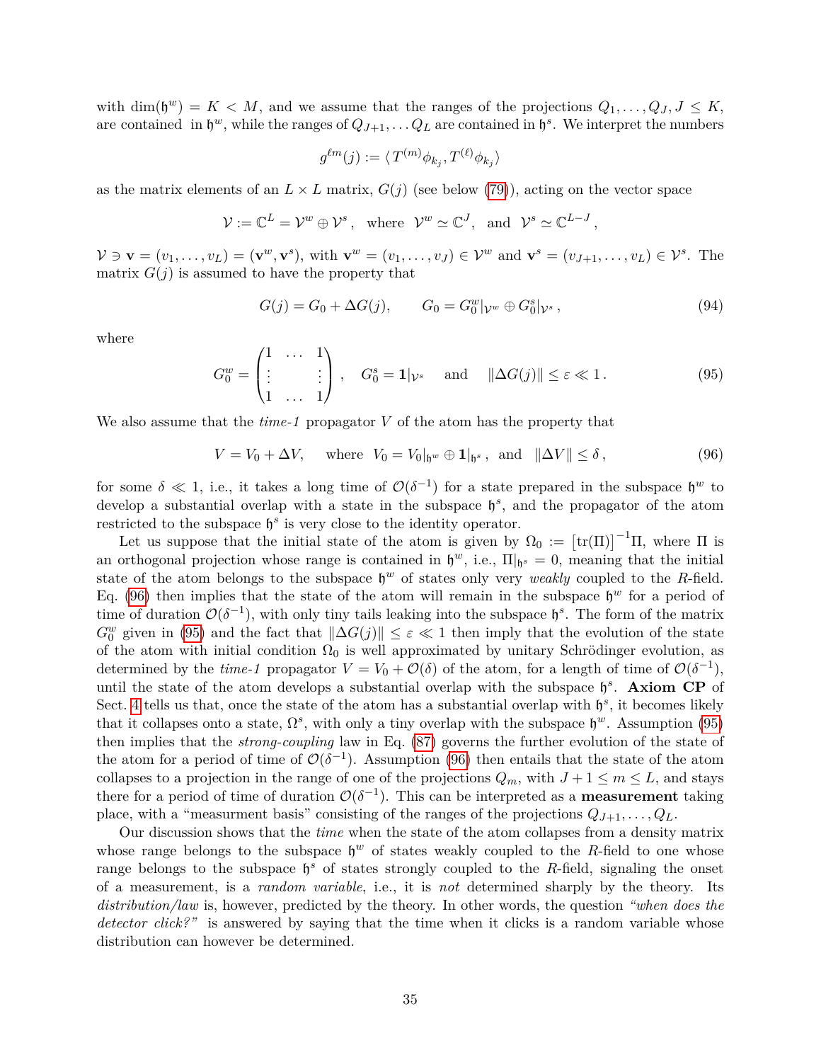with $\dim(\mathfrak{h}^w) = K < M$, and we assume that the ranges of the projections $Q_1, \dots, Q_J, J \leq K$, are contained in $\mathfrak{h}^w$, while the ranges of $Q_{J+1}, \dots Q_L$ are contained in $\mathfrak{h}^s$. We interpret the numbers

$$g^{\ell m}(j) := \langle T^{(m)}\phi_{k_j}, T^{(\ell)}\phi_{k_j} \rangle$$

as the matrix elements of an $L \times L$ matrix, $G(j)$ (see below (79)), acting on the vector space

$$\mathcal{V} := \mathbb{C}^L = \mathcal{V}^w \oplus \mathcal{V}^s\,, \quad \text{where} \;\; \mathcal{V}^w \simeq \mathbb{C}^J, \;\; \text{and} \;\; \mathcal{V}^s \simeq \mathbb{C}^{L-J}\,,$$

$\mathcal{V} \ni \mathbf{v} = (v_1, \dots, v_L) = (\mathbf{v}^w, \mathbf{v}^s)$, with $\mathbf{v}^w = (v_1, \dots, v_J) \in \mathcal{V}^w$ and $\mathbf{v}^s = (v_{J+1}, \dots, v_L) \in \mathcal{V}^s$. The matrix $G(j)$ is assumed to have the property that

$$G(j) = G_0 + \Delta G(j), \qquad G_0 = G_0^w|_{\mathcal{V}^w} \oplus G_0^s|_{\mathcal{V}^s}\,, \tag{94}$$

where

$$G_0^w = \begin{pmatrix} 1 & \dots & 1 \\ \vdots & & \vdots \\ 1 & \dots & 1 \end{pmatrix}, \quad G_0^s = \mathbf{1}|_{\mathcal{V}^s} \quad \text{and} \quad \|\Delta G(j)\| \leq \varepsilon \ll 1\,. \tag{95}$$

We also assume that the *time-1* propagator $V$ of the atom has the property that

$$V = V_0 + \Delta V, \quad \text{ where } \; V_0 = V_0|_{\mathfrak{h}^w} \oplus \mathbf{1}|_{\mathfrak{h}^s}\,, \;\text{ and }\; \|\Delta V\| \leq \delta\,, \tag{96}$$

for some $\delta \ll 1$, i.e., it takes a long time of $\mathcal{O}(\delta^{-1})$ for a state prepared in the subspace $\mathfrak{h}^w$ to develop a substantial overlap with a state in the subspace $\mathfrak{h}^s$, and the propagator of the atom restricted to the subspace $\mathfrak{h}^s$ is very close to the identity operator.

Let us suppose that the initial state of the atom is given by $\Omega_0 := \left[\mathrm{tr}(\Pi)\right]^{-1}\Pi$, where $\Pi$ is an orthogonal projection whose range is contained in $\mathfrak{h}^w$, i.e., $\Pi|_{\mathfrak{h}^s} = 0$, meaning that the initial state of the atom belongs to the subspace $\mathfrak{h}^w$ of states only very *weakly* coupled to the $R$-field. Eq. (96) then implies that the state of the atom will remain in the subspace $\mathfrak{h}^w$ for a period of time of duration $\mathcal{O}(\delta^{-1})$, with only tiny tails leaking into the subspace $\mathfrak{h}^s$. The form of the matrix $G_0^w$ given in (95) and the fact that $\|\Delta G(j)\| \leq \varepsilon \ll 1$ then imply that the evolution of the state of the atom with initial condition $\Omega_0$ is well approximated by unitary Schrödinger evolution, as determined by the *time-1* propagator $V = V_0 + \mathcal{O}(\delta)$ of the atom, for a length of time of $\mathcal{O}(\delta^{-1})$, until the state of the atom develops a substantial overlap with the subspace $\mathfrak{h}^s$. **Axiom CP** of Sect. 4 tells us that, once the state of the atom has a substantial overlap with $\mathfrak{h}^s$, it becomes likely that it collapses onto a state, $\Omega^s$, with only a tiny overlap with the subspace $\mathfrak{h}^w$. Assumption (95) then implies that the *strong-coupling* law in Eq. (87) governs the further evolution of the state of the atom for a period of time of $\mathcal{O}(\delta^{-1})$. Assumption (96) then entails that the state of the atom collapses to a projection in the range of one of the projections $Q_m$, with $J+1 \leq m \leq L$, and stays there for a period of time of duration $\mathcal{O}(\delta^{-1})$. This can be interpreted as a **measurement** taking place, with a "measurment basis" consisting of the ranges of the projections $Q_{J+1}, \dots, Q_L$.

Our discussion shows that the *time* when the state of the atom collapses from a density matrix whose range belongs to the subspace $\mathfrak{h}^w$ of states weakly coupled to the $R$-field to one whose range belongs to the subspace $\mathfrak{h}^s$ of states strongly coupled to the $R$-field, signaling the onset of a measurement, is a *random variable*, i.e., it is *not* determined sharply by the theory. Its *distribution/law* is, however, predicted by the theory. In other words, the question *"when does the detector click?"* is answered by saying that the time when it clicks is a random variable whose distribution can however be determined.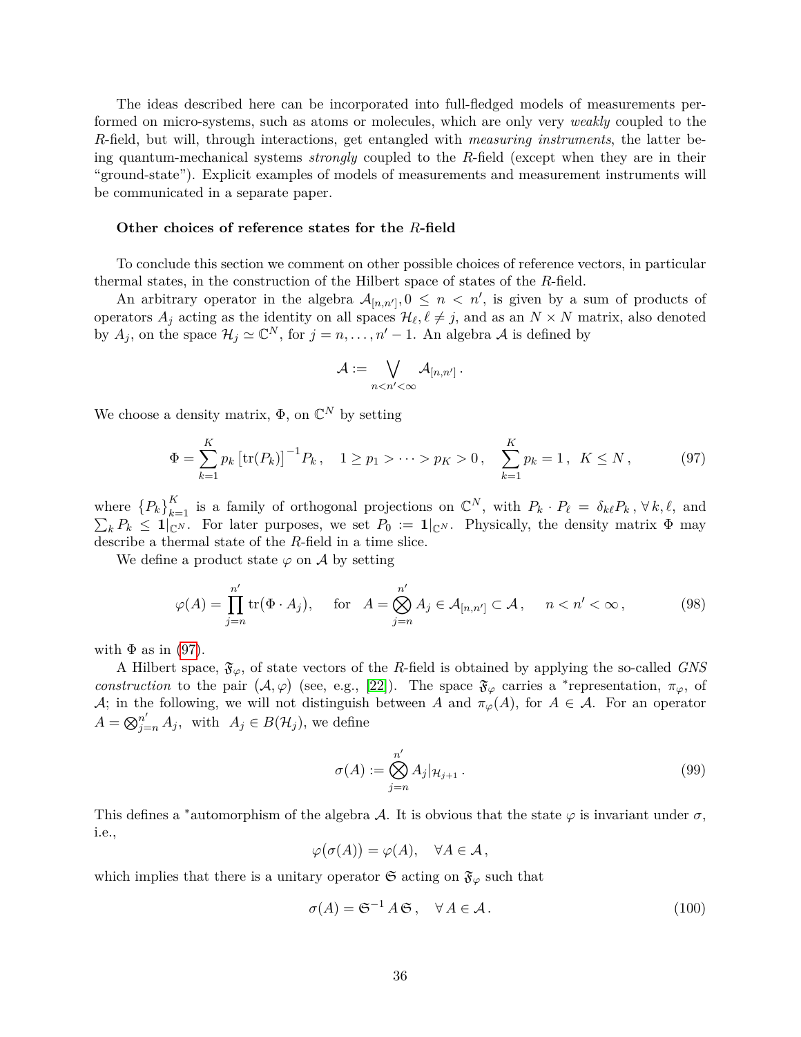The ideas described here can be incorporated into full-fledged models of measurements performed on micro-systems, such as atoms or molecules, which are only very *weakly* coupled to the $R$-field, but will, through interactions, get entangled with *measuring instruments*, the latter being quantum-mechanical systems *strongly* coupled to the $R$-field (except when they are in their "ground-state"). Explicit examples of models of measurements and measurement instruments will be communicated in a separate paper.

**Other choices of reference states for the $R$-field**

To conclude this section we comment on other possible choices of reference vectors, in particular thermal states, in the construction of the Hilbert space of states of the $R$-field.

An arbitrary operator in the algebra $\mathcal{A}_{[n,n']}, 0 \le n < n'$, is given by a sum of products of operators $A_j$ acting as the identity on all spaces $\mathcal{H}_\ell, \ell \neq j$, and as an $N \times N$ matrix, also denoted by $A_j$, on the space $\mathcal{H}_j \simeq \mathbb{C}^N$, for $j = n, \dots, n'-1$. An algebra $\mathcal{A}$ is defined by

$$\mathcal{A} := \bigvee_{n<n'<\infty} \mathcal{A}_{[n,n']} .$$

We choose a density matrix, $\Phi$, on $\mathbb{C}^N$ by setting

$$\Phi = \sum_{k=1}^{K} p_k \left[\mathrm{tr}(P_k)\right]^{-1} P_k , \quad 1 \ge p_1 > \dots > p_K > 0 , \quad \sum_{k=1}^{K} p_k = 1 , \;\; K \le N , \tag{97}$$

where $\{P_k\}_{k=1}^{K}$ is a family of orthogonal projections on $\mathbb{C}^N$, with $P_k \cdot P_\ell = \delta_{k\ell} P_k , \forall\, k, \ell$, and $\sum_k P_k \le \mathbf{1}|_{\mathbb{C}^N}$. For later purposes, we set $P_0 := \mathbf{1}|_{\mathbb{C}^N}$. Physically, the density matrix $\Phi$ may describe a thermal state of the $R$-field in a time slice.

We define a product state $\varphi$ on $\mathcal{A}$ by setting

$$\varphi(A) = \prod_{j=n}^{n'} \mathrm{tr}(\Phi \cdot A_j), \quad \text{ for } \;\; A = \bigotimes_{j=n}^{n'} A_j \in \mathcal{A}_{[n,n']} \subset \mathcal{A} , \quad n < n' < \infty , \tag{98}$$

with $\Phi$ as in (97).

A Hilbert space, $\mathfrak{F}_\varphi$, of state vectors of the $R$-field is obtained by applying the so-called *GNS construction* to the pair $(\mathcal{A}, \varphi)$ (see, e.g., [22]). The space $\mathfrak{F}_\varphi$ carries a $^*$representation, $\pi_\varphi$, of $\mathcal{A}$; in the following, we will not distinguish between $A$ and $\pi_\varphi(A)$, for $A \in \mathcal{A}$. For an operator $A = \bigotimes_{j=n}^{n'} A_j$, with $A_j \in B(\mathcal{H}_j)$, we define

$$\sigma(A) := \bigotimes_{j=n}^{n'} A_j|_{\mathcal{H}_{j+1}} . \tag{99}$$

This defines a $^*$automorphism of the algebra $\mathcal{A}$. It is obvious that the state $\varphi$ is invariant under $\sigma$, i.e.,

$$\varphi\big(\sigma(A)\big) = \varphi(A), \quad \forall A \in \mathcal{A} ,$$

which implies that there is a unitary operator $\mathfrak{S}$ acting on $\mathfrak{F}_\varphi$ such that

$$\sigma(A) = \mathfrak{S}^{-1} A\, \mathfrak{S} , \quad \forall\, A \in \mathcal{A} . \tag{100}$$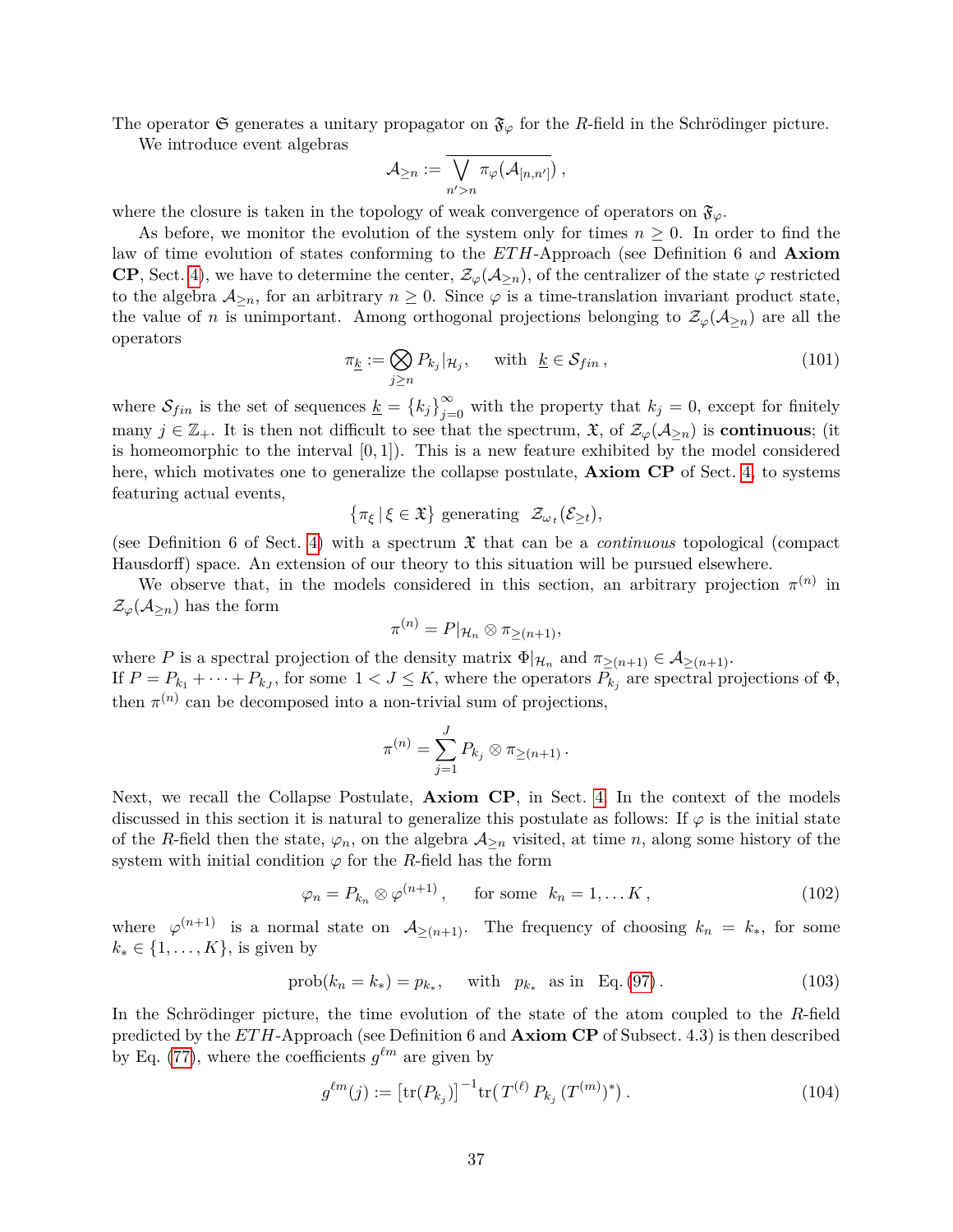The operator $\mathfrak{G}$ generates a unitary propagator on $\mathfrak{F}_\varphi$ for the $R$-field in the Schrödinger picture.

We introduce event algebras

$$\mathcal{A}_{\geq n} := \overline{\bigvee_{n'>n} \pi_\varphi(\mathcal{A}_{[n,n']})}\,,$$

where the closure is taken in the topology of weak convergence of operators on $\mathfrak{F}_\varphi$.

As before, we monitor the evolution of the system only for times $n \geq 0$. In order to find the law of time evolution of states conforming to the $ETH$-Approach (see Definition 6 and **Axiom CP**, Sect. 4), we have to determine the center, $\mathcal{Z}_\varphi(\mathcal{A}_{\geq n})$, of the centralizer of the state $\varphi$ restricted to the algebra $\mathcal{A}_{\geq n}$, for an arbitrary $n \geq 0$. Since $\varphi$ is a time-translation invariant product state, the value of $n$ is unimportant. Among orthogonal projections belonging to $\mathcal{Z}_\varphi(\mathcal{A}_{\geq n})$ are all the operators

$$\pi_{\underline{k}} := \bigotimes_{j \geq n} P_{k_j}|_{\mathcal{H}_j}, \quad \text{with } \ \underline{k} \in \mathcal{S}_{fin}\,, \tag{101}$$

where $\mathcal{S}_{fin}$ is the set of sequences $\underline{k} = \{k_j\}_{j=0}^{\infty}$ with the property that $k_j = 0$, except for finitely many $j \in \mathbb{Z}_+$. It is then not difficult to see that the spectrum, $\mathfrak{X}$, of $\mathcal{Z}_\varphi(\mathcal{A}_{\geq n})$ is **continuous**; (it is homeomorphic to the interval $[0,1]$). This is a new feature exhibited by the model considered here, which motivates one to generalize the collapse postulate, **Axiom CP** of Sect. 4, to systems featuring actual events,

$$\{\pi_\xi \,|\, \xi \in \mathfrak{X}\} \text{ generating } \ \mathcal{Z}_{\omega_t}(\mathcal{E}_{\geq t}),$$

(see Definition 6 of Sect. 4) with a spectrum $\mathfrak{X}$ that can be a *continuous* topological (compact Hausdorff) space. An extension of our theory to this situation will be pursued elsewhere.

We observe that, in the models considered in this section, an arbitrary projection $\pi^{(n)}$ in $\mathcal{Z}_\varphi(\mathcal{A}_{\geq n})$ has the form

$$\pi^{(n)} = P|_{\mathcal{H}_n} \otimes \pi_{\geq(n+1)},$$

where $P$ is a spectral projection of the density matrix $\Phi|_{\mathcal{H}_n}$ and $\pi_{\geq(n+1)} \in \mathcal{A}_{\geq(n+1)}$.
If $P = P_{k_1} + \cdots + P_{k_J}$, for some $1 < J \leq K$, where the operators $P_{k_j}$ are spectral projections of $\Phi$, then $\pi^{(n)}$ can be decomposed into a non-trivial sum of projections,

$$\pi^{(n)} = \sum_{j=1}^{J} P_{k_j} \otimes \pi_{\geq(n+1)}\,.$$

Next, we recall the Collapse Postulate, **Axiom CP**, in Sect. 4. In the context of the models discussed in this section it is natural to generalize this postulate as follows: If $\varphi$ is the initial state of the $R$-field then the state, $\varphi_n$, on the algebra $\mathcal{A}_{\geq n}$ visited, at time $n$, along some history of the system with initial condition $\varphi$ for the $R$-field has the form

$$\varphi_n = P_{k_n} \otimes \varphi^{(n+1)}\,, \qquad \text{for some } \ k_n = 1, \ldots K\,, \tag{102}$$

where $\varphi^{(n+1)}$ is a normal state on $\mathcal{A}_{\geq(n+1)}$. The frequency of choosing $k_n = k_*$, for some $k_* \in \{1, \ldots, K\}$, is given by

$$\text{prob}(k_n = k_*) = p_{k_*}, \quad \text{with } \ p_{k_*} \ \text{as in } \ \text{Eq. (97)}\,. \tag{103}$$

In the Schrödinger picture, the time evolution of the state of the atom coupled to the $R$-field predicted by the $ETH$-Approach (see Definition 6 and **Axiom CP** of Subsect. 4.3) is then described by Eq. (77), where the coefficients $g^{\ell m}$ are given by

$$g^{\ell m}(j) := \left[\text{tr}(P_{k_j})\right]^{-1} \text{tr}\big(T^{(\ell)}\, P_{k_j}\, (T^{(m)})^*\big)\,. \tag{104}$$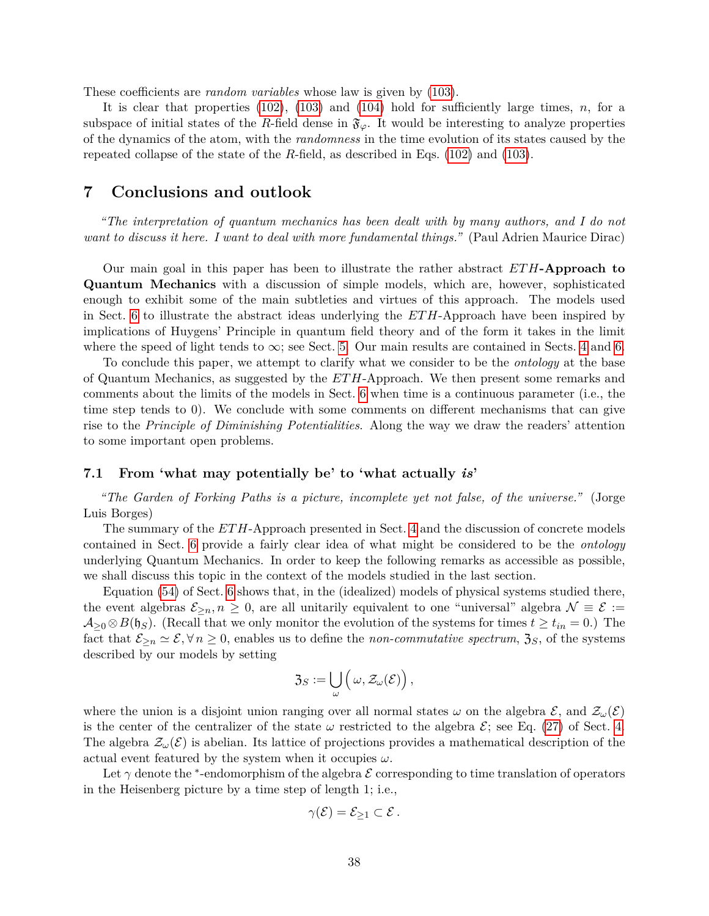These coefficients are *random variables* whose law is given by (103).

It is clear that properties (102), (103) and (104) hold for sufficiently large times, $n$, for a subspace of initial states of the $R$-field dense in $\mathfrak{F}_\varphi$. It would be interesting to analyze properties of the dynamics of the atom, with the *randomness* in the time evolution of its states caused by the repeated collapse of the state of the $R$-field, as described in Eqs. (102) and (103).

# 7 Conclusions and outlook

*"The interpretation of quantum mechanics has been dealt with by many authors, and I do not want to discuss it here. I want to deal with more fundamental things."* (Paul Adrien Maurice Dirac)

Our main goal in this paper has been to illustrate the rather abstract ***ETH*-Approach to Quantum Mechanics** with a discussion of simple models, which are, however, sophisticated enough to exhibit some of the main subtleties and virtues of this approach. The models used in Sect. 6 to illustrate the abstract ideas underlying the *ETH*-Approach have been inspired by implications of Huygens' Principle in quantum field theory and of the form it takes in the limit where the speed of light tends to $\infty$; see Sect. 5. Our main results are contained in Sects. 4 and 6.

To conclude this paper, we attempt to clarify what we consider to be the *ontology* at the base of Quantum Mechanics, as suggested by the *ETH*-Approach. We then present some remarks and comments about the limits of the models in Sect. 6 when time is a continuous parameter (i.e., the time step tends to 0). We conclude with some comments on different mechanisms that can give rise to the *Principle of Diminishing Potentialities*. Along the way we draw the readers' attention to some important open problems.

## 7.1 From 'what may potentially be' to 'what actually *is*'

*"The Garden of Forking Paths is a picture, incomplete yet not false, of the universe."* (Jorge Luis Borges)

The summary of the *ETH*-Approach presented in Sect. 4 and the discussion of concrete models contained in Sect. 6 provide a fairly clear idea of what might be considered to be the *ontology* underlying Quantum Mechanics. In order to keep the following remarks as accessible as possible, we shall discuss this topic in the context of the models studied in the last section.

Equation (54) of Sect. 6 shows that, in the (idealized) models of physical systems studied there, the event algebras $\mathcal{E}_{\geq n}, n \geq 0$, are all unitarily equivalent to one "universal" algebra $\mathcal{N} \equiv \mathcal{E} := \mathcal{A}_{\geq 0} \otimes B(\mathfrak{h}_S)$. (Recall that we only monitor the evolution of the systems for times $t \geq t_{in} = 0$.) The fact that $\mathcal{E}_{\geq n} \simeq \mathcal{E}, \forall\, n \geq 0$, enables us to define the *non-commutative spectrum*, $\mathfrak{Z}_S$, of the systems described by our models by setting

$$\mathfrak{Z}_S := \bigcup_{\omega} \Big( \omega, \mathcal{Z}_\omega(\mathcal{E}) \Big) ,$$

where the union is a disjoint union ranging over all normal states $\omega$ on the algebra $\mathcal{E}$, and $\mathcal{Z}_\omega(\mathcal{E})$ is the center of the centralizer of the state $\omega$ restricted to the algebra $\mathcal{E}$; see Eq. (27) of Sect. 4. The algebra $\mathcal{Z}_\omega(\mathcal{E})$ is abelian. Its lattice of projections provides a mathematical description of the actual event featured by the system when it occupies $\omega$.

Let $\gamma$ denote the $^*$-endomorphism of the algebra $\mathcal{E}$ corresponding to time translation of operators in the Heisenberg picture by a time step of length 1; i.e.,

$$\gamma(\mathcal{E}) = \mathcal{E}_{\geq 1} \subset \mathcal{E} .$$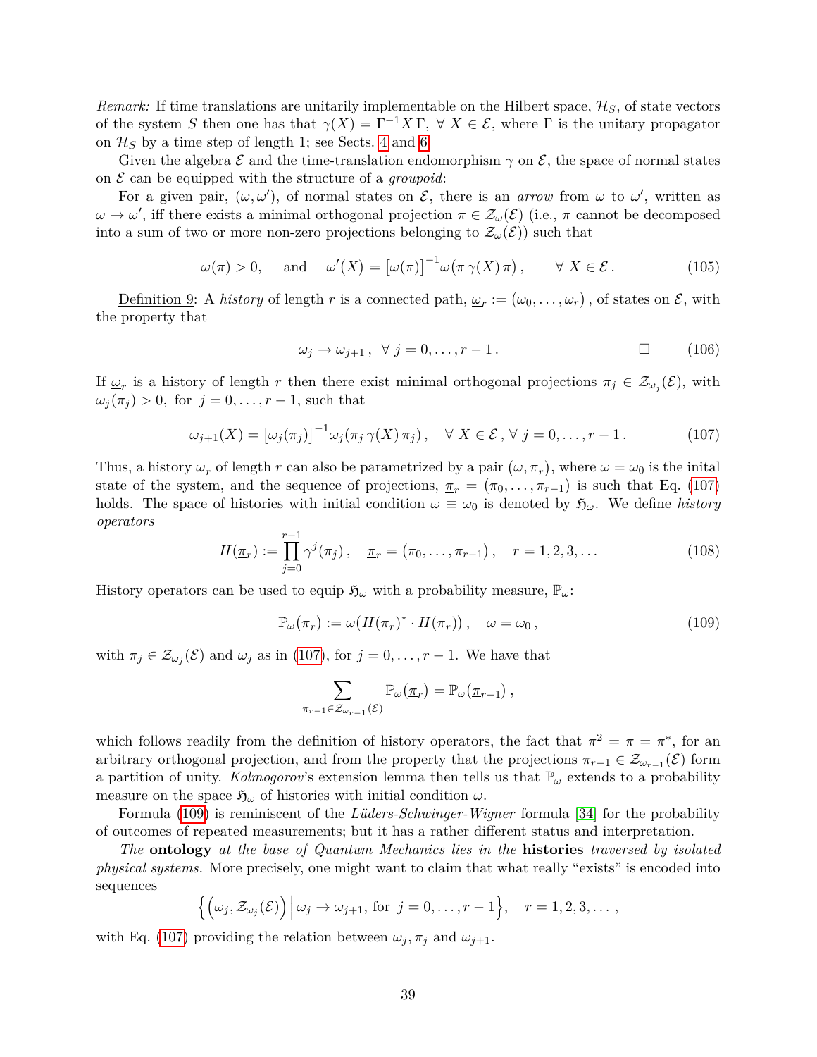*Remark:* If time translations are unitarily implementable on the Hilbert space, $\mathcal{H}_S$, of state vectors of the system $S$ then one has that $\gamma(X) = \Gamma^{-1} X\, \Gamma,\ \forall\, X \in \mathcal{E}$, where $\Gamma$ is the unitary propagator on $\mathcal{H}_S$ by a time step of length 1; see Sects. 4 and 6.

Given the algebra $\mathcal{E}$ and the time-translation endomorphism $\gamma$ on $\mathcal{E}$, the space of normal states on $\mathcal{E}$ can be equipped with the structure of a *groupoid*:

For a given pair, $(\omega, \omega')$, of normal states on $\mathcal{E}$, there is an *arrow* from $\omega$ to $\omega'$, written as $\omega \to \omega'$, iff there exists a minimal orthogonal projection $\pi \in \mathcal{Z}_\omega(\mathcal{E})$ (i.e., $\pi$ cannot be decomposed into a sum of two or more non-zero projections belonging to $\mathcal{Z}_\omega(\mathcal{E})$) such that

$$\omega(\pi) > 0, \quad \text{and} \quad \omega'(X) = \big[\omega(\pi)\big]^{-1} \omega\big(\pi\, \gamma(X)\, \pi\big)\,, \qquad \forall\, X \in \mathcal{E}\,. \tag{105}$$

Definition 9: A *history* of length $r$ is a connected path, $\underline{\omega}_r := (\omega_0, \dots, \omega_r)$, of states on $\mathcal{E}$, with the property that

$$\omega_j \to \omega_{j+1}\,, \ \ \forall\, j = 0, \dots, r-1\,. \qquad \square \tag{106}$$

If $\underline{\omega}_r$ is a history of length $r$ then there exist minimal orthogonal projections $\pi_j \in \mathcal{Z}_{\omega_j}(\mathcal{E})$, with $\omega_j(\pi_j) > 0$, for $j = 0, \dots, r-1$, such that

$$\omega_{j+1}(X) = \big[\omega_j(\pi_j)\big]^{-1} \omega_j\big(\pi_j\, \gamma(X)\, \pi_j\big)\,, \quad \forall\, X \in \mathcal{E}\,, \forall\, j = 0, \dots, r-1\,. \tag{107}$$

Thus, a history $\underline{\omega}_r$ of length $r$ can also be parametrized by a pair $(\omega, \underline{\pi}_r)$, where $\omega = \omega_0$ is the inital state of the system, and the sequence of projections, $\underline{\pi}_r = (\pi_0, \dots, \pi_{r-1})$ is such that Eq. (107) holds. The space of histories with initial condition $\omega \equiv \omega_0$ is denoted by $\mathfrak{H}_\omega$. We define *history operators*

$$H(\underline{\pi}_r) := \prod_{j=0}^{r-1} \gamma^j(\pi_j)\,, \quad \underline{\pi}_r = (\pi_0, \dots, \pi_{r-1})\,, \quad r = 1, 2, 3, \dots \tag{108}$$

History operators can be used to equip $\mathfrak{H}_\omega$ with a probability measure, $\mathbb{P}_\omega$:

$$\mathbb{P}_\omega(\underline{\pi}_r) := \omega\big(H(\underline{\pi}_r)^* \cdot H(\underline{\pi}_r)\big)\,, \quad \omega = \omega_0\,, \tag{109}$$

with $\pi_j \in \mathcal{Z}_{\omega_j}(\mathcal{E})$ and $\omega_j$ as in (107), for $j = 0, \dots, r-1$. We have that

$$\sum_{\pi_{r-1} \in \mathcal{Z}_{\omega_{r-1}}(\mathcal{E})} \mathbb{P}_\omega(\underline{\pi}_r) = \mathbb{P}_\omega(\underline{\pi}_{r-1})\,,$$

which follows readily from the definition of history operators, the fact that $\pi^2 = \pi = \pi^*$, for an arbitrary orthogonal projection, and from the property that the projections $\pi_{r-1} \in \mathcal{Z}_{\omega_{r-1}}(\mathcal{E})$ form a partition of unity. *Kolmogorov*'s extension lemma then tells us that $\mathbb{P}_\omega$ extends to a probability measure on the space $\mathfrak{H}_\omega$ of histories with initial condition $\omega$.

Formula (109) is reminiscent of the *Lüders-Schwinger-Wigner* formula [34] for the probability of outcomes of repeated measurements; but it has a rather different status and interpretation.

*The* **ontology** *at the base of Quantum Mechanics lies in the* **histories** *traversed by isolated physical systems.* More precisely, one might want to claim that what really "exists" is encoded into sequences

$$\Big\{ \Big(\omega_j, \mathcal{Z}_{\omega_j}(\mathcal{E})\Big) \,\Big|\, \omega_j \to \omega_{j+1}, \text{ for } j = 0, \dots, r-1 \Big\}, \quad r = 1, 2, 3, \dots\,,$$

with Eq. (107) providing the relation between $\omega_j, \pi_j$ and $\omega_{j+1}$.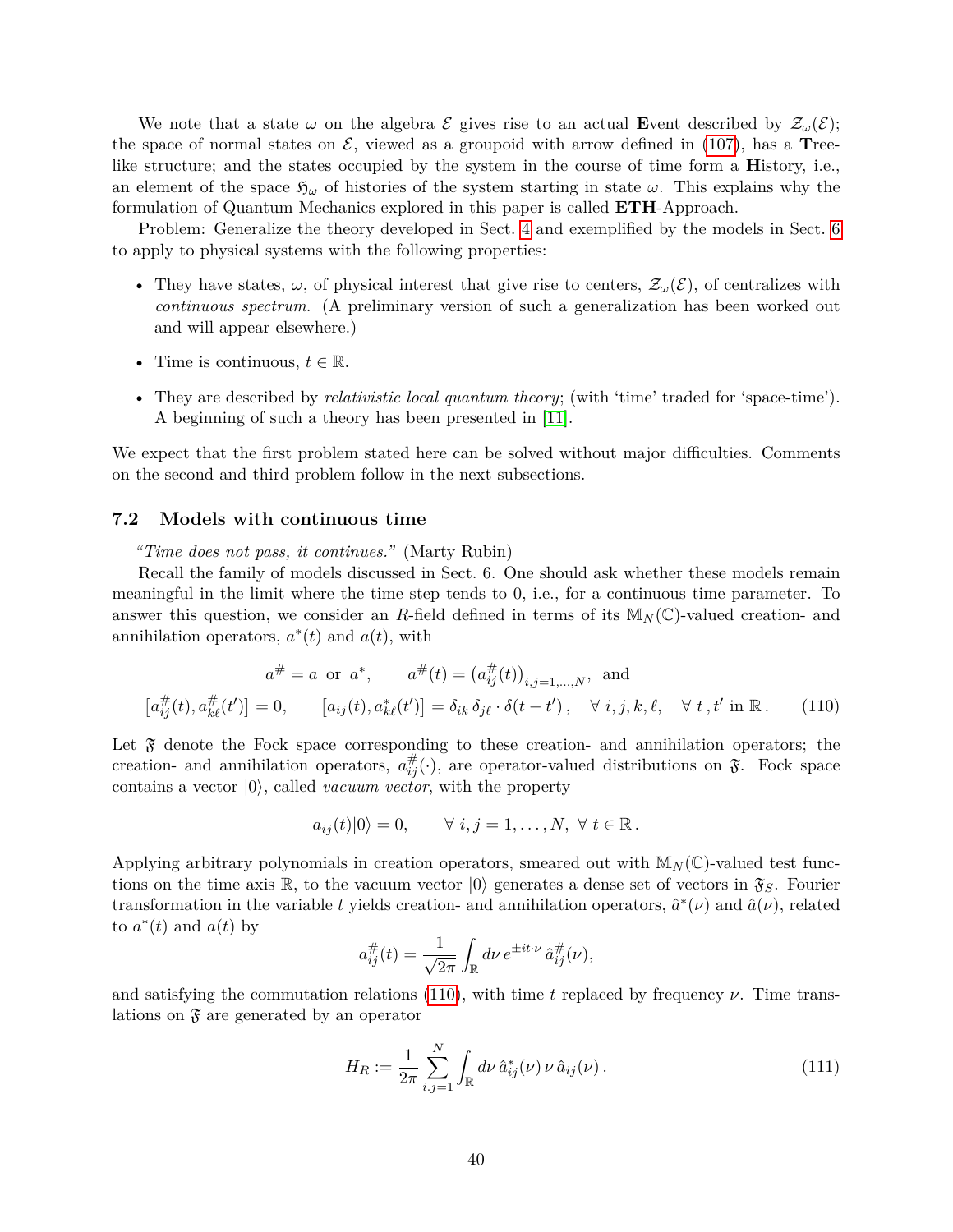We note that a state $\omega$ on the algebra $\mathcal{E}$ gives rise to an actual **E**vent described by $\mathcal{Z}_\omega(\mathcal{E})$; the space of normal states on $\mathcal{E}$, viewed as a groupoid with arrow defined in (107), has a **T**ree-like structure; and the states occupied by the system in the course of time form a **H**istory, i.e., an element of the space $\mathfrak{H}_\omega$ of histories of the system starting in state $\omega$. This explains why the formulation of Quantum Mechanics explored in this paper is called **ETH**-Approach.

<u>Problem</u>: Generalize the theory developed in Sect. 4 and exemplified by the models in Sect. 6 to apply to physical systems with the following properties:

- They have states, $\omega$, of physical interest that give rise to centers, $\mathcal{Z}_\omega(\mathcal{E})$, of centralizes with *continuous spectrum*. (A preliminary version of such a generalization has been worked out and will appear elsewhere.)
- Time is continuous, $t \in \mathbb{R}$.
- They are described by *relativistic local quantum theory*; (with 'time' traded for 'space-time'). A beginning of such a theory has been presented in [11].

We expect that the first problem stated here can be solved without major difficulties. Comments on the second and third problem follow in the next subsections.

### 7.2 Models with continuous time

*"Time does not pass, it continues."* (Marty Rubin)

Recall the family of models discussed in Sect. 6. One should ask whether these models remain meaningful in the limit where the time step tends to 0, i.e., for a continuous time parameter. To answer this question, we consider an $R$-field defined in terms of its $\mathbb{M}_N(\mathbb{C})$-valued creation- and annihilation operators, $a^*(t)$ and $a(t)$, with

$$a^{\#} = a \text{ or } a^*, \qquad a^{\#}(t) = \left(a^{\#}_{ij}(t)\right)_{i,j=1,\dots,N}, \text{ and}$$
$$[a^{\#}_{ij}(t), a^{\#}_{k\ell}(t')] = 0, \qquad [a_{ij}(t), a^*_{k\ell}(t')] = \delta_{ik}\,\delta_{j\ell}\cdot\delta(t-t')\,, \quad \forall\, i,j,k,\ell, \quad \forall\, t\,, t' \text{ in } \mathbb{R}\,. \tag{110}$$

Let $\mathfrak{F}$ denote the Fock space corresponding to these creation- and annihilation operators; the creation- and annihilation operators, $a^{\#}_{ij}(\cdot)$, are operator-valued distributions on $\mathfrak{F}$. Fock space contains a vector $|0\rangle$, called *vacuum vector*, with the property

$$a_{ij}(t)|0\rangle = 0, \qquad \forall\, i,j = 1,\dots,N,\ \forall\, t \in \mathbb{R}\,.$$

Applying arbitrary polynomials in creation operators, smeared out with $\mathbb{M}_N(\mathbb{C})$-valued test functions on the time axis $\mathbb{R}$, to the vacuum vector $|0\rangle$ generates a dense set of vectors in $\mathfrak{F}_S$. Fourier transformation in the variable $t$ yields creation- and annihilation operators, $\hat{a}^*(\nu)$ and $\hat{a}(\nu)$, related to $a^*(t)$ and $a(t)$ by

$$a^{\#}_{ij}(t) = \frac{1}{\sqrt{2\pi}}\int_{\mathbb{R}} d\nu\, e^{\pm it\cdot\nu}\,\hat{a}^{\#}_{ij}(\nu),$$

and satisfying the commutation relations (110), with time $t$ replaced by frequency $\nu$. Time translations on $\mathfrak{F}$ are generated by an operator

$$H_R := \frac{1}{2\pi}\sum_{i.j=1}^{N}\int_{\mathbb{R}} d\nu\, \hat{a}^*_{ij}(\nu)\,\nu\,\hat{a}_{ij}(\nu)\,. \tag{111}$$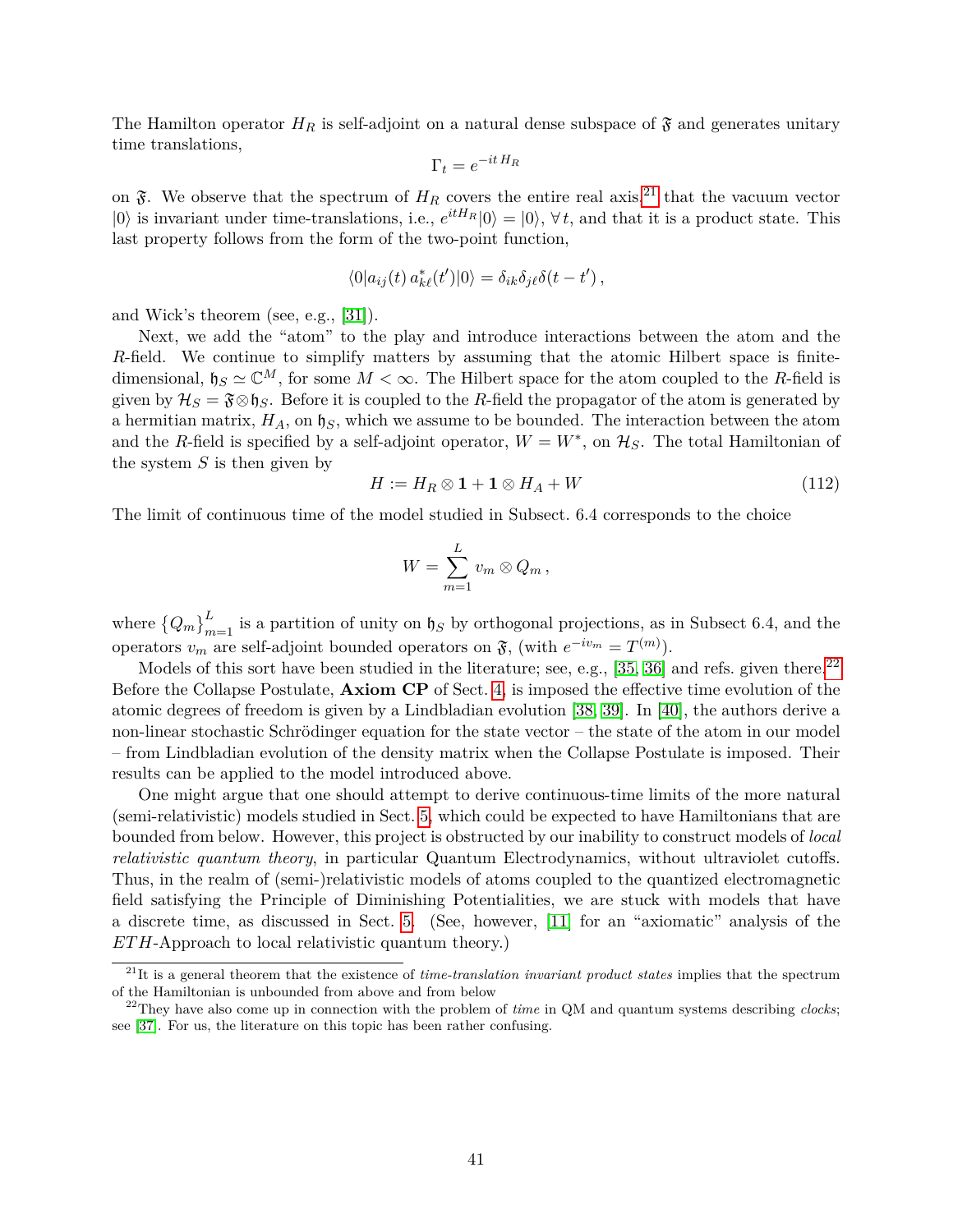The Hamilton operator $H_R$ is self-adjoint on a natural dense subspace of $\mathfrak{F}$ and generates unitary time translations,

$$\Gamma_t = e^{-it\,H_R}$$

on $\mathfrak{F}$. We observe that the spectrum of $H_R$ covers the entire real axis,[21] that the vacuum vector $|0\rangle$ is invariant under time-translations, i.e., $e^{itH_R}|0\rangle = |0\rangle$, $\forall\, t$, and that it is a product state. This last property follows from the form of the two-point function,

$$\langle 0| a_{ij}(t)\, a^*_{k\ell}(t')|0\rangle = \delta_{ik}\delta_{j\ell}\delta(t-t')\,,$$

and Wick's theorem (see, e.g., [31]).

Next, we add the "atom" to the play and introduce interactions between the atom and the $R$-field. We continue to simplify matters by assuming that the atomic Hilbert space is finite-dimensional, $\mathfrak{h}_S \simeq \mathbb{C}^M$, for some $M < \infty$. The Hilbert space for the atom coupled to the $R$-field is given by $\mathcal{H}_S = \mathfrak{F} \otimes \mathfrak{h}_S$. Before it is coupled to the $R$-field the propagator of the atom is generated by a hermitian matrix, $H_A$, on $\mathfrak{h}_S$, which we assume to be bounded. The interaction between the atom and the $R$-field is specified by a self-adjoint operator, $W = W^*$, on $\mathcal{H}_S$. The total Hamiltonian of the system $S$ is then given by

$$H := H_R \otimes \mathbf{1} + \mathbf{1} \otimes H_A + W \tag{112}$$

The limit of continuous time of the model studied in Subsect. 6.4 corresponds to the choice

$$W = \sum_{m=1}^{L} v_m \otimes Q_m\,,$$

where $\{Q_m\}_{m=1}^{L}$ is a partition of unity on $\mathfrak{h}_S$ by orthogonal projections, as in Subsect 6.4, and the operators $v_m$ are self-adjoint bounded operators on $\mathfrak{F}$, (with $e^{-iv_m} = T^{(m)}$).

Models of this sort have been studied in the literature; see, e.g., [35, 36] and refs. given there.[22] Before the Collapse Postulate, **Axiom CP** of Sect. 4, is imposed the effective time evolution of the atomic degrees of freedom is given by a Lindbladian evolution [38, 39]. In [40], the authors derive a non-linear stochastic Schrödinger equation for the state vector – the state of the atom in our model – from Lindbladian evolution of the density matrix when the Collapse Postulate is imposed. Their results can be applied to the model introduced above.

One might argue that one should attempt to derive continuous-time limits of the more natural (semi-relativistic) models studied in Sect. 5, which could be expected to have Hamiltonians that are bounded from below. However, this project is obstructed by our inability to construct models of *local relativistic quantum theory*, in particular Quantum Electrodynamics, without ultraviolet cutoffs. Thus, in the realm of (semi-)relativistic models of atoms coupled to the quantized electromagnetic field satisfying the Principle of Diminishing Potentialities, we are stuck with models that have a discrete time, as discussed in Sect. 5. (See, however, [11] for an "axiomatic" analysis of the *ETH*-Approach to local relativistic quantum theory.)

---

[21] It is a general theorem that the existence of *time-translation invariant product states* implies that the spectrum of the Hamiltonian is unbounded from above and from below

[22] They have also come up in connection with the problem of *time* in QM and quantum systems describing *clocks*; see [37]. For us, the literature on this topic has been rather confusing.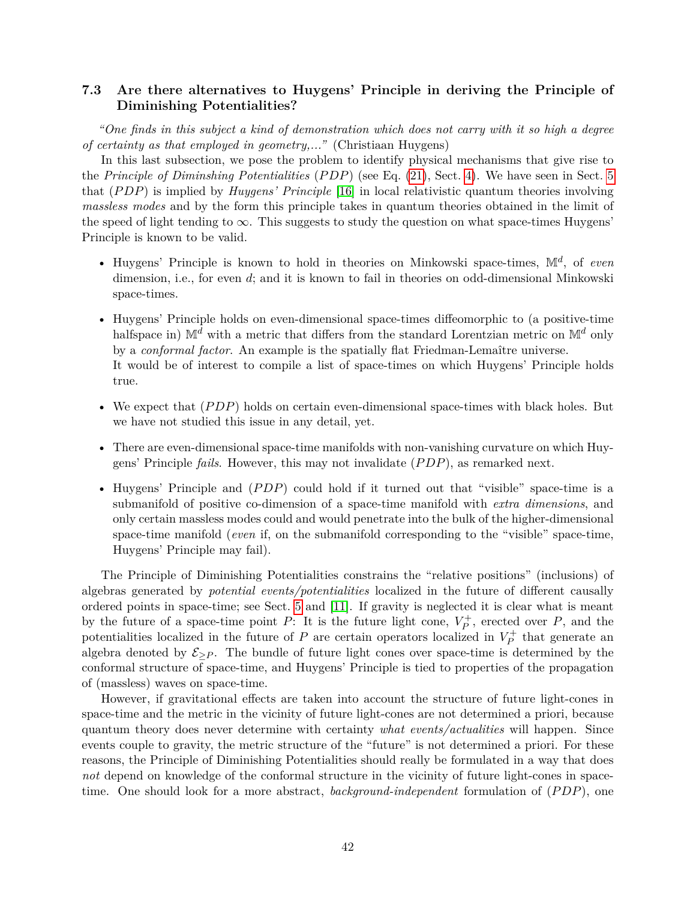### 7.3 Are there alternatives to Huygens' Principle in deriving the Principle of Diminishing Potentialities?

*"One finds in this subject a kind of demonstration which does not carry with it so high a degree of certainty as that employed in geometry,..."* (Christiaan Huygens)

In this last subsection, we pose the problem to identify physical mechanisms that give rise to the *Principle of Diminishing Potentialities* ($PDP$) (see Eq. (21), Sect. 4). We have seen in Sect. 5 that ($PDP$) is implied by *Huygens' Principle* [16] in local relativistic quantum theories involving *massless modes* and by the form this principle takes in quantum theories obtained in the limit of the speed of light tending to $\infty$. This suggests to study the question on what space-times Huygens' Principle is known to be valid.

- Huygens' Principle is known to hold in theories on Minkowski space-times, $\mathbb{M}^d$, of *even* dimension, i.e., for even $d$; and it is known to fail in theories on odd-dimensional Minkowski space-times.
- Huygens' Principle holds on even-dimensional space-times diffeomorphic to (a positive-time halfspace in) $\mathbb{M}^d$ with a metric that differs from the standard Lorentzian metric on $\mathbb{M}^d$ only by a *conformal factor*. An example is the spatially flat Friedman-Lemaître universe.
  It would be of interest to compile a list of space-times on which Huygens' Principle holds true.
- We expect that ($PDP$) holds on certain even-dimensional space-times with black holes. But we have not studied this issue in any detail, yet.
- There are even-dimensional space-time manifolds with non-vanishing curvature on which Huygens' Principle *fails*. However, this may not invalidate ($PDP$), as remarked next.
- Huygens' Principle and ($PDP$) could hold if it turned out that "visible" space-time is a submanifold of positive co-dimension of a space-time manifold with *extra dimensions*, and only certain massless modes could and would penetrate into the bulk of the higher-dimensional space-time manifold (*even* if, on the submanifold corresponding to the "visible" space-time, Huygens' Principle may fail).

The Principle of Diminishing Potentialities constrains the "relative positions" (inclusions) of algebras generated by *potential events/potentialities* localized in the future of different causally ordered points in space-time; see Sect. 5 and [11]. If gravity is neglected it is clear what is meant by the future of a space-time point $P$: It is the future light cone, $V_P^+$, erected over $P$, and the potentialities localized in the future of $P$ are certain operators localized in $V_P^+$ that generate an algebra denoted by $\mathcal{E}_{\geq P}$. The bundle of future light cones over space-time is determined by the conformal structure of space-time, and Huygens' Principle is tied to properties of the propagation of (massless) waves on space-time.

However, if gravitational effects are taken into account the structure of future light-cones in space-time and the metric in the vicinity of future light-cones are not determined a priori, because quantum theory does never determine with certainty *what events/actualities* will happen. Since events couple to gravity, the metric structure of the "future" is not determined a priori. For these reasons, the Principle of Diminishing Potentialities should really be formulated in a way that does *not* depend on knowledge of the conformal structure in the vicinity of future light-cones in space-time. One should look for a more abstract, *background-independent* formulation of ($PDP$), one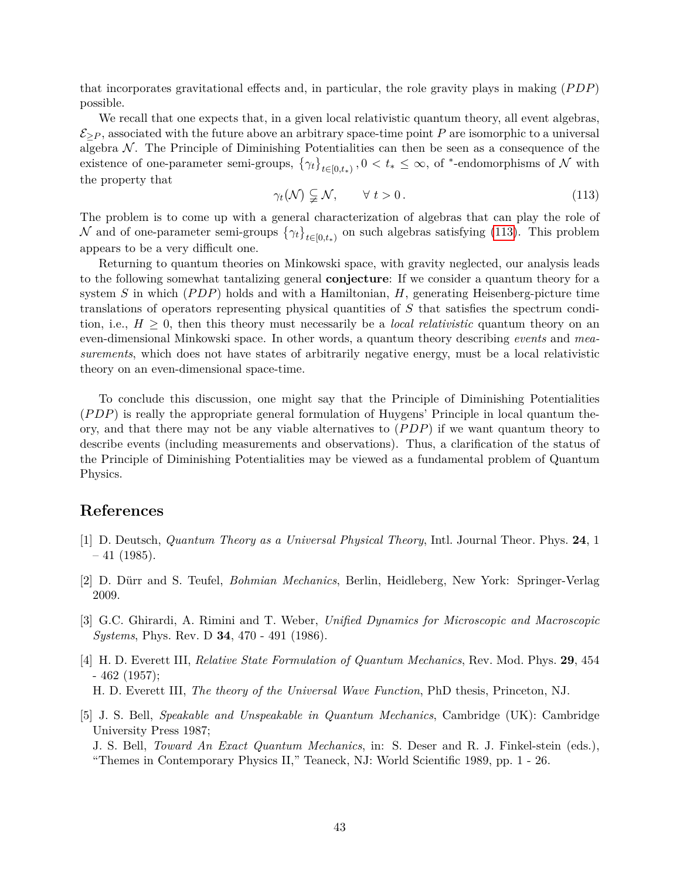that incorporates gravitational effects and, in particular, the role gravity plays in making $(PDP)$ possible.

We recall that one expects that, in a given local relativistic quantum theory, all event algebras, $\mathcal{E}_{\geq P}$, associated with the future above an arbitrary space-time point $P$ are isomorphic to a universal algebra $\mathcal{N}$. The Principle of Diminishing Potentialities can then be seen as a consequence of the existence of one-parameter semi-groups, $\{\gamma_t\}_{t\in[0,t_*)}, 0 < t_* \leq \infty$, of $^*$-endomorphisms of $\mathcal{N}$ with the property that

$$\gamma_t(\mathcal{N}) \subsetneq \mathcal{N}, \qquad \forall\, t > 0\,. \tag{113}$$

The problem is to come up with a general characterization of algebras that can play the role of $\mathcal{N}$ and of one-parameter semi-groups $\{\gamma_t\}_{t\in[0,t_*)}$ on such algebras satisfying (113). This problem appears to be a very difficult one.

Returning to quantum theories on Minkowski space, with gravity neglected, our analysis leads to the following somewhat tantalizing general **conjecture**: If we consider a quantum theory for a system $S$ in which $(PDP)$ holds and with a Hamiltonian, $H$, generating Heisenberg-picture time translations of operators representing physical quantities of $S$ that satisfies the spectrum condition, i.e., $H \geq 0$, then this theory must necessarily be a *local relativistic* quantum theory on an even-dimensional Minkowski space. In other words, a quantum theory describing *events* and *measurements*, which does not have states of arbitrarily negative energy, must be a local relativistic theory on an even-dimensional space-time.

To conclude this discussion, one might say that the Principle of Diminishing Potentialities $(PDP)$ is really the appropriate general formulation of Huygens' Principle in local quantum theory, and that there may not be any viable alternatives to $(PDP)$ if we want quantum theory to describe events (including measurements and observations). Thus, a clarification of the status of the Principle of Diminishing Potentialities may be viewed as a fundamental problem of Quantum Physics.

## References

[1] D. Deutsch, *Quantum Theory as a Universal Physical Theory*, Intl. Journal Theor. Phys. **24**, 1 – 41 (1985).

[2] D. Dürr and S. Teufel, *Bohmian Mechanics*, Berlin, Heidleberg, New York: Springer-Verlag 2009.

[3] G.C. Ghirardi, A. Rimini and T. Weber, *Unified Dynamics for Microscopic and Macroscopic Systems*, Phys. Rev. D **34**, 470 - 491 (1986).

[4] H. D. Everett III, *Relative State Formulation of Quantum Mechanics*, Rev. Mod. Phys. **29**, 454 - 462 (1957);
H. D. Everett III, *The theory of the Universal Wave Function*, PhD thesis, Princeton, NJ.

[5] J. S. Bell, *Speakable and Unspeakable in Quantum Mechanics*, Cambridge (UK): Cambridge University Press 1987;
J. S. Bell, *Toward An Exact Quantum Mechanics*, in: S. Deser and R. J. Finkel-stein (eds.), "Themes in Contemporary Physics II," Teaneck, NJ: World Scientific 1989, pp. 1 - 26.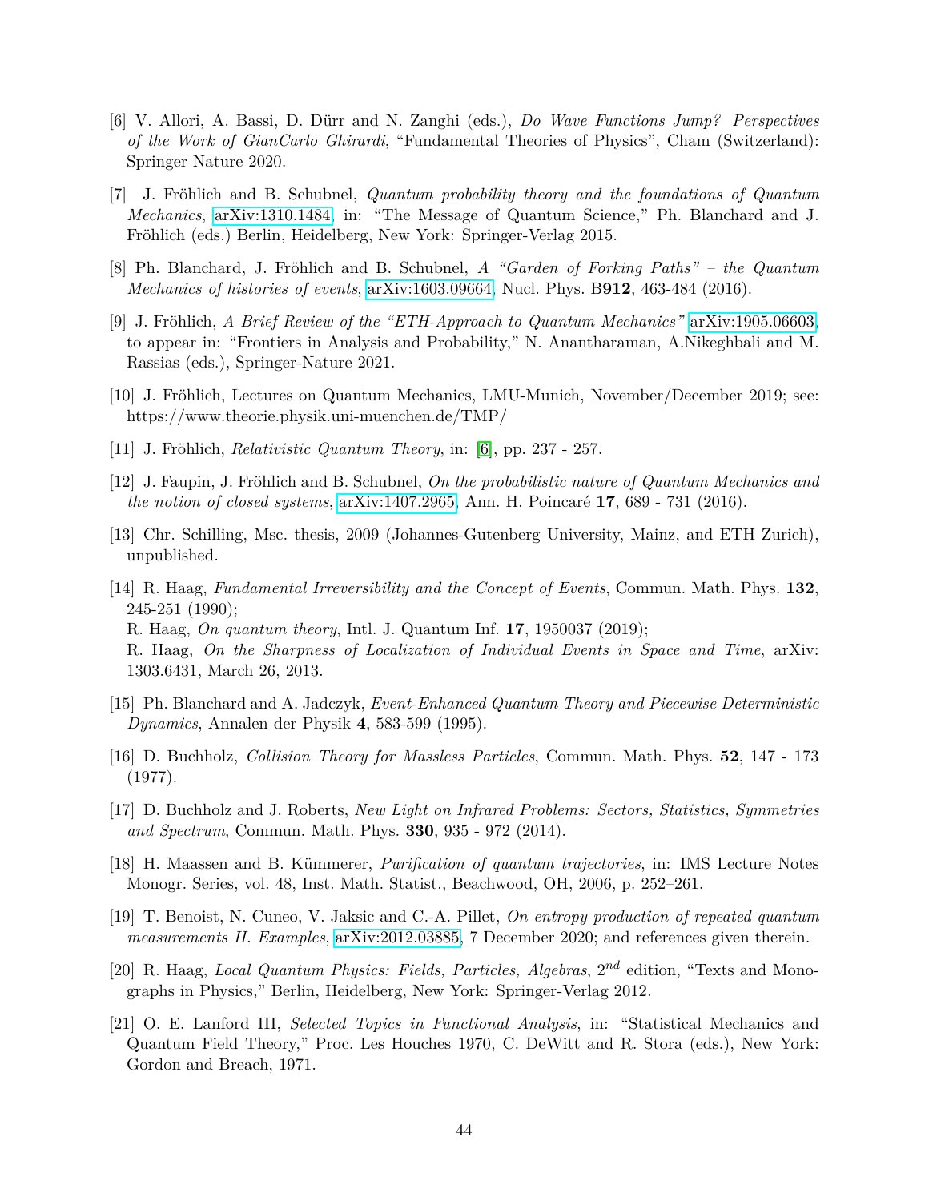[6] V. Allori, A. Bassi, D. Dürr and N. Zanghi (eds.), *Do Wave Functions Jump? Perspectives of the Work of GianCarlo Ghirardi*, "Fundamental Theories of Physics", Cham (Switzerland): Springer Nature 2020.

[7] J. Fröhlich and B. Schubnel, *Quantum probability theory and the foundations of Quantum Mechanics*, arXiv:1310.1484, in: "The Message of Quantum Science," Ph. Blanchard and J. Fröhlich (eds.) Berlin, Heidelberg, New York: Springer-Verlag 2015.

[8] Ph. Blanchard, J. Fröhlich and B. Schubnel, *A "Garden of Forking Paths" – the Quantum Mechanics of histories of events*, arXiv:1603.09664, Nucl. Phys. B**912**, 463-484 (2016).

[9] J. Fröhlich, *A Brief Review of the "ETH-Approach to Quantum Mechanics"* arXiv:1905.06603, to appear in: "Frontiers in Analysis and Probability," N. Anantharaman, A.Nikeghbali and M. Rassias (eds.), Springer-Nature 2021.

[10] J. Fröhlich, Lectures on Quantum Mechanics, LMU-Munich, November/December 2019; see: https://www.theorie.physik.uni-muenchen.de/TMP/

[11] J. Fröhlich, *Relativistic Quantum Theory*, in: [6], pp. 237 - 257.

[12] J. Faupin, J. Fröhlich and B. Schubnel, *On the probabilistic nature of Quantum Mechanics and the notion of closed systems*, arXiv:1407.2965, Ann. H. Poincaré **17**, 689 - 731 (2016).

[13] Chr. Schilling, Msc. thesis, 2009 (Johannes-Gutenberg University, Mainz, and ETH Zurich), unpublished.

[14] R. Haag, *Fundamental Irreversibility and the Concept of Events*, Commun. Math. Phys. **132**, 245-251 (1990);
R. Haag, *On quantum theory*, Intl. J. Quantum Inf. **17**, 1950037 (2019);
R. Haag, *On the Sharpness of Localization of Individual Events in Space and Time*, arXiv: 1303.6431, March 26, 2013.

[15] Ph. Blanchard and A. Jadczyk, *Event-Enhanced Quantum Theory and Piecewise Deterministic Dynamics*, Annalen der Physik **4**, 583-599 (1995).

[16] D. Buchholz, *Collision Theory for Massless Particles*, Commun. Math. Phys. **52**, 147 - 173 (1977).

[17] D. Buchholz and J. Roberts, *New Light on Infrared Problems: Sectors, Statistics, Symmetries and Spectrum*, Commun. Math. Phys. **330**, 935 - 972 (2014).

[18] H. Maassen and B. Kümmerer, *Purification of quantum trajectories*, in: IMS Lecture Notes Monogr. Series, vol. 48, Inst. Math. Statist., Beachwood, OH, 2006, p. 252–261.

[19] T. Benoist, N. Cuneo, V. Jaksic and C.-A. Pillet, *On entropy production of repeated quantum measurements II. Examples*, arXiv:2012.03885, 7 December 2020; and references given therein.

[20] R. Haag, *Local Quantum Physics: Fields, Particles, Algebras*, $2^{nd}$ edition, "Texts and Monographs in Physics," Berlin, Heidelberg, New York: Springer-Verlag 2012.

[21] O. E. Lanford III, *Selected Topics in Functional Analysis*, in: "Statistical Mechanics and Quantum Field Theory," Proc. Les Houches 1970, C. DeWitt and R. Stora (eds.), New York: Gordon and Breach, 1971.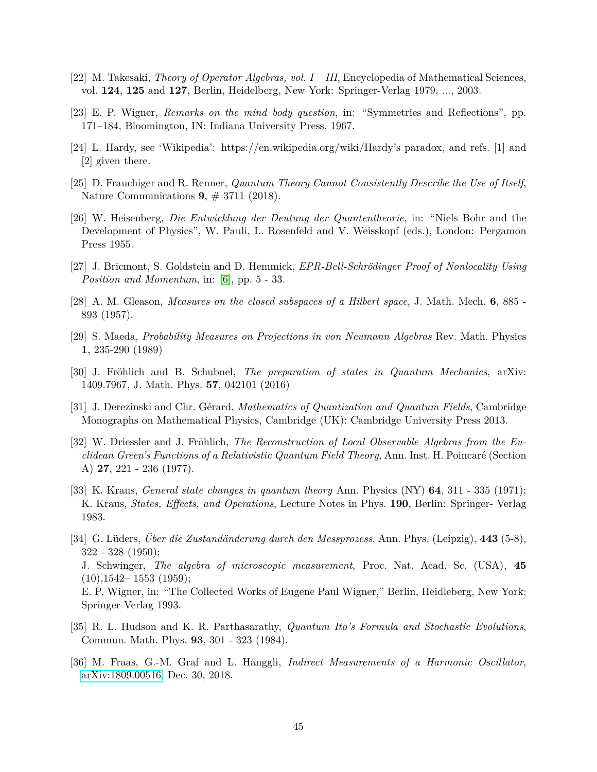[22] M. Takesaki, *Theory of Operator Algebras, vol. I – III*, Encyclopedia of Mathematical Sciences, vol. **124**, **125** and **127**, Berlin, Heidelberg, New York: Springer-Verlag 1979, ..., 2003.

[23] E. P. Wigner, *Remarks on the mind–body question*, in: "Symmetries and Reflections", pp. 171–184, Bloomington, IN: Indiana University Press, 1967.

[24] L. Hardy, see 'Wikipedia': https://en.wikipedia.org/wiki/Hardy's paradox, and refs. [1] and [2] given there.

[25] D. Frauchiger and R. Renner, *Quantum Theory Cannot Consistently Describe the Use of Itself*, Nature Communications **9**, # 3711 (2018).

[26] W. Heisenberg, *Die Entwicklung der Deutung der Quantentheorie*, in: "Niels Bohr and the Development of Physics", W. Pauli, L. Rosenfeld and V. Weisskopf (eds.), London: Pergamon Press 1955.

[27] J. Bricmont, S. Goldstein and D. Hemmick, *EPR-Bell-Schrödinger Proof of Nonlocality Using Position and Momentum*, in: [6], pp. 5 - 33.

[28] A. M. Gleason, *Measures on the closed subspaces of a Hilbert space*, J. Math. Mech. **6**, 885 - 893 (1957).

[29] S. Maeda, *Probability Measures on Projections in von Neumann Algebras* Rev. Math. Physics **1**, 235-290 (1989)

[30] J. Fröhlich and B. Schubnel, *The preparation of states in Quantum Mechanics*, arXiv: 1409.7967, J. Math. Phys. **57**, 042101 (2016)

[31] J. Derezinski and Chr. Gérard, *Mathematics of Quantization and Quantum Fields*, Cambridge Monographs on Mathematical Physics, Cambridge (UK): Cambridge University Press 2013.

[32] W. Driessler and J. Fröhlich, *The Reconstruction of Local Observable Algebras from the Euclidean Green's Functions of a Relativistic Quantum Field Theory*, Ann. Inst. H. Poincaré (Section A) **27**, 221 - 236 (1977).

[33] K. Kraus, *General state changes in quantum theory* Ann. Physics (NY) **64**, 311 - 335 (1971); K. Kraus, *States, Effects, and Operations*, Lecture Notes in Phys. **190**, Berlin: Springer- Verlag 1983.

[34] G. Lüders, *Über die Zustandänderung durch den Messprozess*. Ann. Phys. (Leipzig), **443** (5-8), 322 - 328 (1950);
J. Schwinger, *The algebra of microscopic measurement*, Proc. Nat. Acad. Sc. (USA), **45** (10),1542– 1553 (1959);
E. P. Wigner, in: "The Collected Works of Eugene Paul Wigner," Berlin, Heidleberg, New York: Springer-Verlag 1993.

[35] R. L. Hudson and K. R. Parthasarathy, *Quantum Ito's Formula and Stochastic Evolutions*, Commun. Math. Phys. **93**, 301 - 323 (1984).

[36] M. Fraas, G.-M. Graf and L. Hänggli, *Indirect Measurements of a Harmonic Oscillator*, arXiv:1809.00516, Dec. 30, 2018.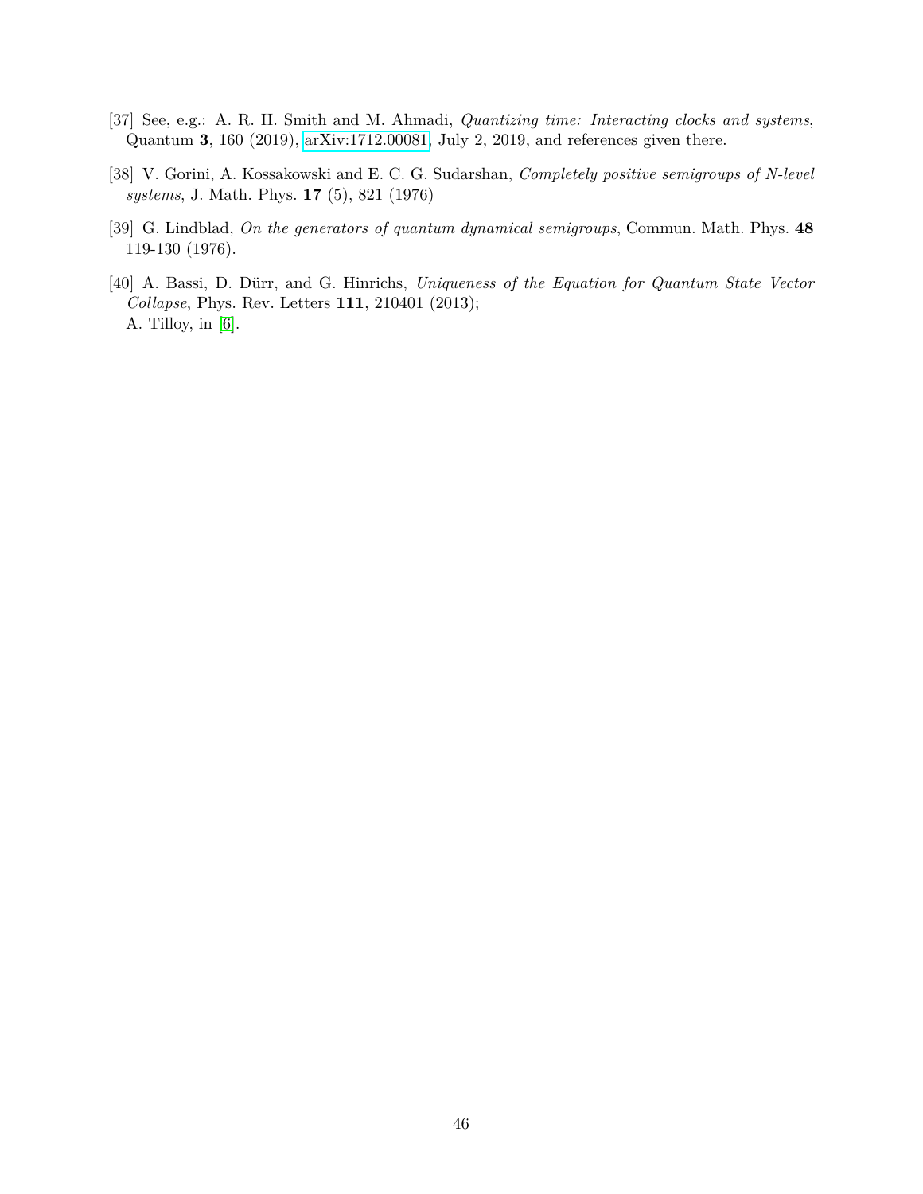[37] See, e.g.: A. R. H. Smith and M. Ahmadi, *Quantizing time: Interacting clocks and systems*, Quantum **3**, 160 (2019), arXiv:1712.00081, July 2, 2019, and references given there.

[38] V. Gorini, A. Kossakowski and E. C. G. Sudarshan, *Completely positive semigroups of N-level systems*, J. Math. Phys. **17** (5), 821 (1976)

[39] G. Lindblad, *On the generators of quantum dynamical semigroups*, Commun. Math. Phys. **48** 119-130 (1976).

[40] A. Bassi, D. Dürr, and G. Hinrichs, *Uniqueness of the Equation for Quantum State Vector Collapse*, Phys. Rev. Letters **111**, 210401 (2013);
A. Tilloy, in [6].